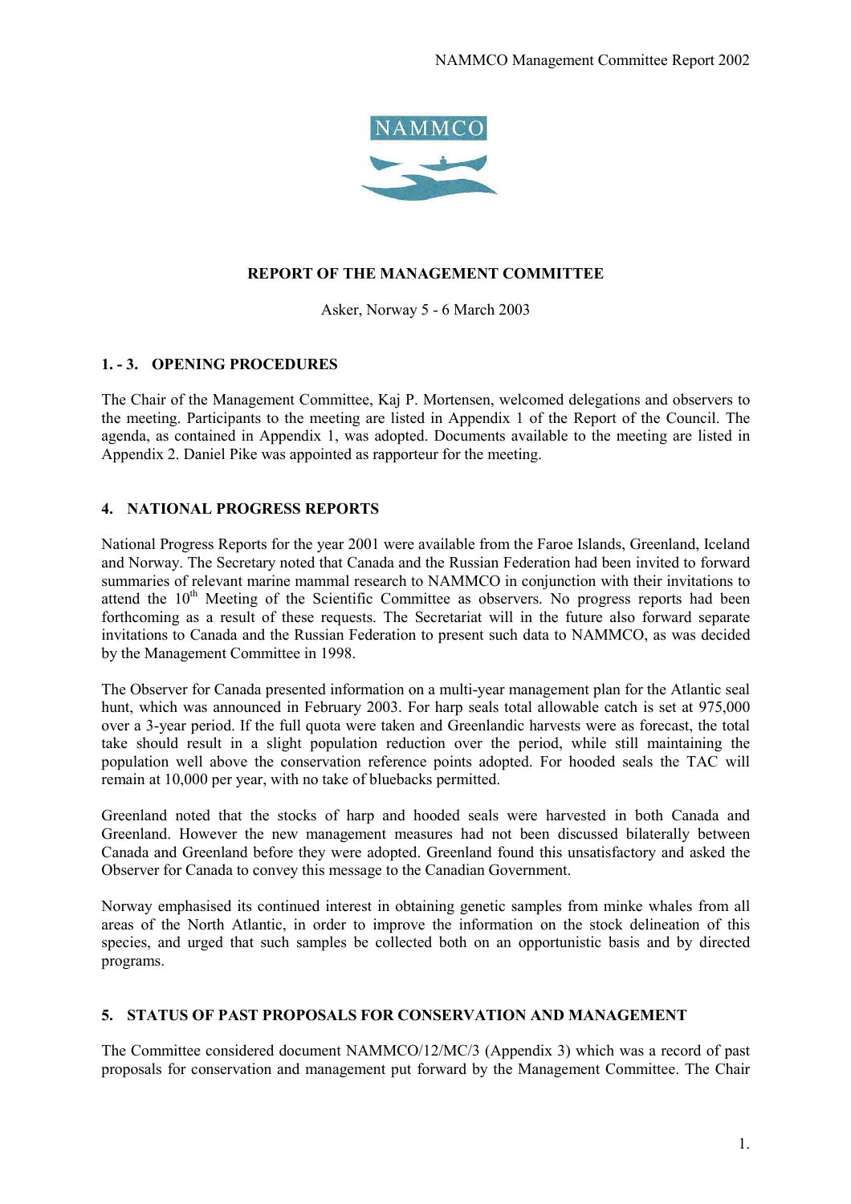**REPORT OF THE MANAGEMENT COMMITTEE**

Asker, Norway 5 - 6 March 2003

## 1. - 3. OPENING PROCEDURES

The Chair of the Management Committee, Kaj P. Mortensen, welcomed delegations and observers to the meeting. Participants to the meeting are listed in Appendix 1 of the Report of the Council. The agenda, as contained in Appendix 1, was adopted. Documents available to the meeting are listed in Appendix 2. Daniel Pike was appointed as rapporteur for the meeting.

## 4. NATIONAL PROGRESS REPORTS

National Progress Reports for the year 2001 were available from the Faroe Islands, Greenland, Iceland and Norway. The Secretary noted that Canada and the Russian Federation had been invited to forward summaries of relevant marine mammal research to NAMMCO in conjunction with their invitations to attend the 10th Meeting of the Scientific Committee as observers. No progress reports had been forthcoming as a result of these requests. The Secretariat will in the future also forward separate invitations to Canada and the Russian Federation to present such data to NAMMCO, as was decided by the Management Committee in 1998.

The Observer for Canada presented information on a multi-year management plan for the Atlantic seal hunt, which was announced in February 2003. For harp seals total allowable catch is set at 975,000 over a 3-year period. If the full quota were taken and Greenlandic harvests were as forecast, the total take should result in a slight population reduction over the period, while still maintaining the population well above the conservation reference points adopted. For hooded seals the TAC will remain at 10,000 per year, with no take of bluebacks permitted.

Greenland noted that the stocks of harp and hooded seals were harvested in both Canada and Greenland. However the new management measures had not been discussed bilaterally between Canada and Greenland before they were adopted. Greenland found this unsatisfactory and asked the Observer for Canada to convey this message to the Canadian Government.

Norway emphasised its continued interest in obtaining genetic samples from minke whales from all areas of the North Atlantic, in order to improve the information on the stock delineation of this species, and urged that such samples be collected both on an opportunistic basis and by directed programs.

## 5. STATUS OF PAST PROPOSALS FOR CONSERVATION AND MANAGEMENT

The Committee considered document NAMMCO/12/MC/3 (Appendix 3) which was a record of past proposals for conservation and management put forward by the Management Committee. The Chair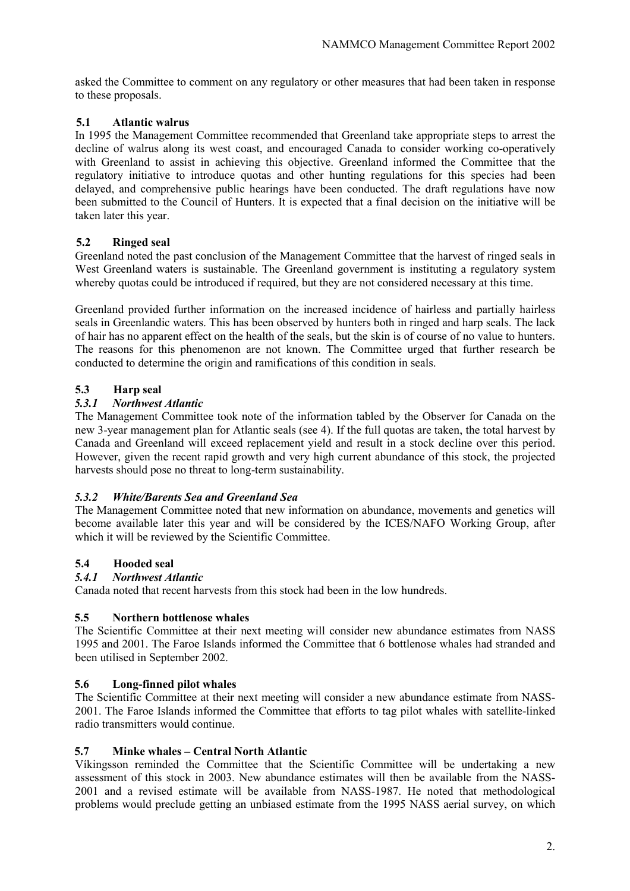asked the Committee to comment on any regulatory or other measures that had been taken in response to these proposals.

### 5.1 Atlantic walrus

In 1995 the Management Committee recommended that Greenland take appropriate steps to arrest the decline of walrus along its west coast, and encouraged Canada to consider working co-operatively with Greenland to assist in achieving this objective. Greenland informed the Committee that the regulatory initiative to introduce quotas and other hunting regulations for this species had been delayed, and comprehensive public hearings have been conducted. The draft regulations have now been submitted to the Council of Hunters. It is expected that a final decision on the initiative will be taken later this year.

### 5.2 Ringed seal

Greenland noted the past conclusion of the Management Committee that the harvest of ringed seals in West Greenland waters is sustainable. The Greenland government is instituting a regulatory system whereby quotas could be introduced if required, but they are not considered necessary at this time.

Greenland provided further information on the increased incidence of hairless and partially hairless seals in Greenlandic waters. This has been observed by hunters both in ringed and harp seals. The lack of hair has no apparent effect on the health of the seals, but the skin is of course of no value to hunters. The reasons for this phenomenon are not known. The Committee urged that further research be conducted to determine the origin and ramifications of this condition in seals.

### 5.3 Harp seal

#### *5.3.1 Northwest Atlantic*

The Management Committee took note of the information tabled by the Observer for Canada on the new 3-year management plan for Atlantic seals (see 4). If the full quotas are taken, the total harvest by Canada and Greenland will exceed replacement yield and result in a stock decline over this period. However, given the recent rapid growth and very high current abundance of this stock, the projected harvests should pose no threat to long-term sustainability.

#### *5.3.2 White/Barents Sea and Greenland Sea*

The Management Committee noted that new information on abundance, movements and genetics will become available later this year and will be considered by the ICES/NAFO Working Group, after which it will be reviewed by the Scientific Committee.

### 5.4 Hooded seal

#### *5.4.1 Northwest Atlantic*

Canada noted that recent harvests from this stock had been in the low hundreds.

### 5.5 Northern bottlenose whales

The Scientific Committee at their next meeting will consider new abundance estimates from NASS 1995 and 2001. The Faroe Islands informed the Committee that 6 bottlenose whales had stranded and been utilised in September 2002.

### 5.6 Long-finned pilot whales

The Scientific Committee at their next meeting will consider a new abundance estimate from NASS-2001. The Faroe Islands informed the Committee that efforts to tag pilot whales with satellite-linked radio transmitters would continue.

### 5.7 Minke whales – Central North Atlantic

Víkingsson reminded the Committee that the Scientific Committee will be undertaking a new assessment of this stock in 2003. New abundance estimates will then be available from the NASS-2001 and a revised estimate will be available from NASS-1987. He noted that methodological problems would preclude getting an unbiased estimate from the 1995 NASS aerial survey, on which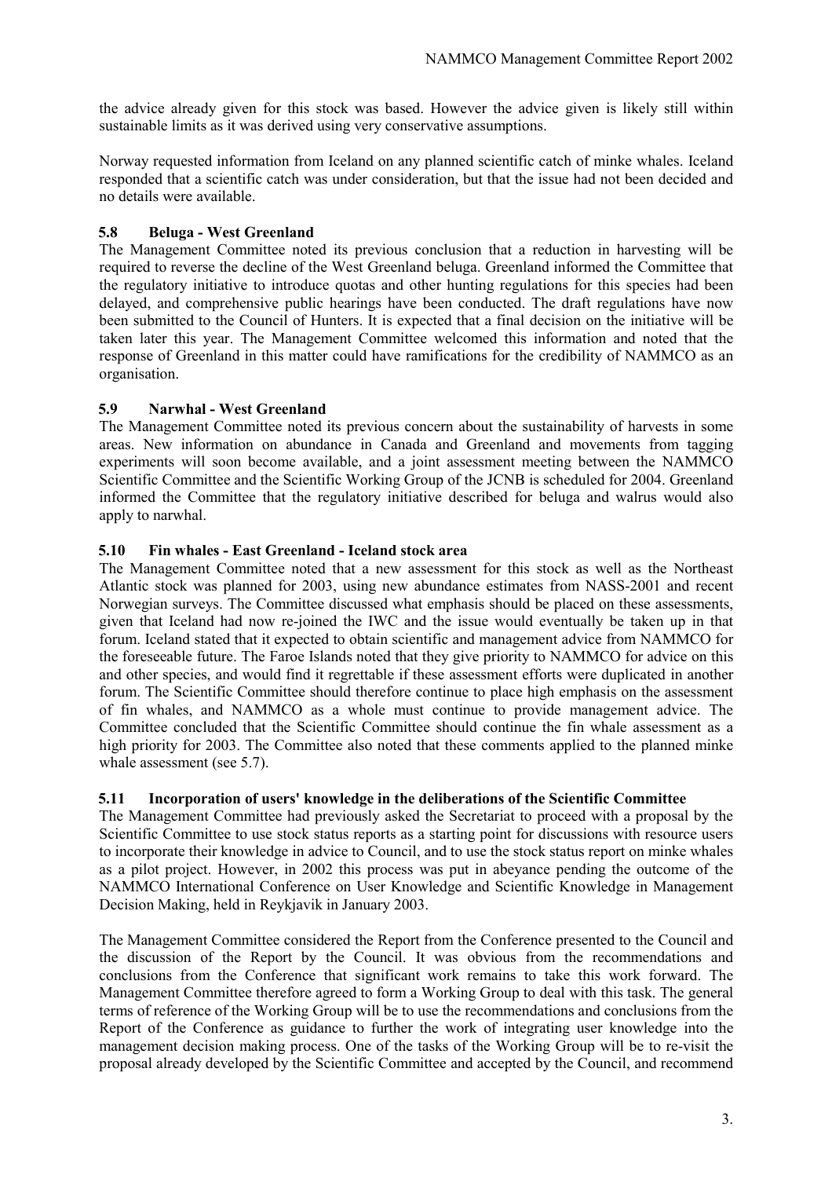the advice already given for this stock was based. However the advice given is likely still within sustainable limits as it was derived using very conservative assumptions.

Norway requested information from Iceland on any planned scientific catch of minke whales. Iceland responded that a scientific catch was under consideration, but that the issue had not been decided and no details were available.

### 5.8 Beluga - West Greenland

The Management Committee noted its previous conclusion that a reduction in harvesting will be required to reverse the decline of the West Greenland beluga. Greenland informed the Committee that the regulatory initiative to introduce quotas and other hunting regulations for this species had been delayed, and comprehensive public hearings have been conducted. The draft regulations have now been submitted to the Council of Hunters. It is expected that a final decision on the initiative will be taken later this year. The Management Committee welcomed this information and noted that the response of Greenland in this matter could have ramifications for the credibility of NAMMCO as an organisation.

### 5.9 Narwhal - West Greenland

The Management Committee noted its previous concern about the sustainability of harvests in some areas. New information on abundance in Canada and Greenland and movements from tagging experiments will soon become available, and a joint assessment meeting between the NAMMCO Scientific Committee and the Scientific Working Group of the JCNB is scheduled for 2004. Greenland informed the Committee that the regulatory initiative described for beluga and walrus would also apply to narwhal.

### 5.10 Fin whales - East Greenland - Iceland stock area

The Management Committee noted that a new assessment for this stock as well as the Northeast Atlantic stock was planned for 2003, using new abundance estimates from NASS-2001 and recent Norwegian surveys. The Committee discussed what emphasis should be placed on these assessments, given that Iceland had now re-joined the IWC and the issue would eventually be taken up in that forum. Iceland stated that it expected to obtain scientific and management advice from NAMMCO for the foreseeable future. The Faroe Islands noted that they give priority to NAMMCO for advice on this and other species, and would find it regrettable if these assessment efforts were duplicated in another forum. The Scientific Committee should therefore continue to place high emphasis on the assessment of fin whales, and NAMMCO as a whole must continue to provide management advice. The Committee concluded that the Scientific Committee should continue the fin whale assessment as a high priority for 2003. The Committee also noted that these comments applied to the planned minke whale assessment (see 5.7).

### 5.11 Incorporation of users' knowledge in the deliberations of the Scientific Committee

The Management Committee had previously asked the Secretariat to proceed with a proposal by the Scientific Committee to use stock status reports as a starting point for discussions with resource users to incorporate their knowledge in advice to Council, and to use the stock status report on minke whales as a pilot project. However, in 2002 this process was put in abeyance pending the outcome of the NAMMCO International Conference on User Knowledge and Scientific Knowledge in Management Decision Making, held in Reykjavik in January 2003.

The Management Committee considered the Report from the Conference presented to the Council and the discussion of the Report by the Council. It was obvious from the recommendations and conclusions from the Conference that significant work remains to take this work forward. The Management Committee therefore agreed to form a Working Group to deal with this task. The general terms of reference of the Working Group will be to use the recommendations and conclusions from the Report of the Conference as guidance to further the work of integrating user knowledge into the management decision making process. One of the tasks of the Working Group will be to re-visit the proposal already developed by the Scientific Committee and accepted by the Council, and recommend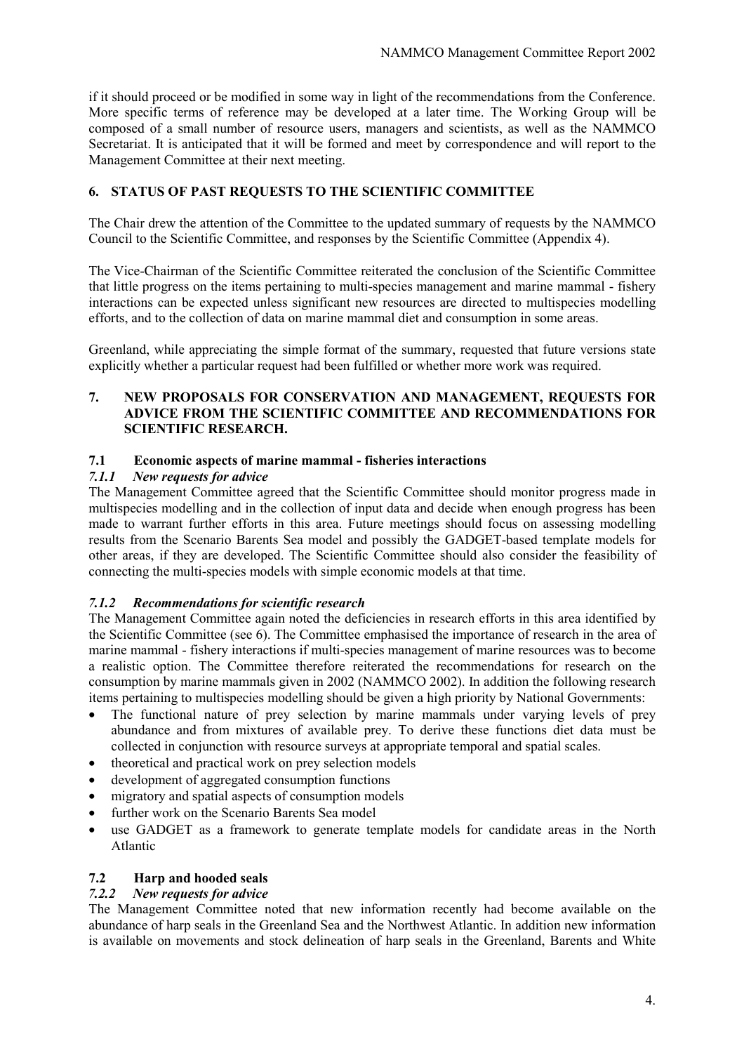if it should proceed or be modified in some way in light of the recommendations from the Conference. More specific terms of reference may be developed at a later time. The Working Group will be composed of a small number of resource users, managers and scientists, as well as the NAMMCO Secretariat. It is anticipated that it will be formed and meet by correspondence and will report to the Management Committee at their next meeting.

## 6. STATUS OF PAST REQUESTS TO THE SCIENTIFIC COMMITTEE

The Chair drew the attention of the Committee to the updated summary of requests by the NAMMCO Council to the Scientific Committee, and responses by the Scientific Committee (Appendix 4).

The Vice-Chairman of the Scientific Committee reiterated the conclusion of the Scientific Committee that little progress on the items pertaining to multi-species management and marine mammal - fishery interactions can be expected unless significant new resources are directed to multispecies modelling efforts, and to the collection of data on marine mammal diet and consumption in some areas.

Greenland, while appreciating the simple format of the summary, requested that future versions state explicitly whether a particular request had been fulfilled or whether more work was required.

## 7. NEW PROPOSALS FOR CONSERVATION AND MANAGEMENT, REQUESTS FOR ADVICE FROM THE SCIENTIFIC COMMITTEE AND RECOMMENDATIONS FOR SCIENTIFIC RESEARCH.

### 7.1 Economic aspects of marine mammal - fisheries interactions

#### *7.1.1 New requests for advice*

The Management Committee agreed that the Scientific Committee should monitor progress made in multispecies modelling and in the collection of input data and decide when enough progress has been made to warrant further efforts in this area. Future meetings should focus on assessing modelling results from the Scenario Barents Sea model and possibly the GADGET-based template models for other areas, if they are developed. The Scientific Committee should also consider the feasibility of connecting the multi-species models with simple economic models at that time.

#### *7.1.2 Recommendations for scientific research*

The Management Committee again noted the deficiencies in research efforts in this area identified by the Scientific Committee (see 6). The Committee emphasised the importance of research in the area of marine mammal - fishery interactions if multi-species management of marine resources was to become a realistic option. The Committee therefore reiterated the recommendations for research on the consumption by marine mammals given in 2002 (NAMMCO 2002). In addition the following research items pertaining to multispecies modelling should be given a high priority by National Governments:

- The functional nature of prey selection by marine mammals under varying levels of prey abundance and from mixtures of available prey. To derive these functions diet data must be collected in conjunction with resource surveys at appropriate temporal and spatial scales.
- theoretical and practical work on prey selection models
- development of aggregated consumption functions
- migratory and spatial aspects of consumption models
- further work on the Scenario Barents Sea model
- use GADGET as a framework to generate template models for candidate areas in the North Atlantic

### 7.2 Harp and hooded seals

#### *7.2.2 New requests for advice*

The Management Committee noted that new information recently had become available on the abundance of harp seals in the Greenland Sea and the Northwest Atlantic. In addition new information is available on movements and stock delineation of harp seals in the Greenland, Barents and White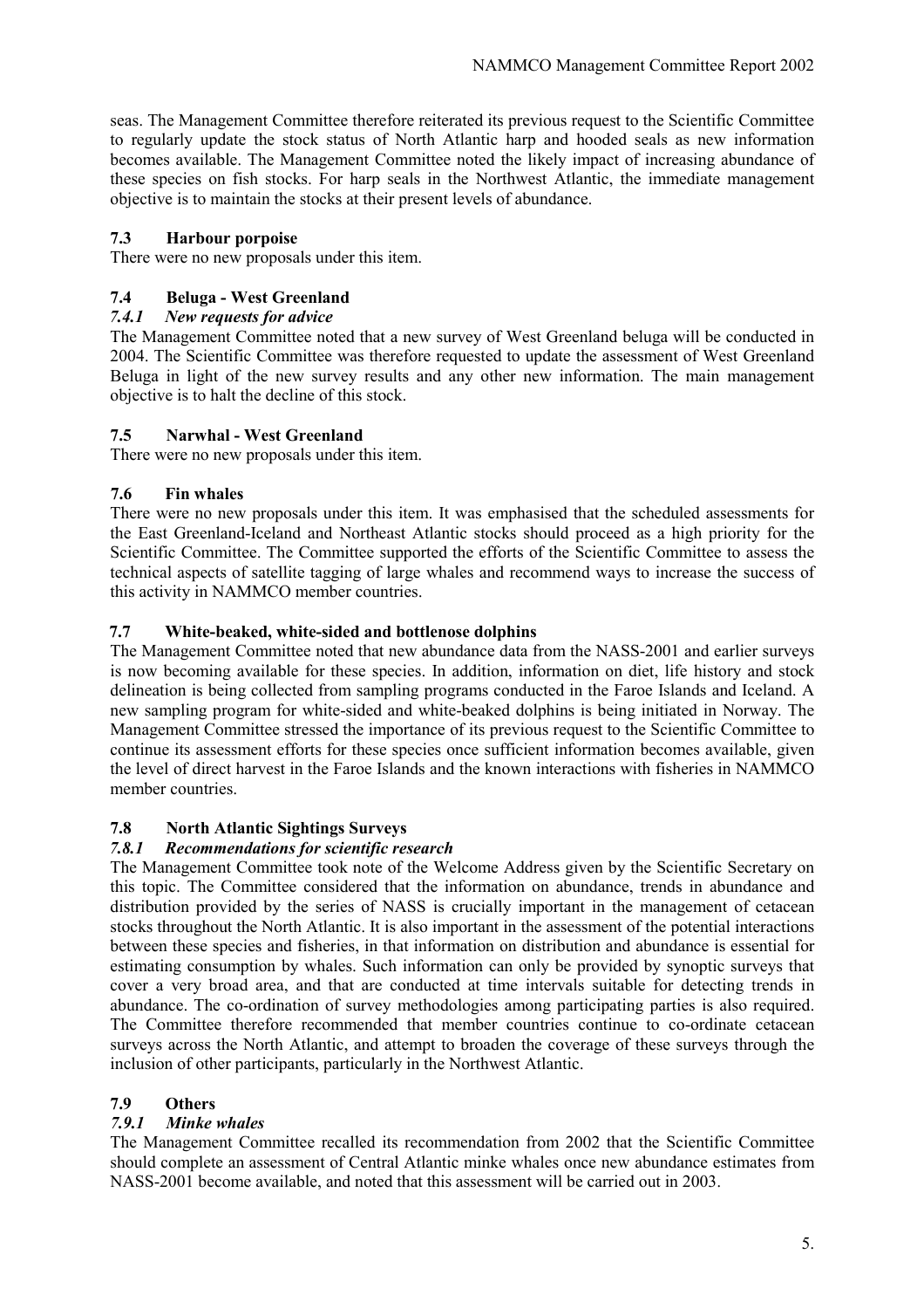seas. The Management Committee therefore reiterated its previous request to the Scientific Committee to regularly update the stock status of North Atlantic harp and hooded seals as new information becomes available. The Management Committee noted the likely impact of increasing abundance of these species on fish stocks. For harp seals in the Northwest Atlantic, the immediate management objective is to maintain the stocks at their present levels of abundance.

### 7.3 Harbour porpoise

There were no new proposals under this item.

### 7.4 Beluga - West Greenland

#### *7.4.1 New requests for advice*

The Management Committee noted that a new survey of West Greenland beluga will be conducted in 2004. The Scientific Committee was therefore requested to update the assessment of West Greenland Beluga in light of the new survey results and any other new information. The main management objective is to halt the decline of this stock.

### 7.5 Narwhal - West Greenland

There were no new proposals under this item.

### 7.6 Fin whales

There were no new proposals under this item. It was emphasised that the scheduled assessments for the East Greenland-Iceland and Northeast Atlantic stocks should proceed as a high priority for the Scientific Committee. The Committee supported the efforts of the Scientific Committee to assess the technical aspects of satellite tagging of large whales and recommend ways to increase the success of this activity in NAMMCO member countries.

### 7.7 White-beaked, white-sided and bottlenose dolphins

The Management Committee noted that new abundance data from the NASS-2001 and earlier surveys is now becoming available for these species. In addition, information on diet, life history and stock delineation is being collected from sampling programs conducted in the Faroe Islands and Iceland. A new sampling program for white-sided and white-beaked dolphins is being initiated in Norway. The Management Committee stressed the importance of its previous request to the Scientific Committee to continue its assessment efforts for these species once sufficient information becomes available, given the level of direct harvest in the Faroe Islands and the known interactions with fisheries in NAMMCO member countries.

### 7.8 North Atlantic Sightings Surveys

#### *7.8.1 Recommendations for scientific research*

The Management Committee took note of the Welcome Address given by the Scientific Secretary on this topic. The Committee considered that the information on abundance, trends in abundance and distribution provided by the series of NASS is crucially important in the management of cetacean stocks throughout the North Atlantic. It is also important in the assessment of the potential interactions between these species and fisheries, in that information on distribution and abundance is essential for estimating consumption by whales. Such information can only be provided by synoptic surveys that cover a very broad area, and that are conducted at time intervals suitable for detecting trends in abundance. The co-ordination of survey methodologies among participating parties is also required. The Committee therefore recommended that member countries continue to co-ordinate cetacean surveys across the North Atlantic, and attempt to broaden the coverage of these surveys through the inclusion of other participants, particularly in the Northwest Atlantic.

### 7.9 Others

#### *7.9.1 Minke whales*

The Management Committee recalled its recommendation from 2002 that the Scientific Committee should complete an assessment of Central Atlantic minke whales once new abundance estimates from NASS-2001 become available, and noted that this assessment will be carried out in 2003.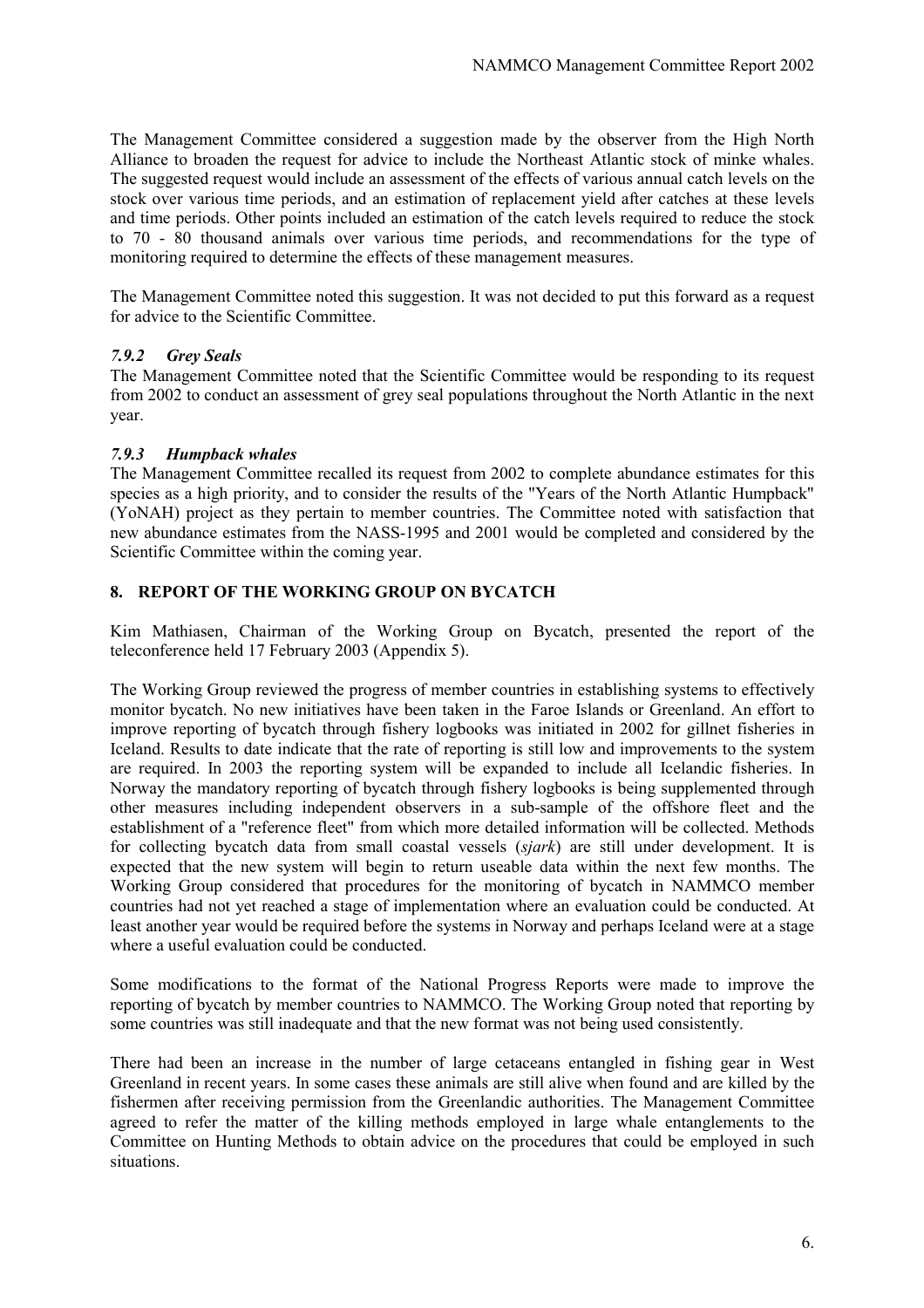The Management Committee considered a suggestion made by the observer from the High North Alliance to broaden the request for advice to include the Northeast Atlantic stock of minke whales. The suggested request would include an assessment of the effects of various annual catch levels on the stock over various time periods, and an estimation of replacement yield after catches at these levels and time periods. Other points included an estimation of the catch levels required to reduce the stock to 70 - 80 thousand animals over various time periods, and recommendations for the type of monitoring required to determine the effects of these management measures.

The Management Committee noted this suggestion. It was not decided to put this forward as a request for advice to the Scientific Committee.

### *7.9.2 Grey Seals*

The Management Committee noted that the Scientific Committee would be responding to its request from 2002 to conduct an assessment of grey seal populations throughout the North Atlantic in the next year.

### *7.9.3 Humpback whales*

The Management Committee recalled its request from 2002 to complete abundance estimates for this species as a high priority, and to consider the results of the "Years of the North Atlantic Humpback" (YoNAH) project as they pertain to member countries. The Committee noted with satisfaction that new abundance estimates from the NASS-1995 and 2001 would be completed and considered by the Scientific Committee within the coming year.

## 8. REPORT OF THE WORKING GROUP ON BYCATCH

Kim Mathiasen, Chairman of the Working Group on Bycatch, presented the report of the teleconference held 17 February 2003 (Appendix 5).

The Working Group reviewed the progress of member countries in establishing systems to effectively monitor bycatch. No new initiatives have been taken in the Faroe Islands or Greenland. An effort to improve reporting of bycatch through fishery logbooks was initiated in 2002 for gillnet fisheries in Iceland. Results to date indicate that the rate of reporting is still low and improvements to the system are required. In 2003 the reporting system will be expanded to include all Icelandic fisheries. In Norway the mandatory reporting of bycatch through fishery logbooks is being supplemented through other measures including independent observers in a sub-sample of the offshore fleet and the establishment of a "reference fleet" from which more detailed information will be collected. Methods for collecting bycatch data from small coastal vessels (*sjark*) are still under development. It is expected that the new system will begin to return useable data within the next few months. The Working Group considered that procedures for the monitoring of bycatch in NAMMCO member countries had not yet reached a stage of implementation where an evaluation could be conducted. At least another year would be required before the systems in Norway and perhaps Iceland were at a stage where a useful evaluation could be conducted.

Some modifications to the format of the National Progress Reports were made to improve the reporting of bycatch by member countries to NAMMCO. The Working Group noted that reporting by some countries was still inadequate and that the new format was not being used consistently.

There had been an increase in the number of large cetaceans entangled in fishing gear in West Greenland in recent years. In some cases these animals are still alive when found and are killed by the fishermen after receiving permission from the Greenlandic authorities. The Management Committee agreed to refer the matter of the killing methods employed in large whale entanglements to the Committee on Hunting Methods to obtain advice on the procedures that could be employed in such situations.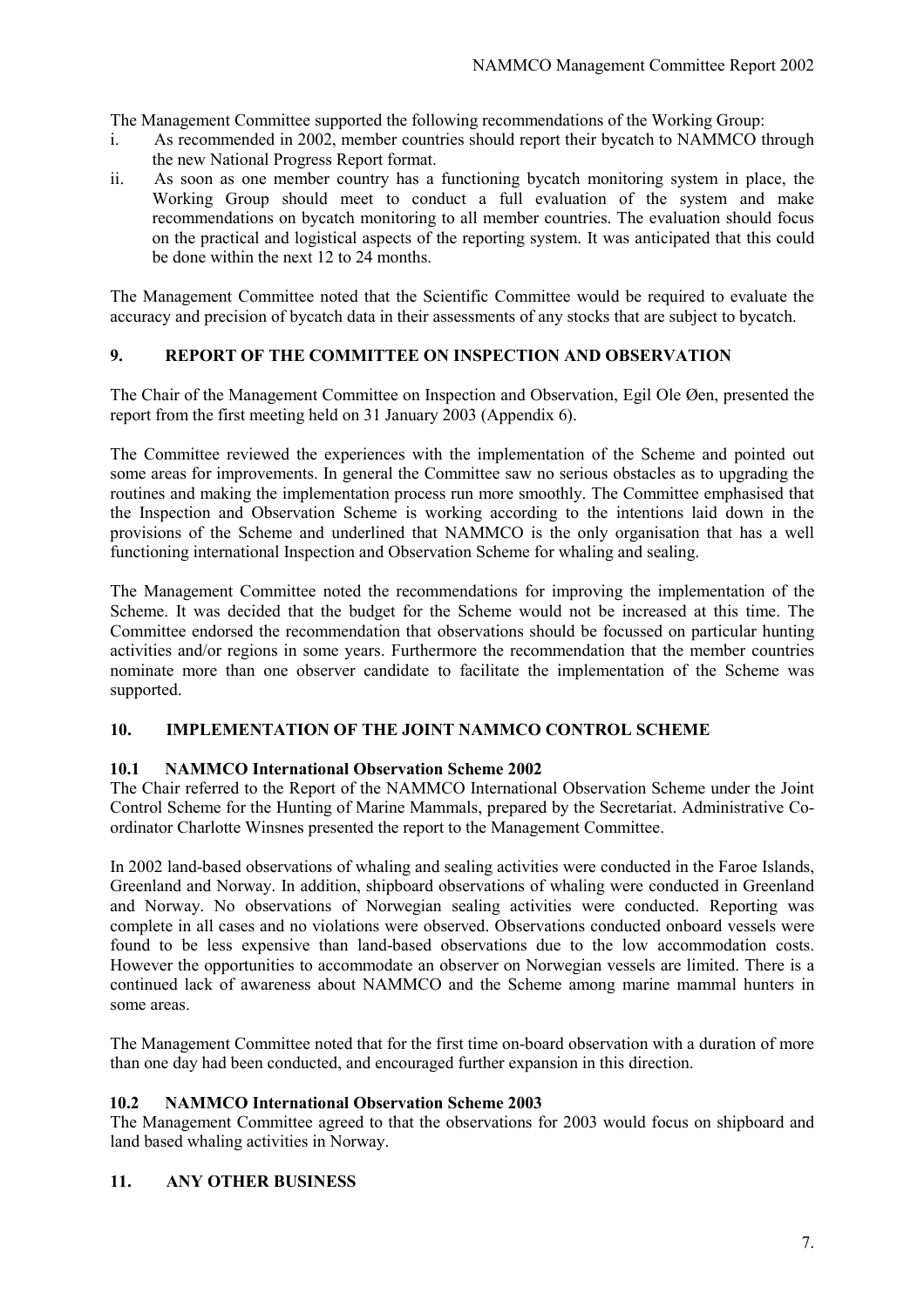The Management Committee supported the following recommendations of the Working Group:

i. As recommended in 2002, member countries should report their bycatch to NAMMCO through the new National Progress Report format.
ii. As soon as one member country has a functioning bycatch monitoring system in place, the Working Group should meet to conduct a full evaluation of the system and make recommendations on bycatch monitoring to all member countries. The evaluation should focus on the practical and logistical aspects of the reporting system. It was anticipated that this could be done within the next 12 to 24 months.

The Management Committee noted that the Scientific Committee would be required to evaluate the accuracy and precision of bycatch data in their assessments of any stocks that are subject to bycatch.

## 9. REPORT OF THE COMMITTEE ON INSPECTION AND OBSERVATION

The Chair of the Management Committee on Inspection and Observation, Egil Ole Øen, presented the report from the first meeting held on 31 January 2003 (Appendix 6).

The Committee reviewed the experiences with the implementation of the Scheme and pointed out some areas for improvements. In general the Committee saw no serious obstacles as to upgrading the routines and making the implementation process run more smoothly. The Committee emphasised that the Inspection and Observation Scheme is working according to the intentions laid down in the provisions of the Scheme and underlined that NAMMCO is the only organisation that has a well functioning international Inspection and Observation Scheme for whaling and sealing.

The Management Committee noted the recommendations for improving the implementation of the Scheme. It was decided that the budget for the Scheme would not be increased at this time. The Committee endorsed the recommendation that observations should be focussed on particular hunting activities and/or regions in some years. Furthermore the recommendation that the member countries nominate more than one observer candidate to facilitate the implementation of the Scheme was supported.

## 10. IMPLEMENTATION OF THE JOINT NAMMCO CONTROL SCHEME

### 10.1 NAMMCO International Observation Scheme 2002

The Chair referred to the Report of the NAMMCO International Observation Scheme under the Joint Control Scheme for the Hunting of Marine Mammals, prepared by the Secretariat. Administrative Co-ordinator Charlotte Winsnes presented the report to the Management Committee.

In 2002 land-based observations of whaling and sealing activities were conducted in the Faroe Islands, Greenland and Norway. In addition, shipboard observations of whaling were conducted in Greenland and Norway. No observations of Norwegian sealing activities were conducted. Reporting was complete in all cases and no violations were observed. Observations conducted onboard vessels were found to be less expensive than land-based observations due to the low accommodation costs. However the opportunities to accommodate an observer on Norwegian vessels are limited. There is a continued lack of awareness about NAMMCO and the Scheme among marine mammal hunters in some areas.

The Management Committee noted that for the first time on-board observation with a duration of more than one day had been conducted, and encouraged further expansion in this direction.

### 10.2 NAMMCO International Observation Scheme 2003

The Management Committee agreed to that the observations for 2003 would focus on shipboard and land based whaling activities in Norway.

## 11. ANY OTHER BUSINESS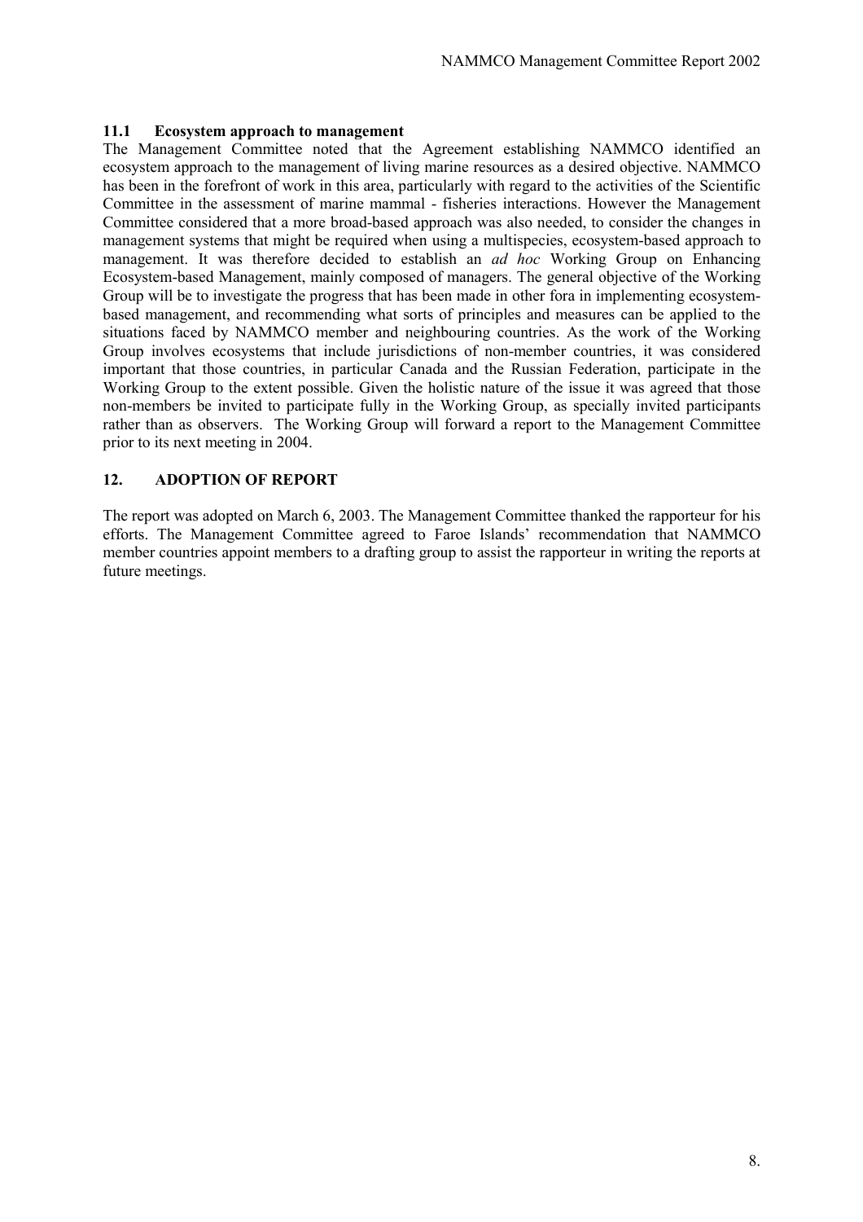### 11.1 Ecosystem approach to management

The Management Committee noted that the Agreement establishing NAMMCO identified an ecosystem approach to the management of living marine resources as a desired objective. NAMMCO has been in the forefront of work in this area, particularly with regard to the activities of the Scientific Committee in the assessment of marine mammal - fisheries interactions. However the Management Committee considered that a more broad-based approach was also needed, to consider the changes in management systems that might be required when using a multispecies, ecosystem-based approach to management. It was therefore decided to establish an *ad hoc* Working Group on Enhancing Ecosystem-based Management, mainly composed of managers. The general objective of the Working Group will be to investigate the progress that has been made in other fora in implementing ecosystem-based management, and recommending what sorts of principles and measures can be applied to the situations faced by NAMMCO member and neighbouring countries. As the work of the Working Group involves ecosystems that include jurisdictions of non-member countries, it was considered important that those countries, in particular Canada and the Russian Federation, participate in the Working Group to the extent possible. Given the holistic nature of the issue it was agreed that those non-members be invited to participate fully in the Working Group, as specially invited participants rather than as observers. The Working Group will forward a report to the Management Committee prior to its next meeting in 2004.

## 12. ADOPTION OF REPORT

The report was adopted on March 6, 2003. The Management Committee thanked the rapporteur for his efforts. The Management Committee agreed to Faroe Islands' recommendation that NAMMCO member countries appoint members to a drafting group to assist the rapporteur in writing the reports at future meetings.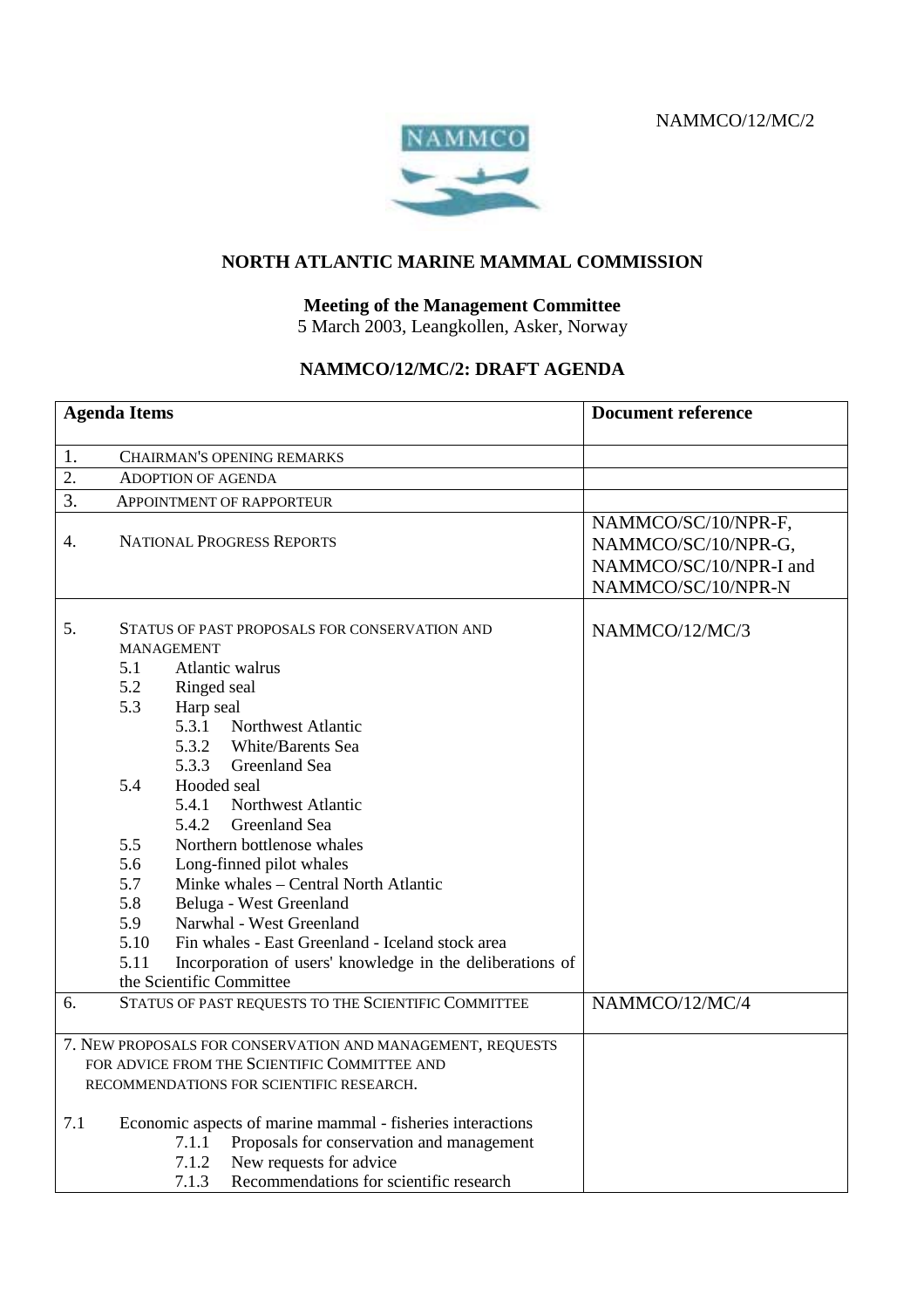NAMMCO/12/MC/2

# NORTH ATLANTIC MARINE MAMMAL COMMISSION

**Meeting of the Management Committee**
5 March 2003, Leangkollen, Asker, Norway

## NAMMCO/12/MC/2: DRAFT AGENDA

| **Agenda Items** | **Document reference** |
|---|---|
| 1. CHAIRMAN'S OPENING REMARKS | |
| 2. ADOPTION OF AGENDA | |
| 3. APPOINTMENT OF RAPPORTEUR | |
| 4. NATIONAL PROGRESS REPORTS | NAMMCO/SC/10/NPR-F, NAMMCO/SC/10/NPR-G, NAMMCO/SC/10/NPR-I and NAMMCO/SC/10/NPR-N |
| 5. STATUS OF PAST PROPOSALS FOR CONSERVATION AND MANAGEMENT<br>5.1 Atlantic walrus<br>5.2 Ringed seal<br>5.3 Harp seal<br>5.3.1 Northwest Atlantic<br>5.3.2 White/Barents Sea<br>5.3.3 Greenland Sea<br>5.4 Hooded seal<br>5.4.1 Northwest Atlantic<br>5.4.2 Greenland Sea<br>5.5 Northern bottlenose whales<br>5.6 Long-finned pilot whales<br>5.7 Minke whales – Central North Atlantic<br>5.8 Beluga - West Greenland<br>5.9 Narwhal - West Greenland<br>5.10 Fin whales - East Greenland - Iceland stock area<br>5.11 Incorporation of users' knowledge in the deliberations of the Scientific Committee | NAMMCO/12/MC/3 |
| 6. STATUS OF PAST REQUESTS TO THE SCIENTIFIC COMMITTEE | NAMMCO/12/MC/4 |
| 7. NEW PROPOSALS FOR CONSERVATION AND MANAGEMENT, REQUESTS FOR ADVICE FROM THE SCIENTIFIC COMMITTEE AND RECOMMENDATIONS FOR SCIENTIFIC RESEARCH.<br><br>7.1 Economic aspects of marine mammal - fisheries interactions<br>7.1.1 Proposals for conservation and management<br>7.1.2 New requests for advice<br>7.1.3 Recommendations for scientific research | |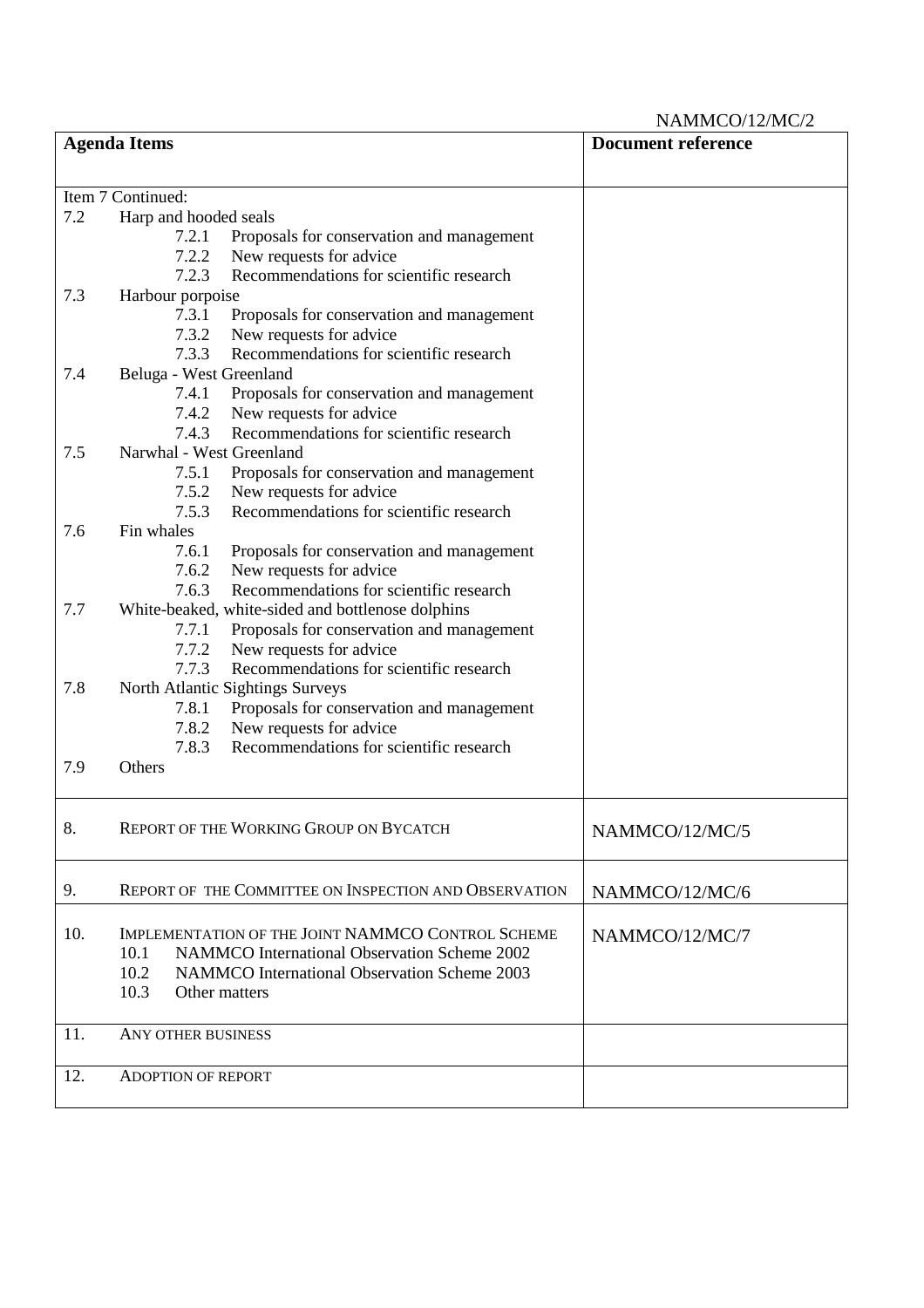NAMMCO/12/MC/2

| Agenda Items | Document reference |
|---|---|
| Item 7 Continued:<br>7.2 Harp and hooded seals<br>7.2.1 Proposals for conservation and management<br>7.2.2 New requests for advice<br>7.2.3 Recommendations for scientific research<br>7.3 Harbour porpoise<br>7.3.1 Proposals for conservation and management<br>7.3.2 New requests for advice<br>7.3.3 Recommendations for scientific research<br>7.4 Beluga - West Greenland<br>7.4.1 Proposals for conservation and management<br>7.4.2 New requests for advice<br>7.4.3 Recommendations for scientific research<br>7.5 Narwhal - West Greenland<br>7.5.1 Proposals for conservation and management<br>7.5.2 New requests for advice<br>7.5.3 Recommendations for scientific research<br>7.6 Fin whales<br>7.6.1 Proposals for conservation and management<br>7.6.2 New requests for advice<br>7.6.3 Recommendations for scientific research<br>7.7 White-beaked, white-sided and bottlenose dolphins<br>7.7.1 Proposals for conservation and management<br>7.7.2 New requests for advice<br>7.7.3 Recommendations for scientific research<br>7.8 North Atlantic Sightings Surveys<br>7.8.1 Proposals for conservation and management<br>7.8.2 New requests for advice<br>7.8.3 Recommendations for scientific research<br>7.9 Others | |
| 8. REPORT OF THE WORKING GROUP ON BYCATCH | NAMMCO/12/MC/5 |
| 9. REPORT OF THE COMMITTEE ON INSPECTION AND OBSERVATION | NAMMCO/12/MC/6 |
| 10. IMPLEMENTATION OF THE JOINT NAMMCO CONTROL SCHEME<br>10.1 NAMMCO International Observation Scheme 2002<br>10.2 NAMMCO International Observation Scheme 2003<br>10.3 Other matters | NAMMCO/12/MC/7 |
| 11. ANY OTHER BUSINESS | |
| 12. ADOPTION OF REPORT | |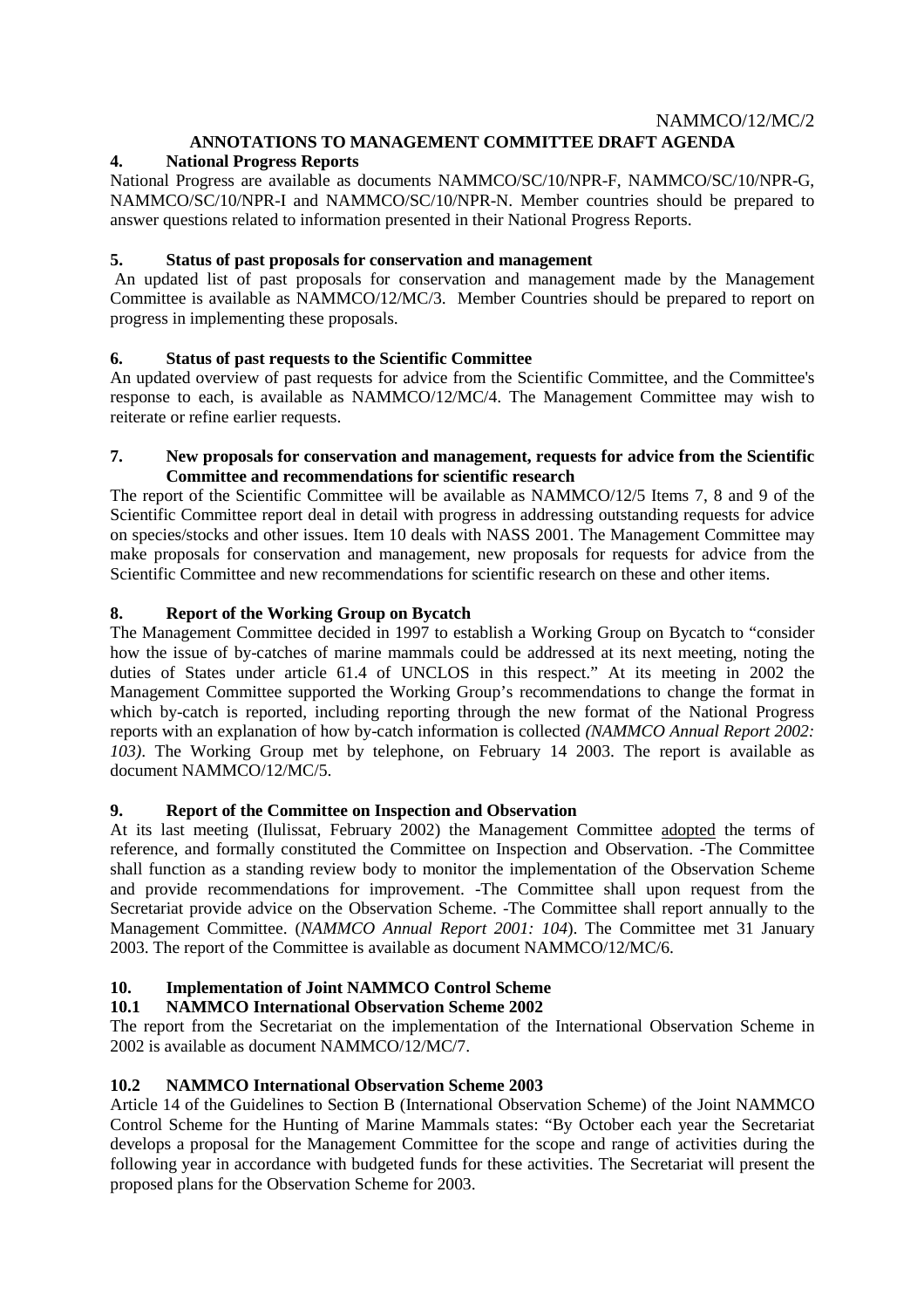NAMMCO/12/MC/2

## ANNOTATIONS TO MANAGEMENT COMMITTEE DRAFT AGENDA

### 4. National Progress Reports

National Progress are available as documents NAMMCO/SC/10/NPR-F, NAMMCO/SC/10/NPR-G, NAMMCO/SC/10/NPR-I and NAMMCO/SC/10/NPR-N. Member countries should be prepared to answer questions related to information presented in their National Progress Reports.

### 5. Status of past proposals for conservation and management

An updated list of past proposals for conservation and management made by the Management Committee is available as NAMMCO/12/MC/3. Member Countries should be prepared to report on progress in implementing these proposals.

### 6. Status of past requests to the Scientific Committee

An updated overview of past requests for advice from the Scientific Committee, and the Committee's response to each, is available as NAMMCO/12/MC/4. The Management Committee may wish to reiterate or refine earlier requests.

### 7. New proposals for conservation and management, requests for advice from the Scientific Committee and recommendations for scientific research

The report of the Scientific Committee will be available as NAMMCO/12/5 Items 7, 8 and 9 of the Scientific Committee report deal in detail with progress in addressing outstanding requests for advice on species/stocks and other issues. Item 10 deals with NASS 2001. The Management Committee may make proposals for conservation and management, new proposals for requests for advice from the Scientific Committee and new recommendations for scientific research on these and other items.

### 8. Report of the Working Group on Bycatch

The Management Committee decided in 1997 to establish a Working Group on Bycatch to "consider how the issue of by-catches of marine mammals could be addressed at its next meeting, noting the duties of States under article 61.4 of UNCLOS in this respect." At its meeting in 2002 the Management Committee supported the Working Group's recommendations to change the format in which by-catch is reported, including reporting through the new format of the National Progress reports with an explanation of how by-catch information is collected *(NAMMCO Annual Report 2002: 103)*. The Working Group met by telephone, on February 14 2003. The report is available as document NAMMCO/12/MC/5.

### 9. Report of the Committee on Inspection and Observation

At its last meeting (Ilulissat, February 2002) the Management Committee <u>adopted</u> the terms of reference, and formally constituted the Committee on Inspection and Observation. -The Committee shall function as a standing review body to monitor the implementation of the Observation Scheme and provide recommendations for improvement. -The Committee shall upon request from the Secretariat provide advice on the Observation Scheme. -The Committee shall report annually to the Management Committee. (*NAMMCO Annual Report 2001: 104*). The Committee met 31 January 2003. The report of the Committee is available as document NAMMCO/12/MC/6.

### 10. Implementation of Joint NAMMCO Control Scheme

#### 10.1 NAMMCO International Observation Scheme 2002

The report from the Secretariat on the implementation of the International Observation Scheme in 2002 is available as document NAMMCO/12/MC/7.

#### 10.2 NAMMCO International Observation Scheme 2003

Article 14 of the Guidelines to Section B (International Observation Scheme) of the Joint NAMMCO Control Scheme for the Hunting of Marine Mammals states: "By October each year the Secretariat develops a proposal for the Management Committee for the scope and range of activities during the following year in accordance with budgeted funds for these activities. The Secretariat will present the proposed plans for the Observation Scheme for 2003.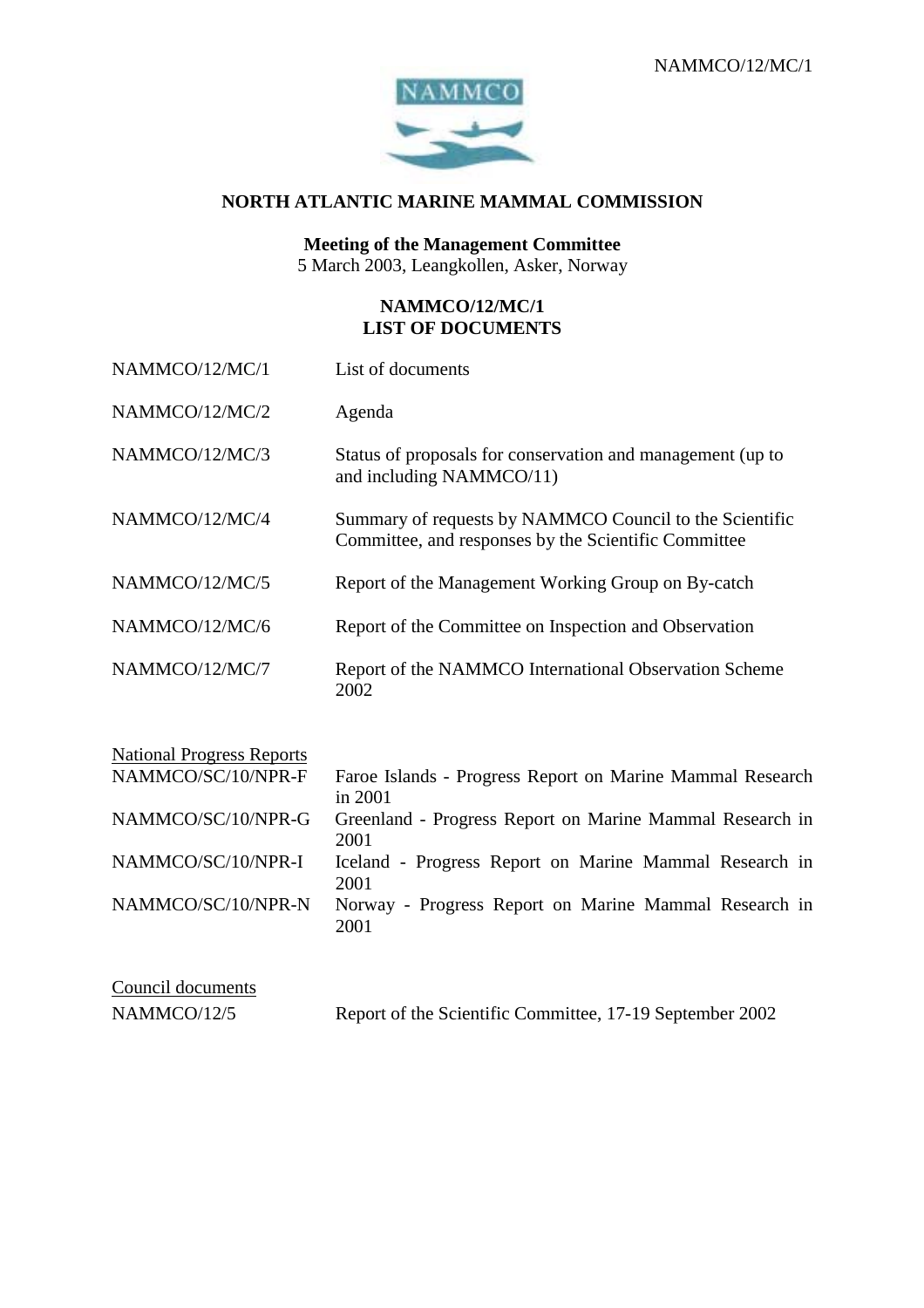NAMMCO/12/MC/1

## NORTH ATLANTIC MARINE MAMMAL COMMISSION

**Meeting of the Management Committee**
5 March 2003, Leangkollen, Asker, Norway

**NAMMCO/12/MC/1**
**LIST OF DOCUMENTS**

| | |
|---|---|
| NAMMCO/12/MC/1 | List of documents |
| NAMMCO/12/MC/2 | Agenda |
| NAMMCO/12/MC/3 | Status of proposals for conservation and management (up to and including NAMMCO/11) |
| NAMMCO/12/MC/4 | Summary of requests by NAMMCO Council to the Scientific Committee, and responses by the Scientific Committee |
| NAMMCO/12/MC/5 | Report of the Management Working Group on By-catch |
| NAMMCO/12/MC/6 | Report of the Committee on Inspection and Observation |
| NAMMCO/12/MC/7 | Report of the NAMMCO International Observation Scheme 2002 |

National Progress Reports

| | |
|---|---|
| NAMMCO/SC/10/NPR-F | Faroe Islands - Progress Report on Marine Mammal Research in 2001 |
| NAMMCO/SC/10/NPR-G | Greenland - Progress Report on Marine Mammal Research in 2001 |
| NAMMCO/SC/10/NPR-I | Iceland - Progress Report on Marine Mammal Research in 2001 |
| NAMMCO/SC/10/NPR-N | Norway - Progress Report on Marine Mammal Research in 2001 |

Council documents

| | |
|---|---|
| NAMMCO/12/5 | Report of the Scientific Committee, 17-19 September 2002 |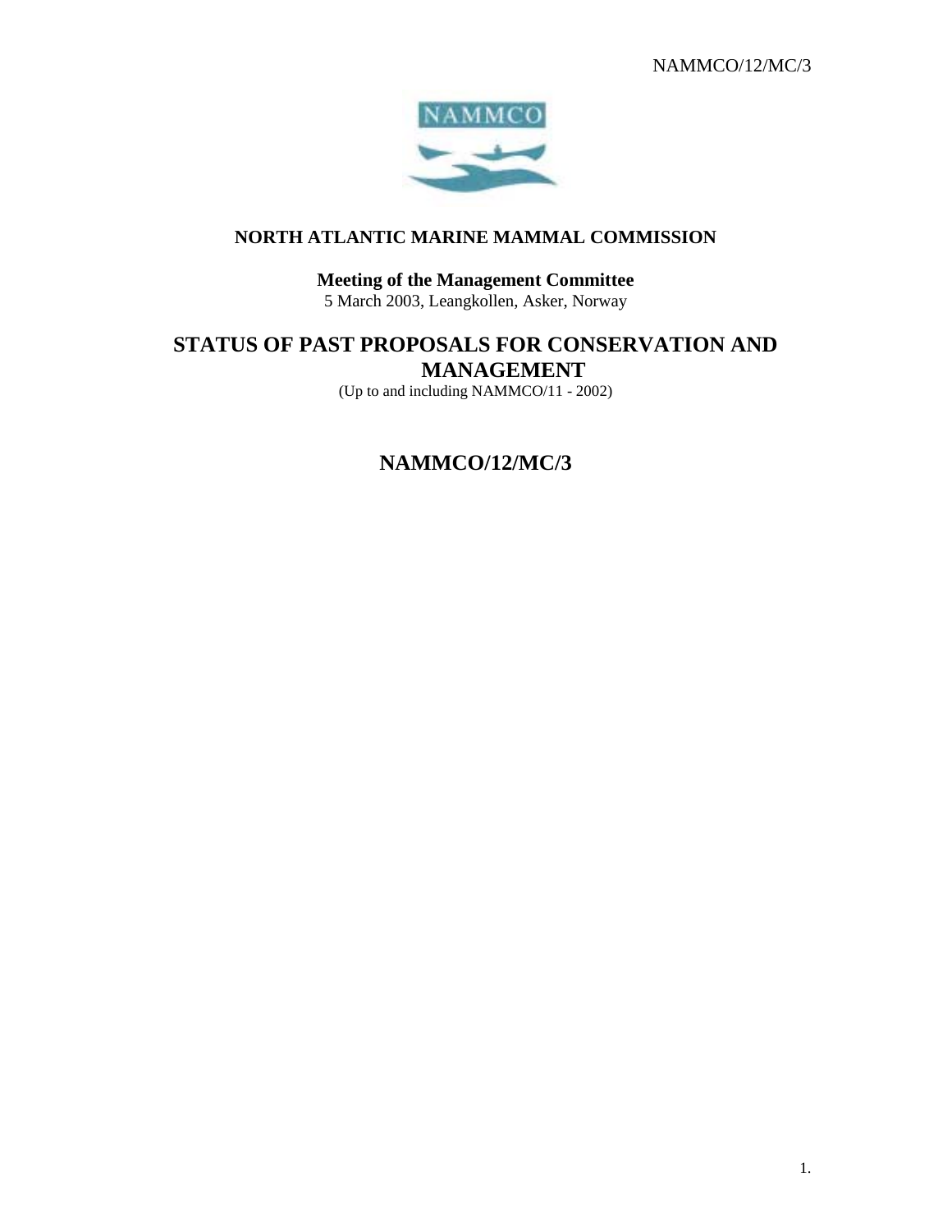# NORTH ATLANTIC MARINE MAMMAL COMMISSION

**Meeting of the Management Committee**
5 March 2003, Leangkollen, Asker, Norway

## STATUS OF PAST PROPOSALS FOR CONSERVATION AND MANAGEMENT

(Up to and including NAMMCO/11 - 2002)

## NAMMCO/12/MC/3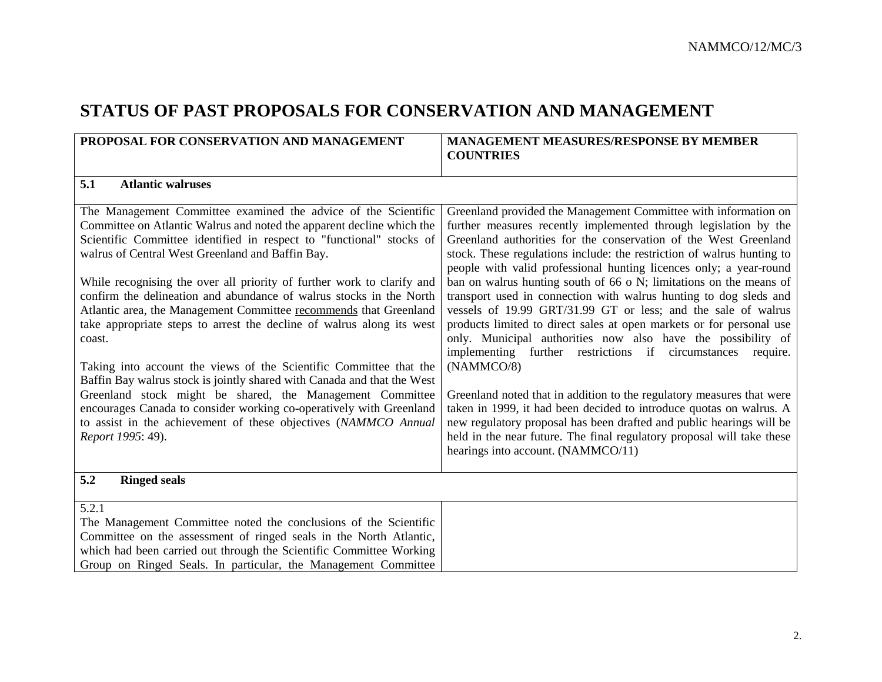# STATUS OF PAST PROPOSALS FOR CONSERVATION AND MANAGEMENT

| PROPOSAL FOR CONSERVATION AND MANAGEMENT | MANAGEMENT MEASURES/RESPONSE BY MEMBER COUNTRIES |
|---|---|
| **5.1 Atlantic walruses** | |
| The Management Committee examined the advice of the Scientific Committee on Atlantic Walrus and noted the apparent decline which the Scientific Committee identified in respect to "functional" stocks of walrus of Central West Greenland and Baffin Bay.<br><br>While recognising the over all priority of further work to clarify and confirm the delineation and abundance of walrus stocks in the North Atlantic area, the Management Committee recommends that Greenland take appropriate steps to arrest the decline of walrus along its west coast.<br><br>Taking into account the views of the Scientific Committee that the Baffin Bay walrus stock is jointly shared with Canada and that the West Greenland stock might be shared, the Management Committee encourages Canada to consider working co-operatively with Greenland to assist in the achievement of these objectives (*NAMMCO Annual Report 1995*: 49). | Greenland provided the Management Committee with information on further measures recently implemented through legislation by the Greenland authorities for the conservation of the West Greenland stock. These regulations include: the restriction of walrus hunting to people with valid professional hunting licences only; a year-round ban on walrus hunting south of 66 o N; limitations on the means of transport used in connection with walrus hunting to dog sleds and vessels of 19.99 GRT/31.99 GT or less; and the sale of walrus products limited to direct sales at open markets or for personal use only. Municipal authorities now also have the possibility of implementing further restrictions if circumstances require. (NAMMCO/8)<br><br>Greenland noted that in addition to the regulatory measures that were taken in 1999, it had been decided to introduce quotas on walrus. A new regulatory proposal has been drafted and public hearings will be held in the near future. The final regulatory proposal will take these hearings into account. (NAMMCO/11) |
| **5.2 Ringed seals** | |
| 5.2.1<br>The Management Committee noted the conclusions of the Scientific Committee on the assessment of ringed seals in the North Atlantic, which had been carried out through the Scientific Committee Working Group on Ringed Seals. In particular, the Management Committee | |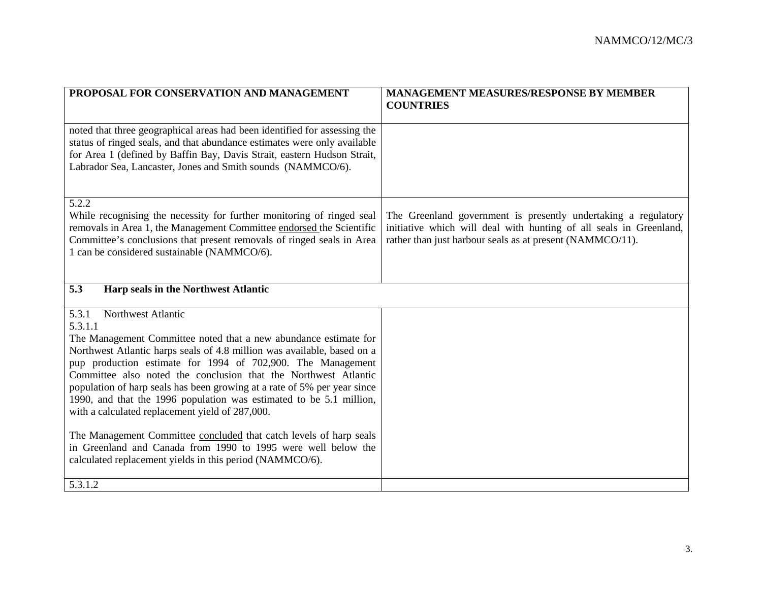| PROPOSAL FOR CONSERVATION AND MANAGEMENT | MANAGEMENT MEASURES/RESPONSE BY MEMBER COUNTRIES |
|---|---|
| noted that three geographical areas had been identified for assessing the status of ringed seals, and that abundance estimates were only available for Area 1 (defined by Baffin Bay, Davis Strait, eastern Hudson Strait, Labrador Sea, Lancaster, Jones and Smith sounds (NAMMCO/6). | |
| 5.2.2<br>While recognising the necessity for further monitoring of ringed seal removals in Area 1, the Management Committee <u>endorsed</u> the Scientific Committee's conclusions that present removals of ringed seals in Area 1 can be considered sustainable (NAMMCO/6). | The Greenland government is presently undertaking a regulatory initiative which will deal with hunting of all seals in Greenland, rather than just harbour seals as at present (NAMMCO/11). |
| **5.3 Harp seals in the Northwest Atlantic** | |
| 5.3.1 Northwest Atlantic<br>5.3.1.1<br>The Management Committee noted that a new abundance estimate for Northwest Atlantic harps seals of 4.8 million was available, based on a pup production estimate for 1994 of 702,900. The Management Committee also noted the conclusion that the Northwest Atlantic population of harp seals has been growing at a rate of 5% per year since 1990, and that the 1996 population was estimated to be 5.1 million, with a calculated replacement yield of 287,000.<br><br>The Management Committee <u>concluded</u> that catch levels of harp seals in Greenland and Canada from 1990 to 1995 were well below the calculated replacement yields in this period (NAMMCO/6). | |
| 5.3.1.2 | |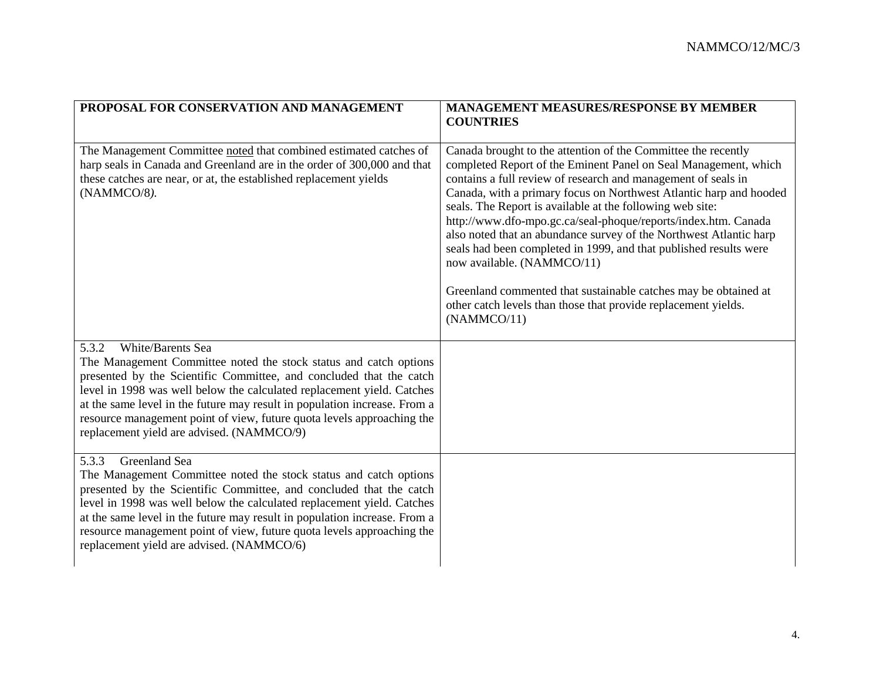| PROPOSAL FOR CONSERVATION AND MANAGEMENT | MANAGEMENT MEASURES/RESPONSE BY MEMBER COUNTRIES |
|---|---|
| The Management Committee <u>noted</u> that combined estimated catches of harp seals in Canada and Greenland are in the order of 300,000 and that these catches are near, or at, the established replacement yields (NAMMCO/8*).* | Canada brought to the attention of the Committee the recently completed Report of the Eminent Panel on Seal Management, which contains a full review of research and management of seals in Canada, with a primary focus on Northwest Atlantic harp and hooded seals. The Report is available at the following web site: http://www.dfo-mpo.gc.ca/seal-phoque/reports/index.htm. Canada also noted that an abundance survey of the Northwest Atlantic harp seals had been completed in 1999, and that published results were now available. (NAMMCO/11)<br><br>Greenland commented that sustainable catches may be obtained at other catch levels than those that provide replacement yields. (NAMMCO/11) |
| 5.3.2 White/Barents Sea<br>The Management Committee noted the stock status and catch options presented by the Scientific Committee, and concluded that the catch level in 1998 was well below the calculated replacement yield. Catches at the same level in the future may result in population increase. From a resource management point of view, future quota levels approaching the replacement yield are advised. (NAMMCO/9) | |
| 5.3.3 Greenland Sea<br>The Management Committee noted the stock status and catch options presented by the Scientific Committee, and concluded that the catch level in 1998 was well below the calculated replacement yield. Catches at the same level in the future may result in population increase. From a resource management point of view, future quota levels approaching the replacement yield are advised. (NAMMCO/6) | |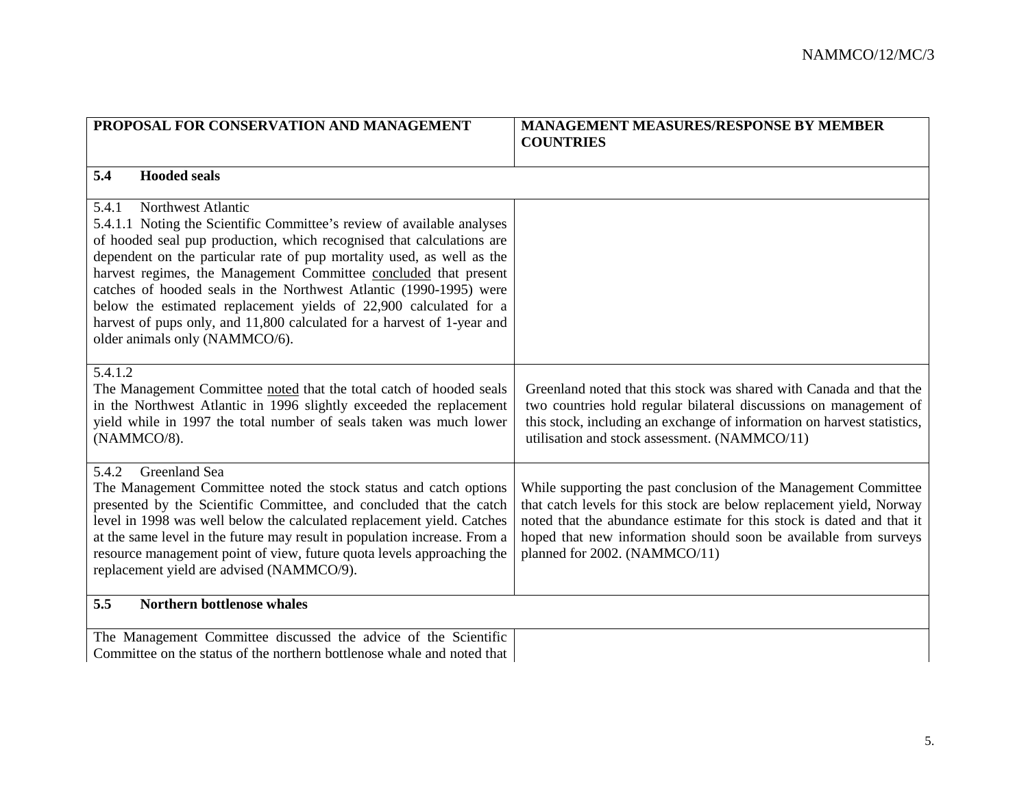| PROPOSAL FOR CONSERVATION AND MANAGEMENT | MANAGEMENT MEASURES/RESPONSE BY MEMBER COUNTRIES |
|---|---|
| **5.4 Hooded seals** | |
| 5.4.1 Northwest Atlantic<br>5.4.1.1 Noting the Scientific Committee's review of available analyses of hooded seal pup production, which recognised that calculations are dependent on the particular rate of pup mortality used, as well as the harvest regimes, the Management Committee concluded that present catches of hooded seals in the Northwest Atlantic (1990-1995) were below the estimated replacement yields of 22,900 calculated for a harvest of pups only, and 11,800 calculated for a harvest of 1-year and older animals only (NAMMCO/6). | |
| 5.4.1.2<br>The Management Committee noted that the total catch of hooded seals in the Northwest Atlantic in 1996 slightly exceeded the replacement yield while in 1997 the total number of seals taken was much lower (NAMMCO/8). | Greenland noted that this stock was shared with Canada and that the two countries hold regular bilateral discussions on management of this stock, including an exchange of information on harvest statistics, utilisation and stock assessment. (NAMMCO/11) |
| 5.4.2 Greenland Sea<br>The Management Committee noted the stock status and catch options presented by the Scientific Committee, and concluded that the catch level in 1998 was well below the calculated replacement yield. Catches at the same level in the future may result in population increase. From a resource management point of view, future quota levels approaching the replacement yield are advised (NAMMCO/9). | While supporting the past conclusion of the Management Committee that catch levels for this stock are below replacement yield, Norway noted that the abundance estimate for this stock is dated and that it hoped that new information should soon be available from surveys planned for 2002. (NAMMCO/11) |
| **5.5 Northern bottlenose whales** | |
| The Management Committee discussed the advice of the Scientific Committee on the status of the northern bottlenose whale and noted that | |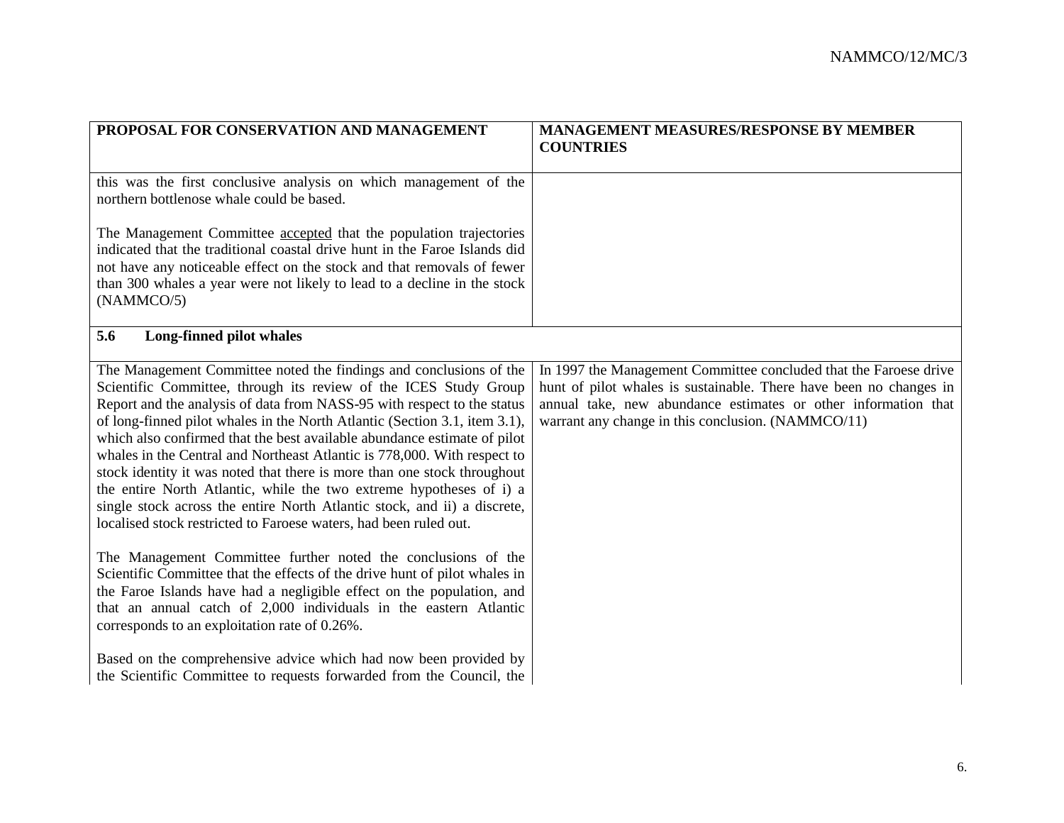| PROPOSAL FOR CONSERVATION AND MANAGEMENT | MANAGEMENT MEASURES/RESPONSE BY MEMBER COUNTRIES |
|---|---|
| this was the first conclusive analysis on which management of the northern bottlenose whale could be based.<br><br>The Management Committee <u>accepted</u> that the population trajectories indicated that the traditional coastal drive hunt in the Faroe Islands did not have any noticeable effect on the stock and that removals of fewer than 300 whales a year were not likely to lead to a decline in the stock (NAMMCO/5) | |
| **5.6 Long-finned pilot whales** | |
| The Management Committee noted the findings and conclusions of the Scientific Committee, through its review of the ICES Study Group Report and the analysis of data from NASS-95 with respect to the status of long-finned pilot whales in the North Atlantic (Section 3.1, item 3.1), which also confirmed that the best available abundance estimate of pilot whales in the Central and Northeast Atlantic is 778,000. With respect to stock identity it was noted that there is more than one stock throughout the entire North Atlantic, while the two extreme hypotheses of i) a single stock across the entire North Atlantic stock, and ii) a discrete, localised stock restricted to Faroese waters, had been ruled out.<br><br>The Management Committee further noted the conclusions of the Scientific Committee that the effects of the drive hunt of pilot whales in the Faroe Islands have had a negligible effect on the population, and that an annual catch of 2,000 individuals in the eastern Atlantic corresponds to an exploitation rate of 0.26%.<br><br>Based on the comprehensive advice which had now been provided by the Scientific Committee to requests forwarded from the Council, the | In 1997 the Management Committee concluded that the Faroese drive hunt of pilot whales is sustainable. There have been no changes in annual take, new abundance estimates or other information that warrant any change in this conclusion. (NAMMCO/11) |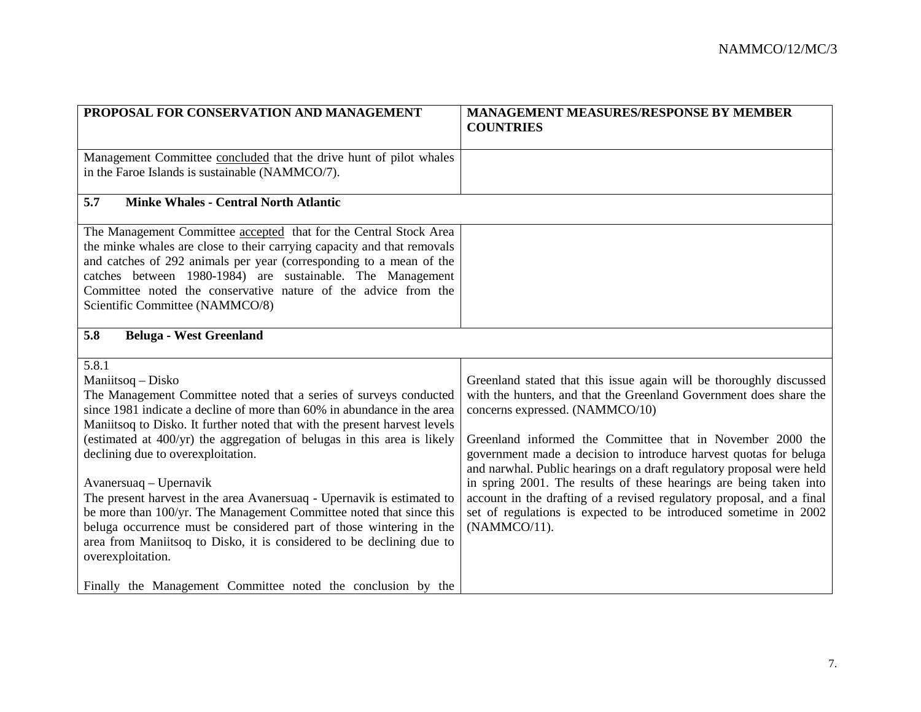| PROPOSAL FOR CONSERVATION AND MANAGEMENT | MANAGEMENT MEASURES/RESPONSE BY MEMBER COUNTRIES |
|---|---|
| Management Committee concluded that the drive hunt of pilot whales in the Faroe Islands is sustainable (NAMMCO/7). | |
| **5.7 Minke Whales - Central North Atlantic** | |
| The Management Committee accepted that for the Central Stock Area the minke whales are close to their carrying capacity and that removals and catches of 292 animals per year (corresponding to a mean of the catches between 1980-1984) are sustainable. The Management Committee noted the conservative nature of the advice from the Scientific Committee (NAMMCO/8) | |
| **5.8 Beluga - West Greenland** | |
| 5.8.1<br>Maniitsoq – Disko<br>The Management Committee noted that a series of surveys conducted since 1981 indicate a decline of more than 60% in abundance in the area Maniitsoq to Disko. It further noted that with the present harvest levels (estimated at 400/yr) the aggregation of belugas in this area is likely declining due to overexploitation.<br><br>Avanersuaq – Upernavik<br>The present harvest in the area Avanersuaq - Upernavik is estimated to be more than 100/yr. The Management Committee noted that since this beluga occurrence must be considered part of those wintering in the area from Maniitsoq to Disko, it is considered to be declining due to overexploitation.<br><br>Finally the Management Committee noted the conclusion by the | Greenland stated that this issue again will be thoroughly discussed with the hunters, and that the Greenland Government does share the concerns expressed. (NAMMCO/10)<br><br>Greenland informed the Committee that in November 2000 the government made a decision to introduce harvest quotas for beluga and narwhal. Public hearings on a draft regulatory proposal were held in spring 2001. The results of these hearings are being taken into account in the drafting of a revised regulatory proposal, and a final set of regulations is expected to be introduced sometime in 2002 (NAMMCO/11). |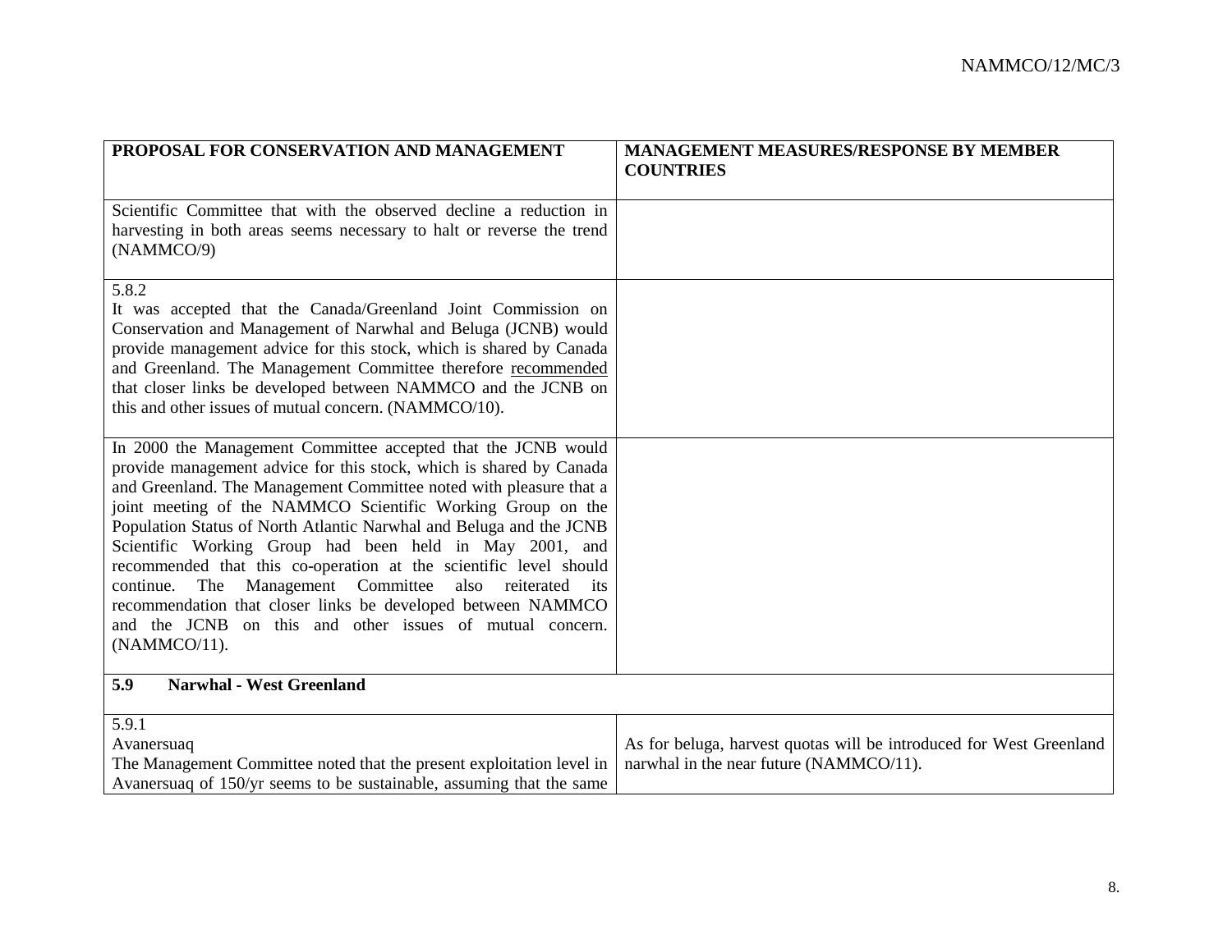| PROPOSAL FOR CONSERVATION AND MANAGEMENT | MANAGEMENT MEASURES/RESPONSE BY MEMBER COUNTRIES |
|---|---|
| Scientific Committee that with the observed decline a reduction in harvesting in both areas seems necessary to halt or reverse the trend (NAMMCO/9) | |
| 5.8.2<br>It was accepted that the Canada/Greenland Joint Commission on Conservation and Management of Narwhal and Beluga (JCNB) would provide management advice for this stock, which is shared by Canada and Greenland. The Management Committee therefore recommended that closer links be developed between NAMMCO and the JCNB on this and other issues of mutual concern. (NAMMCO/10). | |
| In 2000 the Management Committee accepted that the JCNB would provide management advice for this stock, which is shared by Canada and Greenland. The Management Committee noted with pleasure that a joint meeting of the NAMMCO Scientific Working Group on the Population Status of North Atlantic Narwhal and Beluga and the JCNB Scientific Working Group had been held in May 2001, and recommended that this co-operation at the scientific level should continue. The Management Committee also reiterated its recommendation that closer links be developed between NAMMCO and the JCNB on this and other issues of mutual concern. (NAMMCO/11). | |
| **5.9 Narwhal - West Greenland** | |
| 5.9.1<br>Avanersuaq<br>The Management Committee noted that the present exploitation level in Avanersuaq of 150/yr seems to be sustainable, assuming that the same | As for beluga, harvest quotas will be introduced for West Greenland narwhal in the near future (NAMMCO/11). |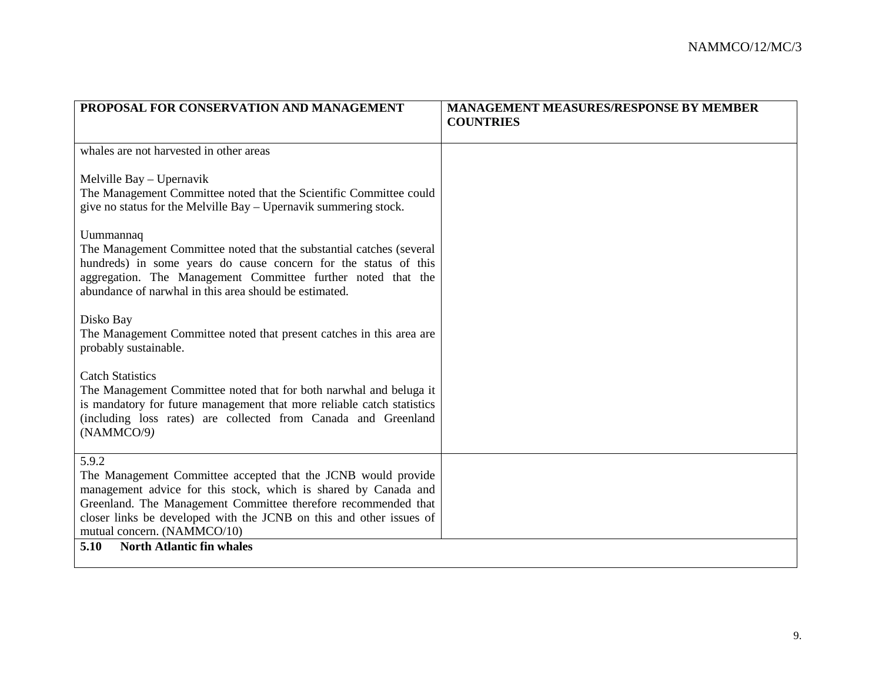| PROPOSAL FOR CONSERVATION AND MANAGEMENT | MANAGEMENT MEASURES/RESPONSE BY MEMBER COUNTRIES |
|---|---|
| whales are not harvested in other areas<br><br>Melville Bay – Upernavik<br>The Management Committee noted that the Scientific Committee could give no status for the Melville Bay – Upernavik summering stock.<br><br>Uummannaq<br>The Management Committee noted that the substantial catches (several hundreds) in some years do cause concern for the status of this aggregation. The Management Committee further noted that the abundance of narwhal in this area should be estimated.<br><br>Disko Bay<br>The Management Committee noted that present catches in this area are probably sustainable.<br><br>Catch Statistics<br>The Management Committee noted that for both narwhal and beluga it is mandatory for future management that more reliable catch statistics (including loss rates) are collected from Canada and Greenland (NAMMCO/9) | |
| 5.9.2<br>The Management Committee accepted that the JCNB would provide management advice for this stock, which is shared by Canada and Greenland. The Management Committee therefore recommended that closer links be developed with the JCNB on this and other issues of mutual concern. (NAMMCO/10) | |
| **5.10 North Atlantic fin whales** | |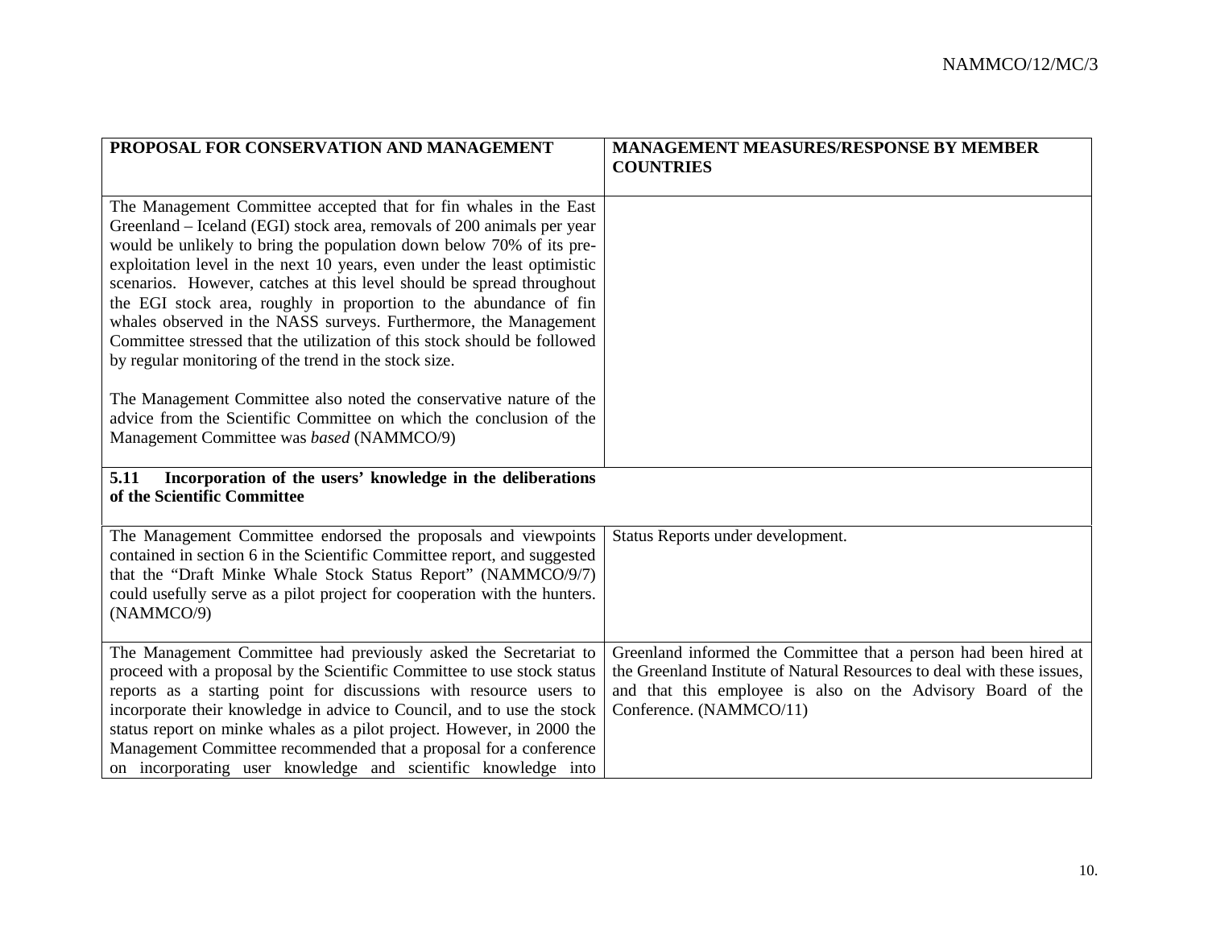| PROPOSAL FOR CONSERVATION AND MANAGEMENT | MANAGEMENT MEASURES/RESPONSE BY MEMBER COUNTRIES |
|---|---|
| The Management Committee accepted that for fin whales in the East Greenland – Iceland (EGI) stock area, removals of 200 animals per year would be unlikely to bring the population down below 70% of its pre-exploitation level in the next 10 years, even under the least optimistic scenarios. However, catches at this level should be spread throughout the EGI stock area, roughly in proportion to the abundance of fin whales observed in the NASS surveys. Furthermore, the Management Committee stressed that the utilization of this stock should be followed by regular monitoring of the trend in the stock size.<br><br>The Management Committee also noted the conservative nature of the advice from the Scientific Committee on which the conclusion of the Management Committee was *based* (NAMMCO/9) | |
| **5.11 Incorporation of the users' knowledge in the deliberations of the Scientific Committee** | |
| The Management Committee endorsed the proposals and viewpoints contained in section 6 in the Scientific Committee report, and suggested that the "Draft Minke Whale Stock Status Report" (NAMMCO/9/7) could usefully serve as a pilot project for cooperation with the hunters. (NAMMCO/9) | Status Reports under development. |
| The Management Committee had previously asked the Secretariat to proceed with a proposal by the Scientific Committee to use stock status reports as a starting point for discussions with resource users to incorporate their knowledge in advice to Council, and to use the stock status report on minke whales as a pilot project. However, in 2000 the Management Committee recommended that a proposal for a conference on incorporating user knowledge and scientific knowledge into | Greenland informed the Committee that a person had been hired at the Greenland Institute of Natural Resources to deal with these issues, and that this employee is also on the Advisory Board of the Conference. (NAMMCO/11) |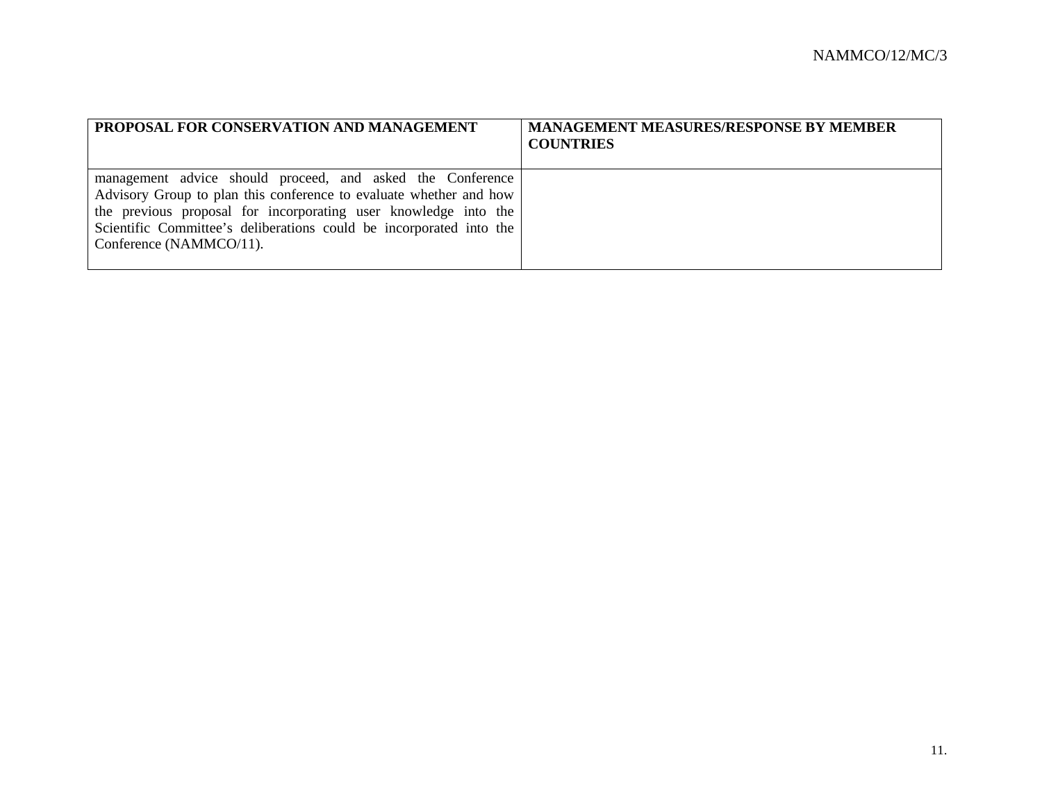| PROPOSAL FOR CONSERVATION AND MANAGEMENT | MANAGEMENT MEASURES/RESPONSE BY MEMBER COUNTRIES |
|---|---|
| management advice should proceed, and asked the Conference Advisory Group to plan this conference to evaluate whether and how the previous proposal for incorporating user knowledge into the Scientific Committee's deliberations could be incorporated into the Conference (NAMMCO/11). | |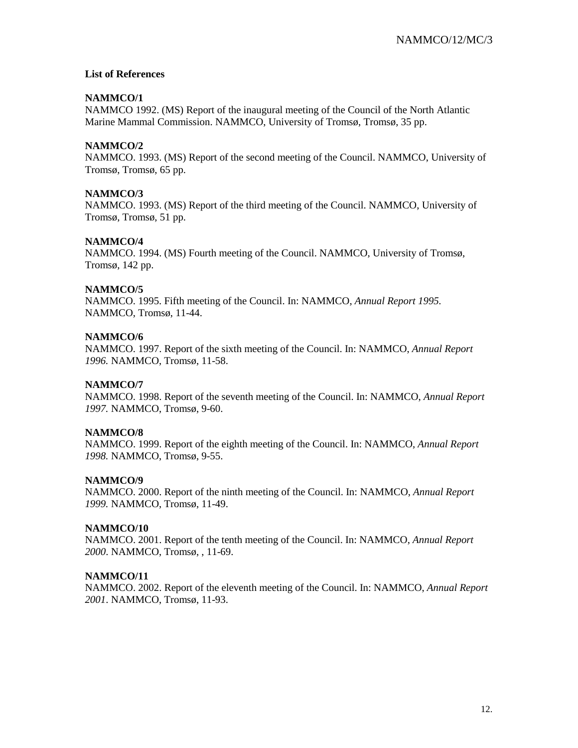**List of References**

**NAMMCO/1**
NAMMCO 1992. (MS) Report of the inaugural meeting of the Council of the North Atlantic Marine Mammal Commission. NAMMCO, University of Tromsø, Tromsø, 35 pp.

**NAMMCO/2**
NAMMCO. 1993. (MS) Report of the second meeting of the Council. NAMMCO, University of Tromsø, Tromsø, 65 pp.

**NAMMCO/3**
NAMMCO. 1993. (MS) Report of the third meeting of the Council. NAMMCO, University of Tromsø, Tromsø, 51 pp.

**NAMMCO/4**
NAMMCO. 1994. (MS) Fourth meeting of the Council. NAMMCO, University of Tromsø, Tromsø, 142 pp.

**NAMMCO/5**
NAMMCO. 1995. Fifth meeting of the Council. In: NAMMCO, *Annual Report 1995.* NAMMCO, Tromsø, 11-44.

**NAMMCO/6**
NAMMCO. 1997. Report of the sixth meeting of the Council. In: NAMMCO, *Annual Report 1996.* NAMMCO, Tromsø, 11-58.

**NAMMCO/7**
NAMMCO. 1998. Report of the seventh meeting of the Council. In: NAMMCO, *Annual Report 1997.* NAMMCO, Tromsø, 9-60.

**NAMMCO/8**
NAMMCO. 1999. Report of the eighth meeting of the Council. In: NAMMCO, *Annual Report 1998.* NAMMCO, Tromsø, 9-55.

**NAMMCO/9**
NAMMCO. 2000. Report of the ninth meeting of the Council. In: NAMMCO, *Annual Report 1999.* NAMMCO, Tromsø, 11-49.

**NAMMCO/10**
NAMMCO. 2001. Report of the tenth meeting of the Council. In: NAMMCO, *Annual Report 2000*. NAMMCO, Tromsø, , 11-69.

**NAMMCO/11**
NAMMCO. 2002. Report of the eleventh meeting of the Council. In: NAMMCO, *Annual Report 2001*. NAMMCO, Tromsø, 11-93.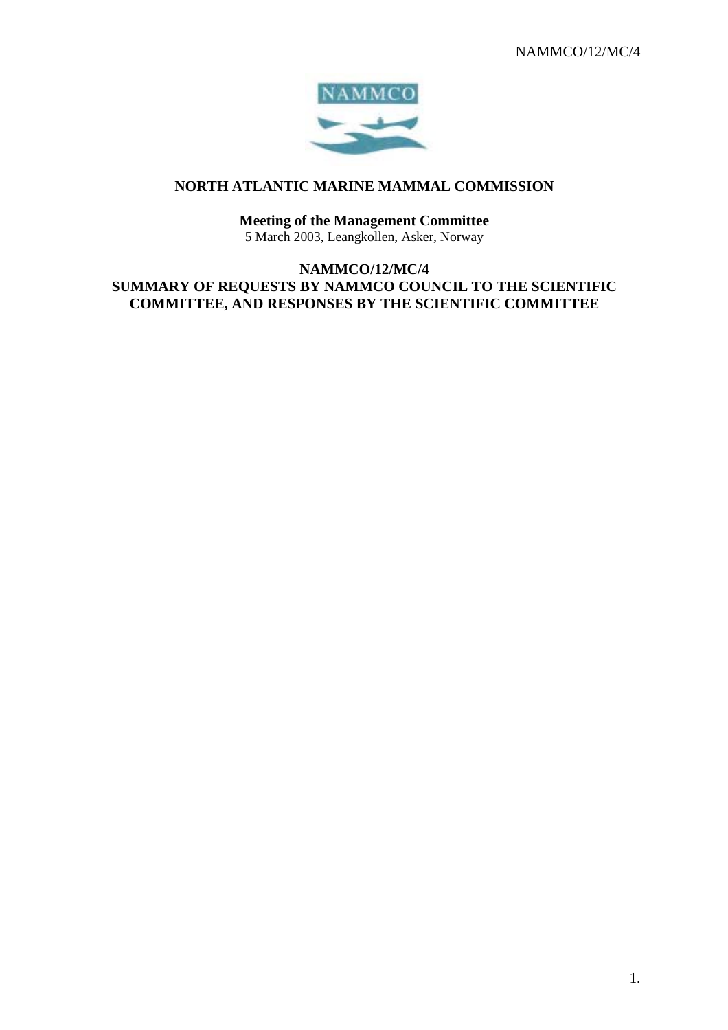NAMMCO/12/MC/4

# NORTH ATLANTIC MARINE MAMMAL COMMISSION

**Meeting of the Management Committee**
5 March 2003, Leangkollen, Asker, Norway

## NAMMCO/12/MC/4
## SUMMARY OF REQUESTS BY NAMMCO COUNCIL TO THE SCIENTIFIC COMMITTEE, AND RESPONSES BY THE SCIENTIFIC COMMITTEE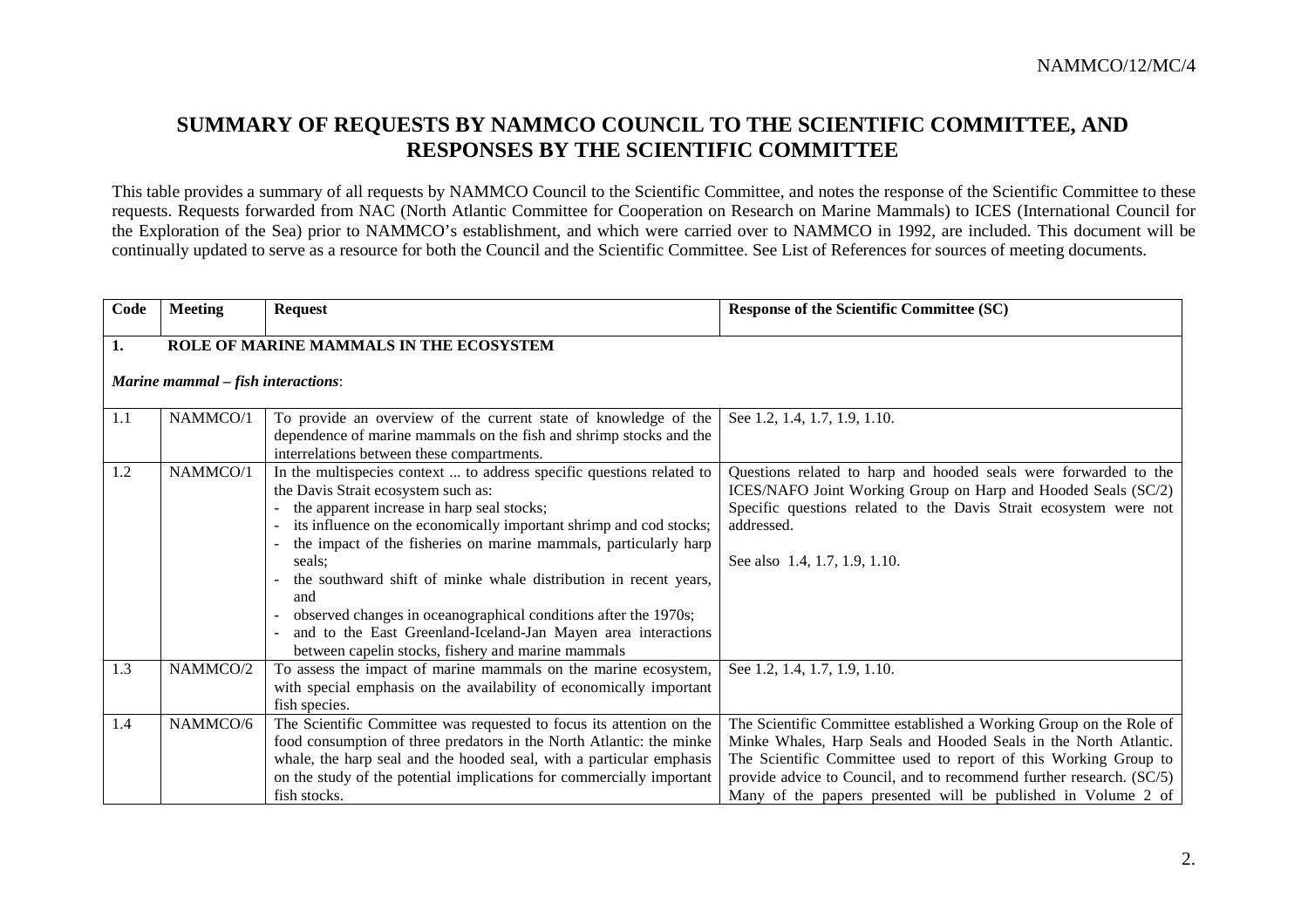# SUMMARY OF REQUESTS BY NAMMCO COUNCIL TO THE SCIENTIFIC COMMITTEE, AND RESPONSES BY THE SCIENTIFIC COMMITTEE

This table provides a summary of all requests by NAMMCO Council to the Scientific Committee, and notes the response of the Scientific Committee to these requests. Requests forwarded from NAC (North Atlantic Committee for Cooperation on Research on Marine Mammals) to ICES (International Council for the Exploration of the Sea) prior to NAMMCO's establishment, and which were carried over to NAMMCO in 1992, are included. This document will be continually updated to serve as a resource for both the Council and the Scientific Committee. See List of References for sources of meeting documents.

| Code | Meeting | Request | Response of the Scientific Committee (SC) |
|---|---|---|---|
| **1.** | **ROLE OF MARINE MAMMALS IN THE ECOSYSTEM** | | |
| ***Marine mammal – fish interactions*:** | | | |
| 1.1 | NAMMCO/1 | To provide an overview of the current state of knowledge of the dependence of marine mammals on the fish and shrimp stocks and the interrelations between these compartments. | See 1.2, 1.4, 1.7, 1.9, 1.10. |
| 1.2 | NAMMCO/1 | In the multispecies context ... to address specific questions related to the Davis Strait ecosystem such as:<br>- the apparent increase in harp seal stocks;<br>- its influence on the economically important shrimp and cod stocks;<br>- the impact of the fisheries on marine mammals, particularly harp seals;<br>- the southward shift of minke whale distribution in recent years, and<br>- observed changes in oceanographical conditions after the 1970s;<br>- and to the East Greenland-Iceland-Jan Mayen area interactions between capelin stocks, fishery and marine mammals | Questions related to harp and hooded seals were forwarded to the ICES/NAFO Joint Working Group on Harp and Hooded Seals (SC/2) Specific questions related to the Davis Strait ecosystem were not addressed.<br><br>See also 1.4, 1.7, 1.9, 1.10. |
| 1.3 | NAMMCO/2 | To assess the impact of marine mammals on the marine ecosystem, with special emphasis on the availability of economically important fish species. | See 1.2, 1.4, 1.7, 1.9, 1.10. |
| 1.4 | NAMMCO/6 | The Scientific Committee was requested to focus its attention on the food consumption of three predators in the North Atlantic: the minke whale, the harp seal and the hooded seal, with a particular emphasis on the study of the potential implications for commercially important fish stocks. | The Scientific Committee established a Working Group on the Role of Minke Whales, Harp Seals and Hooded Seals in the North Atlantic. The Scientific Committee used to report of this Working Group to provide advice to Council, and to recommend further research. (SC/5) Many of the papers presented will be published in Volume 2 of |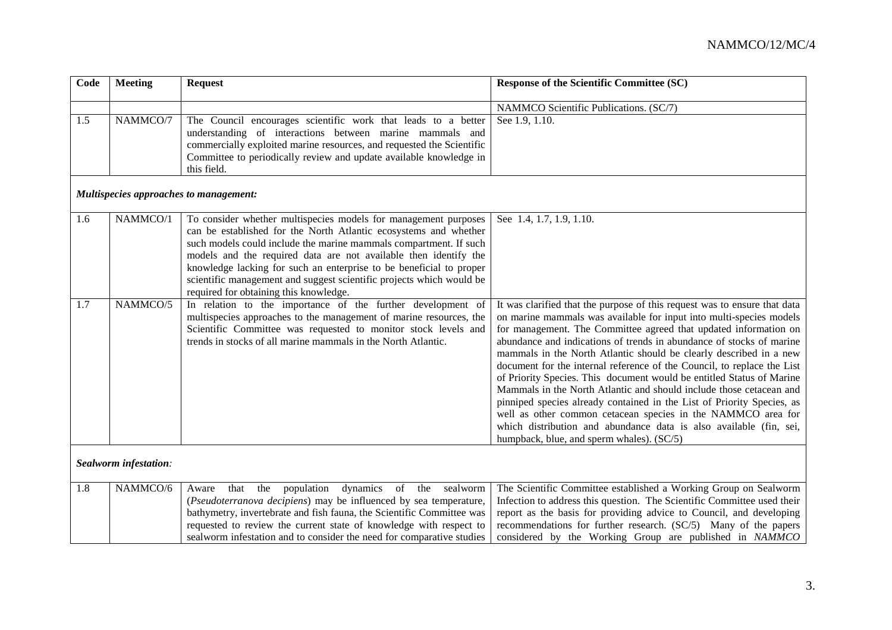| Code | Meeting | Request | Response of the Scientific Committee (SC) |
|---|---|---|---|
| | | | NAMMCO Scientific Publications. (SC/7) |
| 1.5 | NAMMCO/7 | The Council encourages scientific work that leads to a better understanding of interactions between marine mammals and commercially exploited marine resources, and requested the Scientific Committee to periodically review and update available knowledge in this field. | See 1.9, 1.10. |
| ***Multispecies approaches to management:*** | | | |
| 1.6 | NAMMCO/1 | To consider whether multispecies models for management purposes can be established for the North Atlantic ecosystems and whether such models could include the marine mammals compartment. If such models and the required data are not available then identify the knowledge lacking for such an enterprise to be beneficial to proper scientific management and suggest scientific projects which would be required for obtaining this knowledge. | See 1.4, 1.7, 1.9, 1.10. |
| 1.7 | NAMMCO/5 | In relation to the importance of the further development of multispecies approaches to the management of marine resources, the Scientific Committee was requested to monitor stock levels and trends in stocks of all marine mammals in the North Atlantic. | It was clarified that the purpose of this request was to ensure that data on marine mammals was available for input into multi-species models for management. The Committee agreed that updated information on abundance and indications of trends in abundance of stocks of marine mammals in the North Atlantic should be clearly described in a new document for the internal reference of the Council, to replace the List of Priority Species. This document would be entitled Status of Marine Mammals in the North Atlantic and should include those cetacean and pinniped species already contained in the List of Priority Species, as well as other common cetacean species in the NAMMCO area for which distribution and abundance data is also available (fin, sei, humpback, blue, and sperm whales). (SC/5) |
| ***Sealworm infestation:*** | | | |
| 1.8 | NAMMCO/6 | Aware that the population dynamics of the sealworm (*Pseudoterranova decipiens*) may be influenced by sea temperature, bathymetry, invertebrate and fish fauna, the Scientific Committee was requested to review the current state of knowledge with respect to sealworm infestation and to consider the need for comparative studies | The Scientific Committee established a Working Group on Sealworm Infection to address this question. The Scientific Committee used their report as the basis for providing advice to Council, and developing recommendations for further research. (SC/5) Many of the papers considered by the Working Group are published in *NAMMCO* |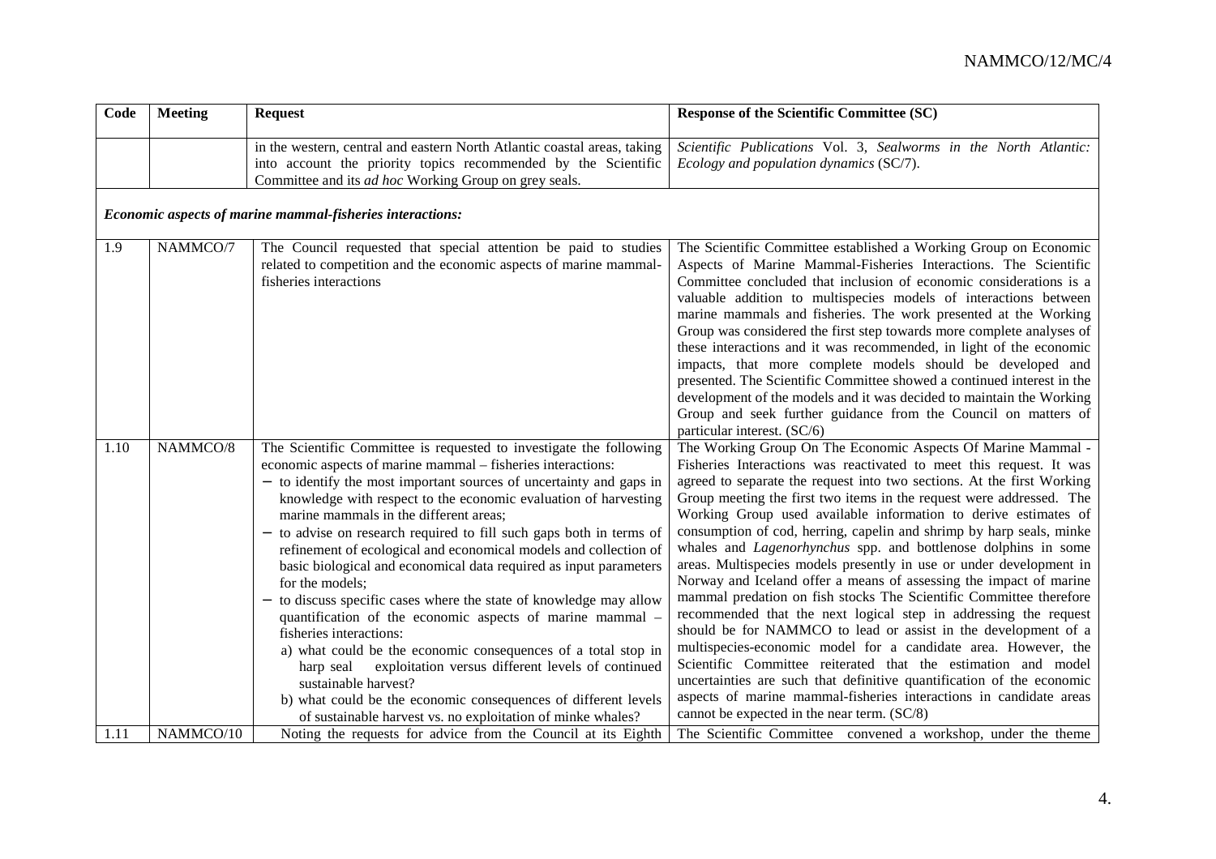| Code | Meeting | Request | Response of the Scientific Committee (SC) |
|---|---|---|---|
| | | in the western, central and eastern North Atlantic coastal areas, taking into account the priority topics recommended by the Scientific Committee and its *ad hoc* Working Group on grey seals. | *Scientific Publications* Vol. 3, *Sealworms in the North Atlantic: Ecology and population dynamics* (SC/7). |
| ***Economic aspects of marine mammal-fisheries interactions:*** | | | |
| 1.9 | NAMMCO/7 | The Council requested that special attention be paid to studies related to competition and the economic aspects of marine mammal-fisheries interactions | The Scientific Committee established a Working Group on Economic Aspects of Marine Mammal-Fisheries Interactions. The Scientific Committee concluded that inclusion of economic considerations is a valuable addition to multispecies models of interactions between marine mammals and fisheries. The work presented at the Working Group was considered the first step towards more complete analyses of these interactions and it was recommended, in light of the economic impacts, that more complete models should be developed and presented. The Scientific Committee showed a continued interest in the development of the models and it was decided to maintain the Working Group and seek further guidance from the Council on matters of particular interest. (SC/6) |
| 1.10 | NAMMCO/8 | The Scientific Committee is requested to investigate the following economic aspects of marine mammal – fisheries interactions: <br>− to identify the most important sources of uncertainty and gaps in knowledge with respect to the economic evaluation of harvesting marine mammals in the different areas; <br>− to advise on research required to fill such gaps both in terms of refinement of ecological and economical models and collection of basic biological and economical data required as input parameters for the models; <br>− to discuss specific cases where the state of knowledge may allow quantification of the economic aspects of marine mammal – fisheries interactions: <br>a) what could be the economic consequences of a total stop in harp seal exploitation versus different levels of continued sustainable harvest? <br>b) what could be the economic consequences of different levels of sustainable harvest vs. no exploitation of minke whales? | The Working Group On The Economic Aspects Of Marine Mammal - Fisheries Interactions was reactivated to meet this request. It was agreed to separate the request into two sections. At the first Working Group meeting the first two items in the request were addressed. The Working Group used available information to derive estimates of consumption of cod, herring, capelin and shrimp by harp seals, minke whales and *Lagenorhynchus* spp. and bottlenose dolphins in some areas. Multispecies models presently in use or under development in Norway and Iceland offer a means of assessing the impact of marine mammal predation on fish stocks The Scientific Committee therefore recommended that the next logical step in addressing the request should be for NAMMCO to lead or assist in the development of a multispecies-economic model for a candidate area. However, the Scientific Committee reiterated that the estimation and model uncertainties are such that definitive quantification of the economic aspects of marine mammal-fisheries interactions in candidate areas cannot be expected in the near term. (SC/8) |
| 1.11 | NAMMCO/10 | Noting the requests for advice from the Council at its Eighth | The Scientific Committee convened a workshop, under the theme |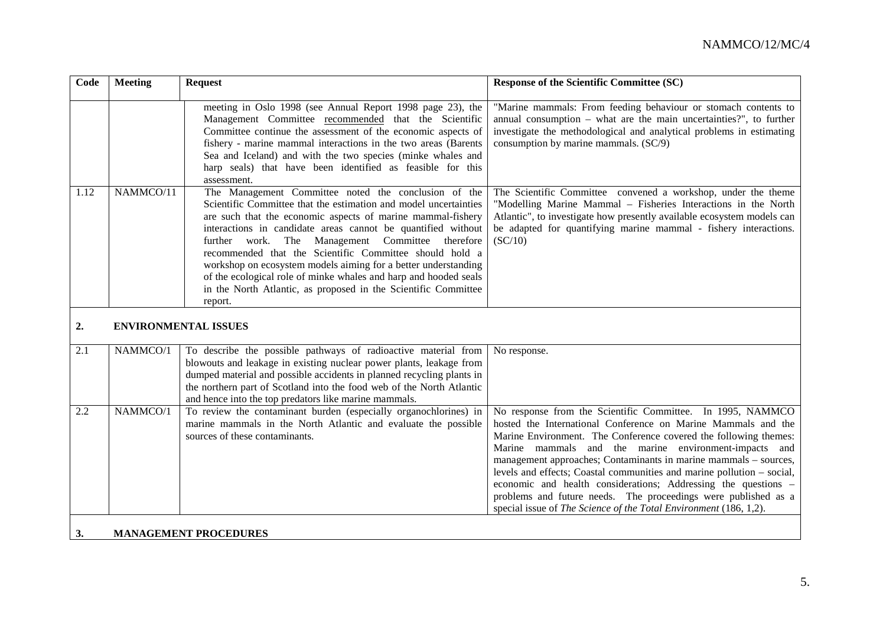| Code | Meeting | Request | Response of the Scientific Committee (SC) |
|---|---|---|---|
| | | meeting in Oslo 1998 (see Annual Report 1998 page 23), the Management Committee recommended that the Scientific Committee continue the assessment of the economic aspects of fishery - marine mammal interactions in the two areas (Barents Sea and Iceland) and with the two species (minke whales and harp seals) that have been identified as feasible for this assessment. | "Marine mammals: From feeding behaviour or stomach contents to annual consumption – what are the main uncertainties?", to further investigate the methodological and analytical problems in estimating consumption by marine mammals. (SC/9) |
| 1.12 | NAMMCO/11 | The Management Committee noted the conclusion of the Scientific Committee that the estimation and model uncertainties are such that the economic aspects of marine mammal-fishery interactions in candidate areas cannot be quantified without further work. The Management Committee therefore recommended that the Scientific Committee should hold a workshop on ecosystem models aiming for a better understanding of the ecological role of minke whales and harp and hooded seals in the North Atlantic, as proposed in the Scientific Committee report. | The Scientific Committee convened a workshop, under the theme "Modelling Marine Mammal – Fisheries Interactions in the North Atlantic", to investigate how presently available ecosystem models can be adapted for quantifying marine mammal - fishery interactions. (SC/10) |
| **2.** | **ENVIRONMENTAL ISSUES** | | |
| 2.1 | NAMMCO/1 | To describe the possible pathways of radioactive material from blowouts and leakage in existing nuclear power plants, leakage from dumped material and possible accidents in planned recycling plants in the northern part of Scotland into the food web of the North Atlantic and hence into the top predators like marine mammals. | No response. |
| 2.2 | NAMMCO/1 | To review the contaminant burden (especially organochlorines) in marine mammals in the North Atlantic and evaluate the possible sources of these contaminants. | No response from the Scientific Committee. In 1995, NAMMCO hosted the International Conference on Marine Mammals and the Marine Environment. The Conference covered the following themes: Marine mammals and the marine environment-impacts and management approaches; Contaminants in marine mammals – sources, levels and effects; Coastal communities and marine pollution – social, economic and health considerations; Addressing the questions – problems and future needs. The proceedings were published as a special issue of *The Science of the Total Environment* (186, 1,2). |
| **3.** | **MANAGEMENT PROCEDURES** | | |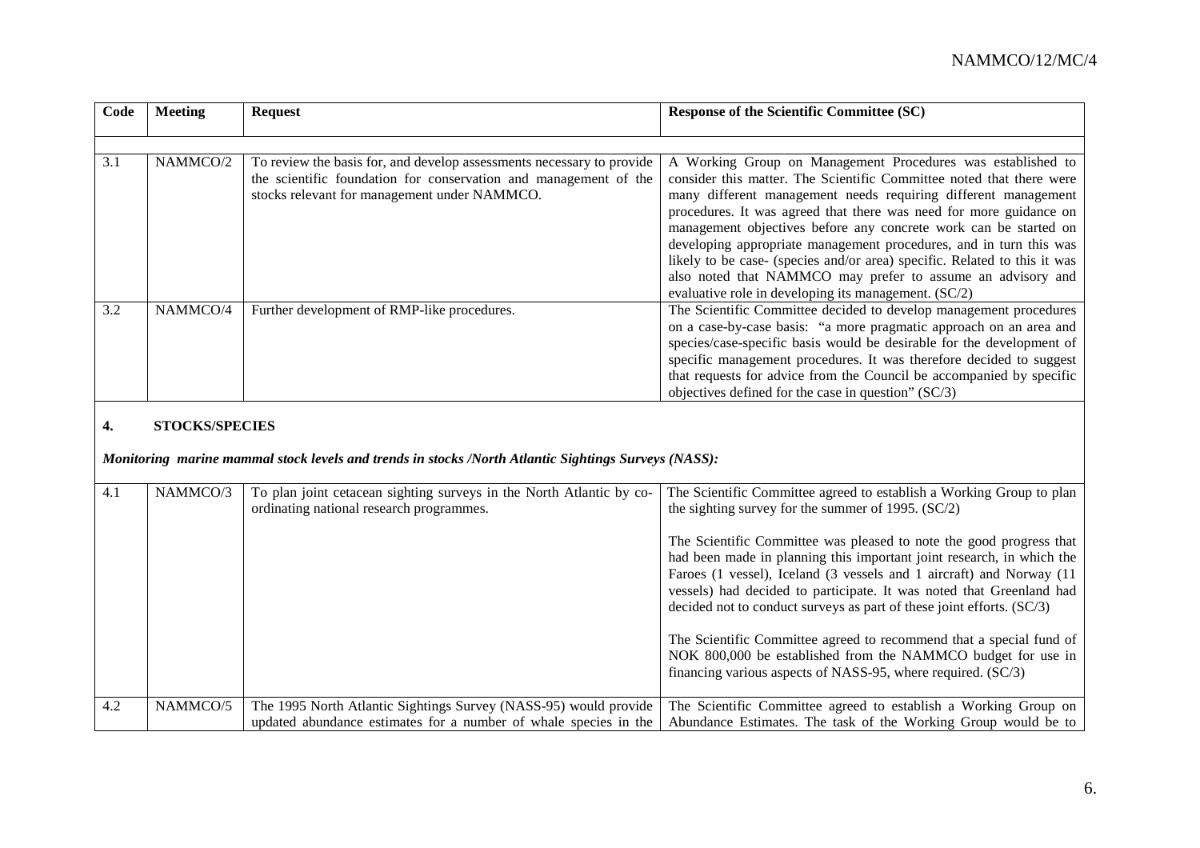| Code | Meeting | Request | Response of the Scientific Committee (SC) |
|---|---|---|---|
| 3.1 | NAMMCO/2 | To review the basis for, and develop assessments necessary to provide the scientific foundation for conservation and management of the stocks relevant for management under NAMMCO. | A Working Group on Management Procedures was established to consider this matter. The Scientific Committee noted that there were many different management needs requiring different management procedures. It was agreed that there was need for more guidance on management objectives before any concrete work can be started on developing appropriate management procedures, and in turn this was likely to be case- (species and/or area) specific. Related to this it was also noted that NAMMCO may prefer to assume an advisory and evaluative role in developing its management. (SC/2) |
| 3.2 | NAMMCO/4 | Further development of RMP-like procedures. | The Scientific Committee decided to develop management procedures on a case-by-case basis: "a more pragmatic approach on an area and species/case-specific basis would be desirable for the development of specific management procedures. It was therefore decided to suggest that requests for advice from the Council be accompanied by specific objectives defined for the case in question" (SC/3) |

## 4. STOCKS/SPECIES

***Monitoring marine mammal stock levels and trends in stocks /North Atlantic Sightings Surveys (NASS):***

| Code | Meeting | Request | Response of the Scientific Committee (SC) |
|---|---|---|---|
| 4.1 | NAMMCO/3 | To plan joint cetacean sighting surveys in the North Atlantic by co-ordinating national research programmes. | The Scientific Committee agreed to establish a Working Group to plan the sighting survey for the summer of 1995. (SC/2)<br><br>The Scientific Committee was pleased to note the good progress that had been made in planning this important joint research, in which the Faroes (1 vessel), Iceland (3 vessels and 1 aircraft) and Norway (11 vessels) had decided to participate. It was noted that Greenland had decided not to conduct surveys as part of these joint efforts. (SC/3)<br><br>The Scientific Committee agreed to recommend that a special fund of NOK 800,000 be established from the NAMMCO budget for use in financing various aspects of NASS-95, where required. (SC/3) |
| 4.2 | NAMMCO/5 | The 1995 North Atlantic Sightings Survey (NASS-95) would provide updated abundance estimates for a number of whale species in the | The Scientific Committee agreed to establish a Working Group on Abundance Estimates. The task of the Working Group would be to |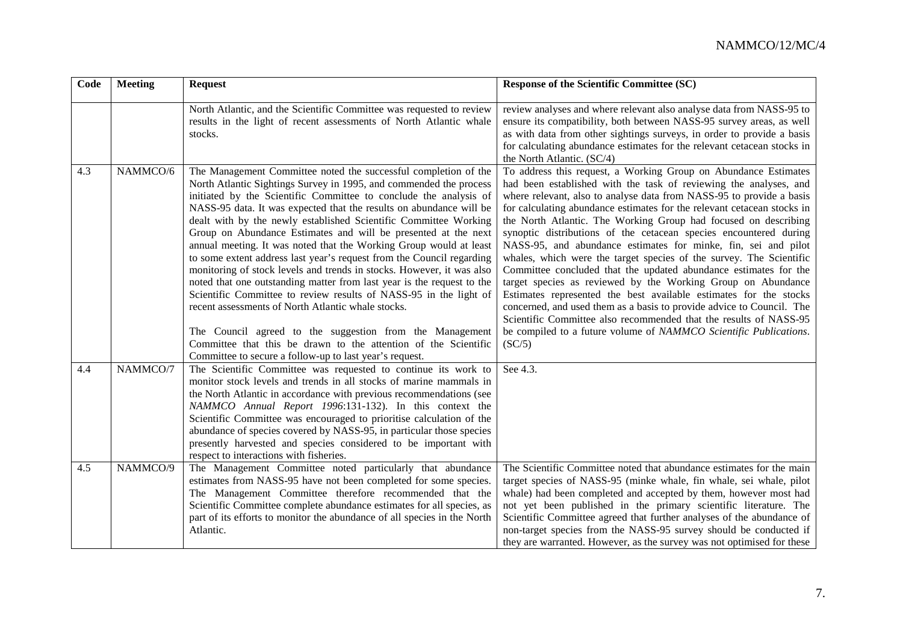| Code | Meeting | Request | Response of the Scientific Committee (SC) |
|---|---|---|---|
| | | North Atlantic, and the Scientific Committee was requested to review results in the light of recent assessments of North Atlantic whale stocks. | review analyses and where relevant also analyse data from NASS-95 to ensure its compatibility, both between NASS-95 survey areas, as well as with data from other sightings surveys, in order to provide a basis for calculating abundance estimates for the relevant cetacean stocks in the North Atlantic. (SC/4) |
| 4.3 | NAMMCO/6 | The Management Committee noted the successful completion of the North Atlantic Sightings Survey in 1995, and commended the process initiated by the Scientific Committee to conclude the analysis of NASS-95 data. It was expected that the results on abundance will be dealt with by the newly established Scientific Committee Working Group on Abundance Estimates and will be presented at the next annual meeting. It was noted that the Working Group would at least to some extent address last year's request from the Council regarding monitoring of stock levels and trends in stocks. However, it was also noted that one outstanding matter from last year is the request to the Scientific Committee to review results of NASS-95 in the light of recent assessments of North Atlantic whale stocks.<br><br>The Council agreed to the suggestion from the Management Committee that this be drawn to the attention of the Scientific Committee to secure a follow-up to last year's request. | To address this request, a Working Group on Abundance Estimates had been established with the task of reviewing the analyses, and where relevant, also to analyse data from NASS-95 to provide a basis for calculating abundance estimates for the relevant cetacean stocks in the North Atlantic. The Working Group had focused on describing synoptic distributions of the cetacean species encountered during NASS-95, and abundance estimates for minke, fin, sei and pilot whales, which were the target species of the survey. The Scientific Committee concluded that the updated abundance estimates for the target species as reviewed by the Working Group on Abundance Estimates represented the best available estimates for the stocks concerned, and used them as a basis to provide advice to Council. The Scientific Committee also recommended that the results of NASS-95 be compiled to a future volume of *NAMMCO Scientific Publications*. (SC/5) |
| 4.4 | NAMMCO/7 | The Scientific Committee was requested to continue its work to monitor stock levels and trends in all stocks of marine mammals in the North Atlantic in accordance with previous recommendations (see *NAMMCO Annual Report 1996*:131-132). In this context the Scientific Committee was encouraged to prioritise calculation of the abundance of species covered by NASS-95, in particular those species presently harvested and species considered to be important with respect to interactions with fisheries. | See 4.3. |
| 4.5 | NAMMCO/9 | The Management Committee noted particularly that abundance estimates from NASS-95 have not been completed for some species. The Management Committee therefore recommended that the Scientific Committee complete abundance estimates for all species, as part of its efforts to monitor the abundance of all species in the North Atlantic. | The Scientific Committee noted that abundance estimates for the main target species of NASS-95 (minke whale, fin whale, sei whale, pilot whale) had been completed and accepted by them, however most had not yet been published in the primary scientific literature. The Scientific Committee agreed that further analyses of the abundance of non-target species from the NASS-95 survey should be conducted if they are warranted. However, as the survey was not optimised for these |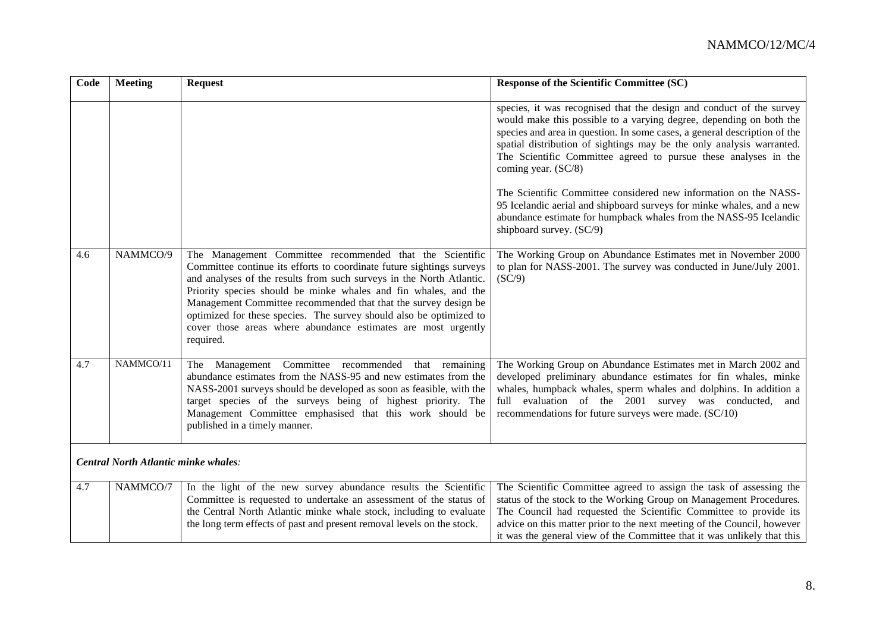| Code | Meeting | Request | Response of the Scientific Committee (SC) |
|---|---|---|---|
| | | | species, it was recognised that the design and conduct of the survey would make this possible to a varying degree, depending on both the species and area in question. In some cases, a general description of the spatial distribution of sightings may be the only analysis warranted. The Scientific Committee agreed to pursue these analyses in the coming year. (SC/8)<br><br>The Scientific Committee considered new information on the NASS-95 Icelandic aerial and shipboard surveys for minke whales, and a new abundance estimate for humpback whales from the NASS-95 Icelandic shipboard survey. (SC/9) |
| 4.6 | NAMMCO/9 | The Management Committee recommended that the Scientific Committee continue its efforts to coordinate future sightings surveys and analyses of the results from such surveys in the North Atlantic. Priority species should be minke whales and fin whales, and the Management Committee recommended that that the survey design be optimized for these species. The survey should also be optimized to cover those areas where abundance estimates are most urgently required. | The Working Group on Abundance Estimates met in November 2000 to plan for NASS-2001. The survey was conducted in June/July 2001. (SC/9) |
| 4.7 | NAMMCO/11 | The Management Committee recommended that remaining abundance estimates from the NASS-95 and new estimates from the NASS-2001 surveys should be developed as soon as feasible, with the target species of the surveys being of highest priority. The Management Committee emphasised that this work should be published in a timely manner. | The Working Group on Abundance Estimates met in March 2002 and developed preliminary abundance estimates for fin whales, minke whales, humpback whales, sperm whales and dolphins. In addition a full evaluation of the 2001 survey was conducted, and recommendations for future surveys were made. (SC/10) |
| ***Central North Atlantic minke whales:*** | | | |
| 4.7 | NAMMCO/7 | In the light of the new survey abundance results the Scientific Committee is requested to undertake an assessment of the status of the Central North Atlantic minke whale stock, including to evaluate the long term effects of past and present removal levels on the stock. | The Scientific Committee agreed to assign the task of assessing the status of the stock to the Working Group on Management Procedures. The Council had requested the Scientific Committee to provide its advice on this matter prior to the next meeting of the Council, however it was the general view of the Committee that it was unlikely that this |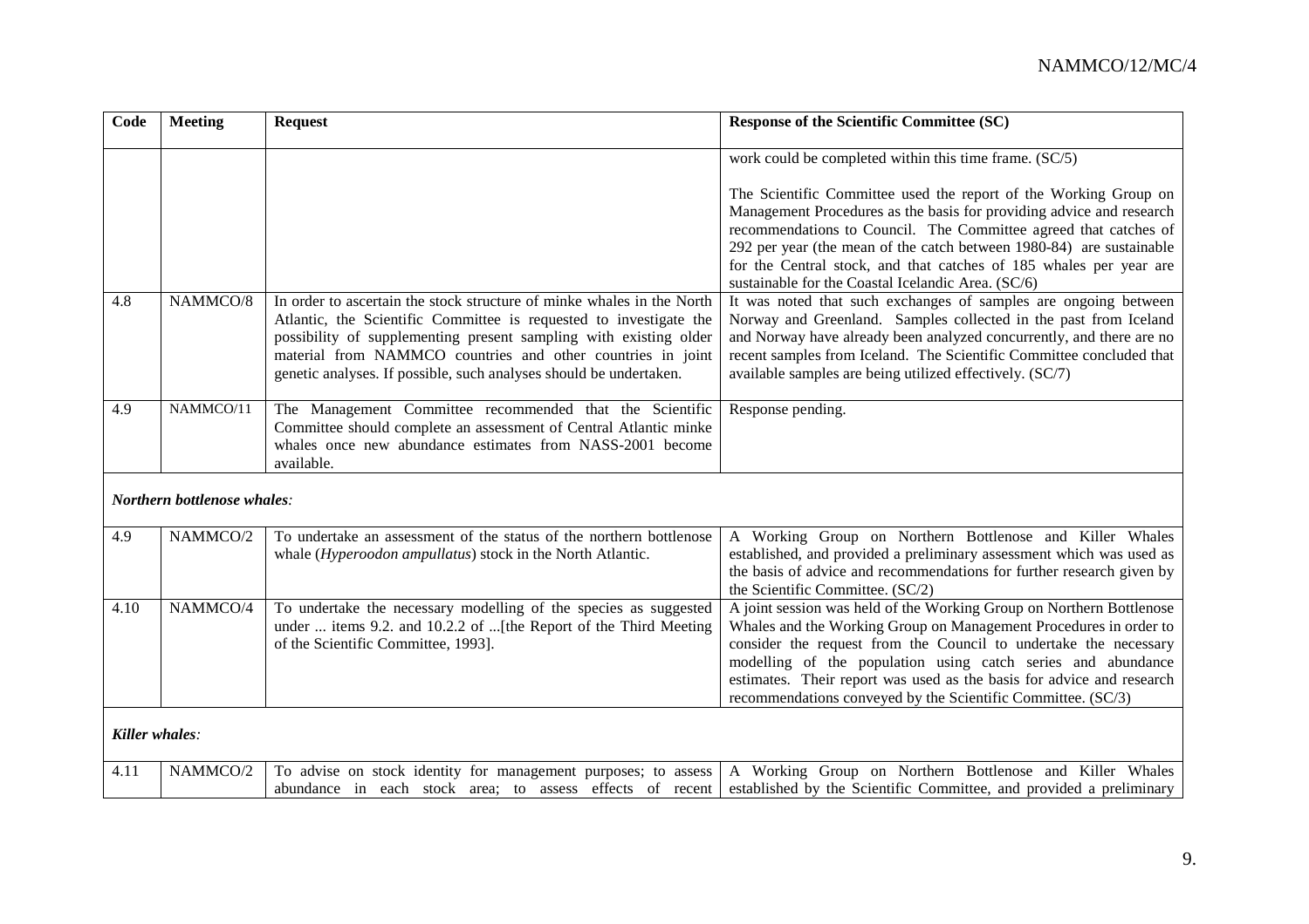| Code | Meeting | Request | Response of the Scientific Committee (SC) |
|---|---|---|---|
| | | | work could be completed within this time frame. (SC/5)<br><br>The Scientific Committee used the report of the Working Group on Management Procedures as the basis for providing advice and research recommendations to Council. The Committee agreed that catches of 292 per year (the mean of the catch between 1980-84) are sustainable for the Central stock, and that catches of 185 whales per year are sustainable for the Coastal Icelandic Area. (SC/6) |
| 4.8 | NAMMCO/8 | In order to ascertain the stock structure of minke whales in the North Atlantic, the Scientific Committee is requested to investigate the possibility of supplementing present sampling with existing older material from NAMMCO countries and other countries in joint genetic analyses. If possible, such analyses should be undertaken. | It was noted that such exchanges of samples are ongoing between Norway and Greenland. Samples collected in the past from Iceland and Norway have already been analyzed concurrently, and there are no recent samples from Iceland. The Scientific Committee concluded that available samples are being utilized effectively. (SC/7) |
| 4.9 | NAMMCO/11 | The Management Committee recommended that the Scientific Committee should complete an assessment of Central Atlantic minke whales once new abundance estimates from NASS-2001 become available. | Response pending. |
| ***Northern bottlenose whales:*** | | | |
| 4.9 | NAMMCO/2 | To undertake an assessment of the status of the northern bottlenose whale (*Hyperoodon ampullatus*) stock in the North Atlantic. | A Working Group on Northern Bottlenose and Killer Whales established, and provided a preliminary assessment which was used as the basis of advice and recommendations for further research given by the Scientific Committee. (SC/2) |
| 4.10 | NAMMCO/4 | To undertake the necessary modelling of the species as suggested under ... items 9.2. and 10.2.2 of ...[the Report of the Third Meeting of the Scientific Committee, 1993]. | A joint session was held of the Working Group on Northern Bottlenose Whales and the Working Group on Management Procedures in order to consider the request from the Council to undertake the necessary modelling of the population using catch series and abundance estimates. Their report was used as the basis for advice and research recommendations conveyed by the Scientific Committee. (SC/3) |
| ***Killer whales:*** | | | |
| 4.11 | NAMMCO/2 | To advise on stock identity for management purposes; to assess abundance in each stock area; to assess effects of recent | A Working Group on Northern Bottlenose and Killer Whales established by the Scientific Committee, and provided a preliminary |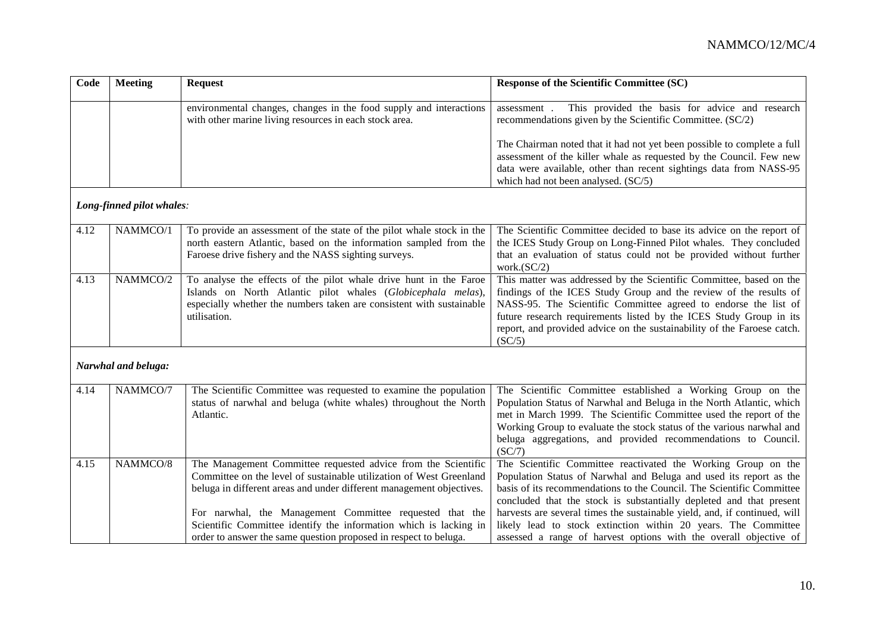| Code | Meeting | Request | Response of the Scientific Committee (SC) |
|---|---|---|---|
| | | environmental changes, changes in the food supply and interactions with other marine living resources in each stock area. | assessment . This provided the basis for advice and research recommendations given by the Scientific Committee. (SC/2)<br><br>The Chairman noted that it had not yet been possible to complete a full assessment of the killer whale as requested by the Council. Few new data were available, other than recent sightings data from NASS-95 which had not been analysed. (SC/5) |
| ***Long-finned pilot whales:*** | | | |
| 4.12 | NAMMCO/1 | To provide an assessment of the state of the pilot whale stock in the north eastern Atlantic, based on the information sampled from the Faroese drive fishery and the NASS sighting surveys. | The Scientific Committee decided to base its advice on the report of the ICES Study Group on Long-Finned Pilot whales. They concluded that an evaluation of status could not be provided without further work.(SC/2) |
| 4.13 | NAMMCO/2 | To analyse the effects of the pilot whale drive hunt in the Faroe Islands on North Atlantic pilot whales (*Globicephala melas*), especially whether the numbers taken are consistent with sustainable utilisation. | This matter was addressed by the Scientific Committee, based on the findings of the ICES Study Group and the review of the results of NASS-95. The Scientific Committee agreed to endorse the list of future research requirements listed by the ICES Study Group in its report, and provided advice on the sustainability of the Faroese catch. (SC/5) |
| ***Narwhal and beluga:*** | | | |
| 4.14 | NAMMCO/7 | The Scientific Committee was requested to examine the population status of narwhal and beluga (white whales) throughout the North Atlantic. | The Scientific Committee established a Working Group on the Population Status of Narwhal and Beluga in the North Atlantic, which met in March 1999. The Scientific Committee used the report of the Working Group to evaluate the stock status of the various narwhal and beluga aggregations, and provided recommendations to Council. (SC/7) |
| 4.15 | NAMMCO/8 | The Management Committee requested advice from the Scientific Committee on the level of sustainable utilization of West Greenland beluga in different areas and under different management objectives.<br><br>For narwhal, the Management Committee requested that the Scientific Committee identify the information which is lacking in order to answer the same question proposed in respect to beluga. | The Scientific Committee reactivated the Working Group on the Population Status of Narwhal and Beluga and used its report as the basis of its recommendations to the Council. The Scientific Committee concluded that the stock is substantially depleted and that present harvests are several times the sustainable yield, and, if continued, will likely lead to stock extinction within 20 years. The Committee assessed a range of harvest options with the overall objective of |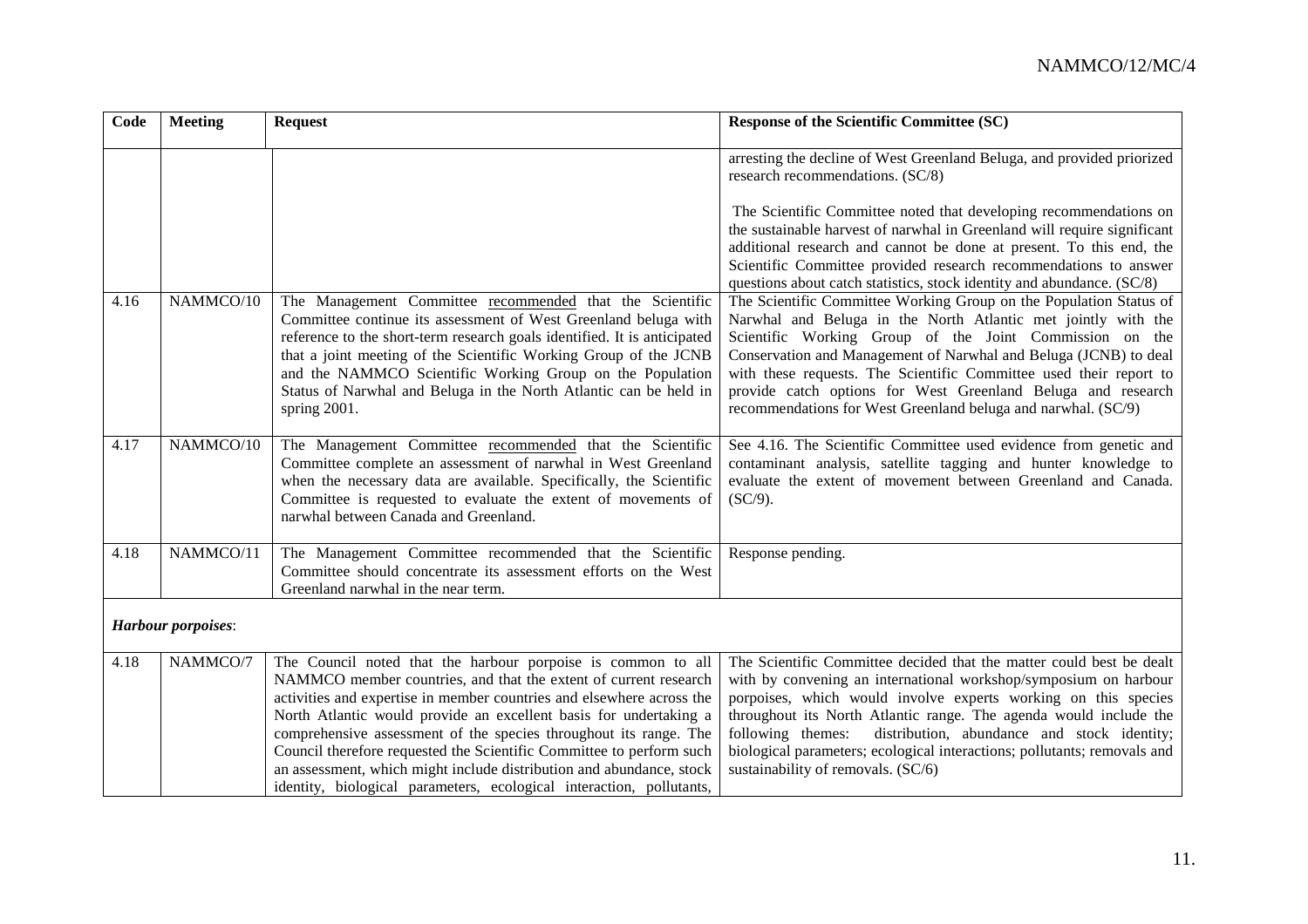| Code | Meeting | Request | Response of the Scientific Committee (SC) |
|---|---|---|---|
| | | | arresting the decline of West Greenland Beluga, and provided priorized research recommendations. (SC/8)<br><br>The Scientific Committee noted that developing recommendations on the sustainable harvest of narwhal in Greenland will require significant additional research and cannot be done at present. To this end, the Scientific Committee provided research recommendations to answer questions about catch statistics, stock identity and abundance. (SC/8) |
| 4.16 | NAMMCO/10 | The Management Committee recommended that the Scientific Committee continue its assessment of West Greenland beluga with reference to the short-term research goals identified. It is anticipated that a joint meeting of the Scientific Working Group of the JCNB and the NAMMCO Scientific Working Group on the Population Status of Narwhal and Beluga in the North Atlantic can be held in spring 2001. | The Scientific Committee Working Group on the Population Status of Narwhal and Beluga in the North Atlantic met jointly with the Scientific Working Group of the Joint Commission on the Conservation and Management of Narwhal and Beluga (JCNB) to deal with these requests. The Scientific Committee used their report to provide catch options for West Greenland Beluga and research recommendations for West Greenland beluga and narwhal. (SC/9) |
| 4.17 | NAMMCO/10 | The Management Committee recommended that the Scientific Committee complete an assessment of narwhal in West Greenland when the necessary data are available. Specifically, the Scientific Committee is requested to evaluate the extent of movements of narwhal between Canada and Greenland. | See 4.16. The Scientific Committee used evidence from genetic and contaminant analysis, satellite tagging and hunter knowledge to evaluate the extent of movement between Greenland and Canada. (SC/9). |
| 4.18 | NAMMCO/11 | The Management Committee recommended that the Scientific Committee should concentrate its assessment efforts on the West Greenland narwhal in the near term. | Response pending. |
| ***Harbour porpoises*:** | | | |
| 4.18 | NAMMCO/7 | The Council noted that the harbour porpoise is common to all NAMMCO member countries, and that the extent of current research activities and expertise in member countries and elsewhere across the North Atlantic would provide an excellent basis for undertaking a comprehensive assessment of the species throughout its range. The Council therefore requested the Scientific Committee to perform such an assessment, which might include distribution and abundance, stock identity, biological parameters, ecological interaction, pollutants, | The Scientific Committee decided that the matter could best be dealt with by convening an international workshop/symposium on harbour porpoises, which would involve experts working on this species throughout its North Atlantic range. The agenda would include the following themes: distribution, abundance and stock identity; biological parameters; ecological interactions; pollutants; removals and sustainability of removals. (SC/6) |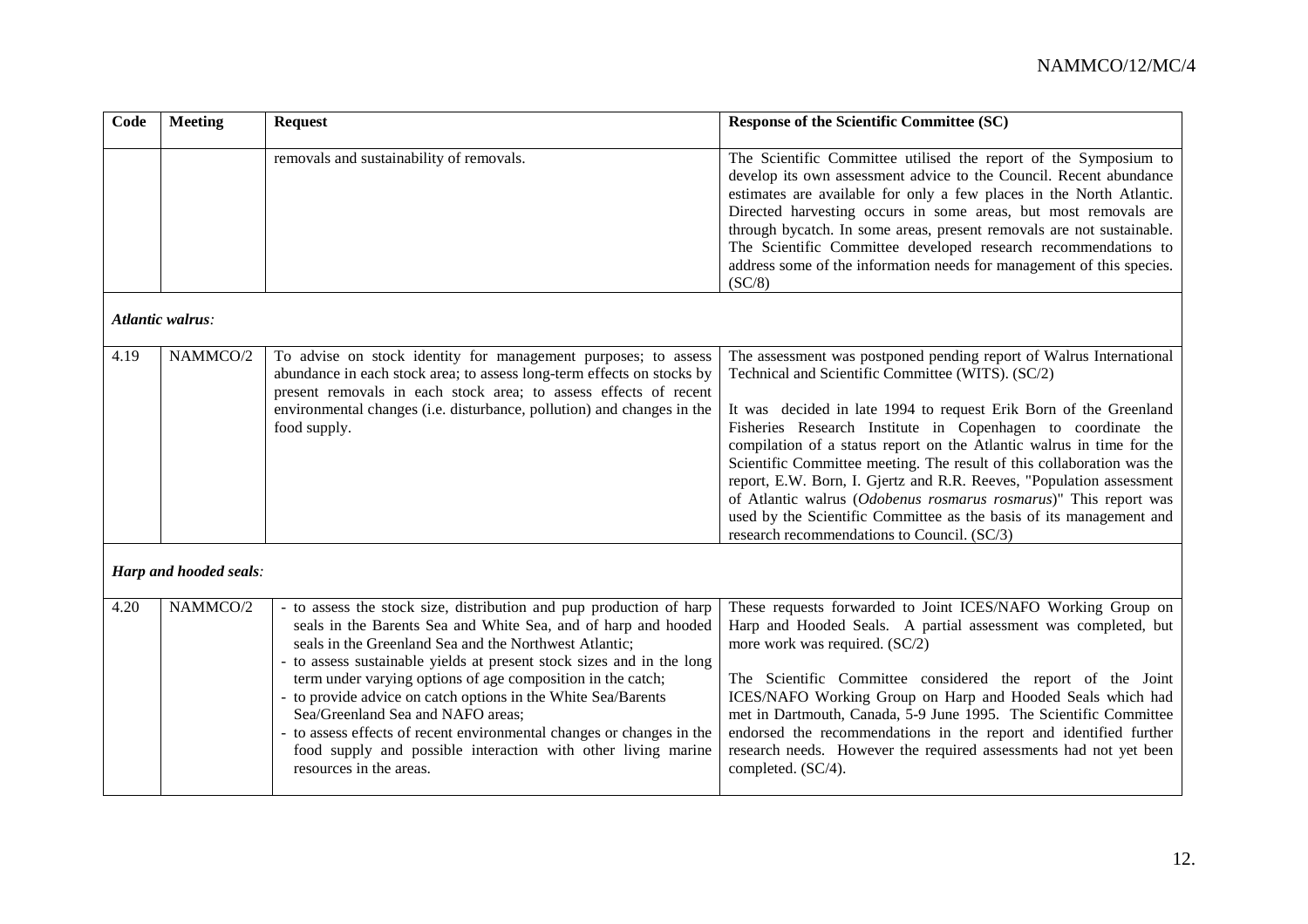| Code | Meeting | Request | Response of the Scientific Committee (SC) |
|---|---|---|---|
| | | removals and sustainability of removals. | The Scientific Committee utilised the report of the Symposium to develop its own assessment advice to the Council. Recent abundance estimates are available for only a few places in the North Atlantic. Directed harvesting occurs in some areas, but most removals are through bycatch. In some areas, present removals are not sustainable. The Scientific Committee developed research recommendations to address some of the information needs for management of this species. (SC/8) |
| ***Atlantic walrus:*** | | | |
| 4.19 | NAMMCO/2 | To advise on stock identity for management purposes; to assess abundance in each stock area; to assess long-term effects on stocks by present removals in each stock area; to assess effects of recent environmental changes (i.e. disturbance, pollution) and changes in the food supply. | The assessment was postponed pending report of Walrus International Technical and Scientific Committee (WITS). (SC/2)<br><br>It was decided in late 1994 to request Erik Born of the Greenland Fisheries Research Institute in Copenhagen to coordinate the compilation of a status report on the Atlantic walrus in time for the Scientific Committee meeting. The result of this collaboration was the report, E.W. Born, I. Gjertz and R.R. Reeves, "Population assessment of Atlantic walrus (*Odobenus rosmarus rosmarus*)" This report was used by the Scientific Committee as the basis of its management and research recommendations to Council. (SC/3) |
| ***Harp and hooded seals:*** | | | |
| 4.20 | NAMMCO/2 | - to assess the stock size, distribution and pup production of harp seals in the Barents Sea and White Sea, and of harp and hooded seals in the Greenland Sea and the Northwest Atlantic;<br>- to assess sustainable yields at present stock sizes and in the long term under varying options of age composition in the catch;<br>- to provide advice on catch options in the White Sea/Barents Sea/Greenland Sea and NAFO areas;<br>- to assess effects of recent environmental changes or changes in the food supply and possible interaction with other living marine resources in the areas. | These requests forwarded to Joint ICES/NAFO Working Group on Harp and Hooded Seals. A partial assessment was completed, but more work was required. (SC/2)<br><br>The Scientific Committee considered the report of the Joint ICES/NAFO Working Group on Harp and Hooded Seals which had met in Dartmouth, Canada, 5-9 June 1995. The Scientific Committee endorsed the recommendations in the report and identified further research needs. However the required assessments had not yet been completed. (SC/4). |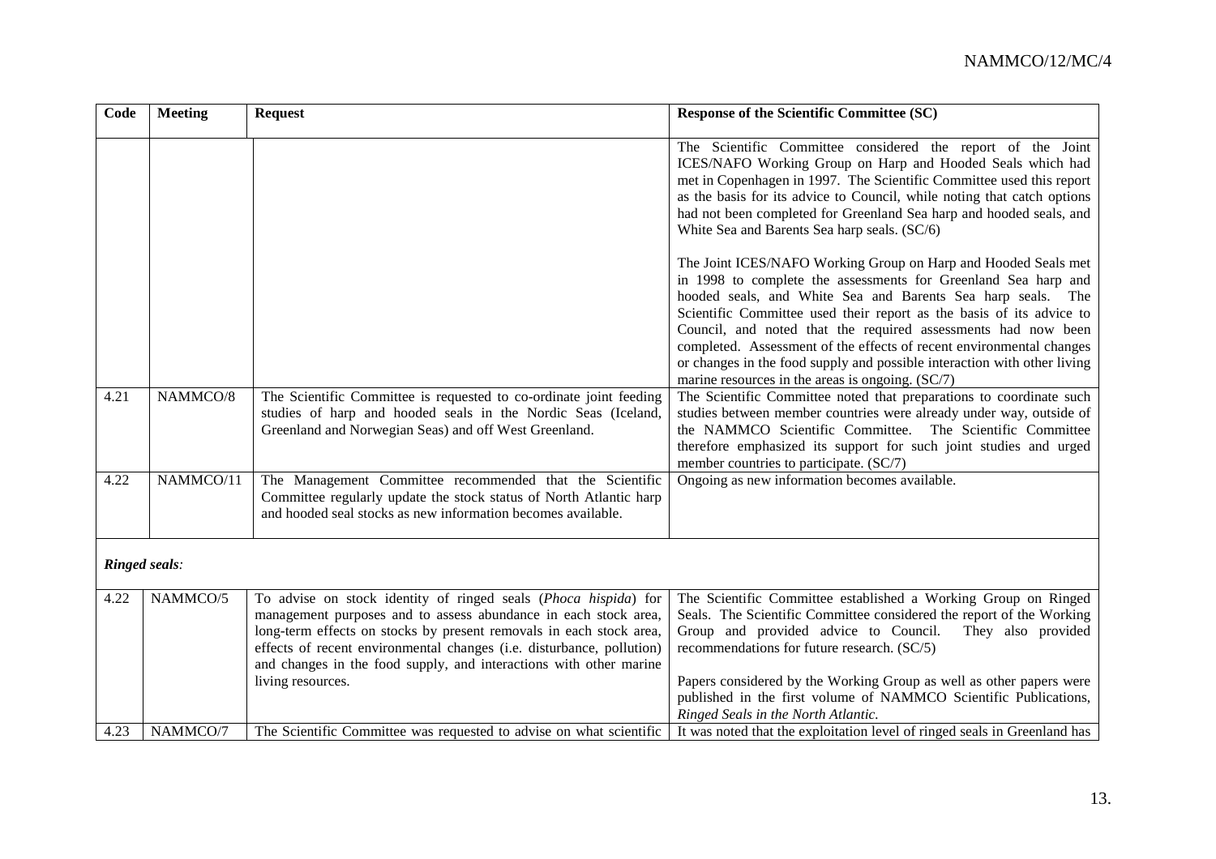| Code | Meeting | Request | Response of the Scientific Committee (SC) |
|---|---|---|---|
| | | | The Scientific Committee considered the report of the Joint ICES/NAFO Working Group on Harp and Hooded Seals which had met in Copenhagen in 1997. The Scientific Committee used this report as the basis for its advice to Council, while noting that catch options had not been completed for Greenland Sea harp and hooded seals, and White Sea and Barents Sea harp seals. (SC/6)<br><br>The Joint ICES/NAFO Working Group on Harp and Hooded Seals met in 1998 to complete the assessments for Greenland Sea harp and hooded seals, and White Sea and Barents Sea harp seals. The Scientific Committee used their report as the basis of its advice to Council, and noted that the required assessments had now been completed. Assessment of the effects of recent environmental changes or changes in the food supply and possible interaction with other living marine resources in the areas is ongoing. (SC/7) |
| 4.21 | NAMMCO/8 | The Scientific Committee is requested to co-ordinate joint feeding studies of harp and hooded seals in the Nordic Seas (Iceland, Greenland and Norwegian Seas) and off West Greenland. | The Scientific Committee noted that preparations to coordinate such studies between member countries were already under way, outside of the NAMMCO Scientific Committee. The Scientific Committee therefore emphasized its support for such joint studies and urged member countries to participate. (SC/7) |
| 4.22 | NAMMCO/11 | The Management Committee recommended that the Scientific Committee regularly update the stock status of North Atlantic harp and hooded seal stocks as new information becomes available. | Ongoing as new information becomes available. |
| ***Ringed seals:*** | | | |
| 4.22 | NAMMCO/5 | To advise on stock identity of ringed seals (*Phoca hispida*) for management purposes and to assess abundance in each stock area, long-term effects on stocks by present removals in each stock area, effects of recent environmental changes (i.e. disturbance, pollution) and changes in the food supply, and interactions with other marine living resources. | The Scientific Committee established a Working Group on Ringed Seals. The Scientific Committee considered the report of the Working Group and provided advice to Council. They also provided recommendations for future research. (SC/5)<br><br>Papers considered by the Working Group as well as other papers were published in the first volume of NAMMCO Scientific Publications, *Ringed Seals in the North Atlantic*. |
| 4.23 | NAMMCO/7 | The Scientific Committee was requested to advise on what scientific | It was noted that the exploitation level of ringed seals in Greenland has |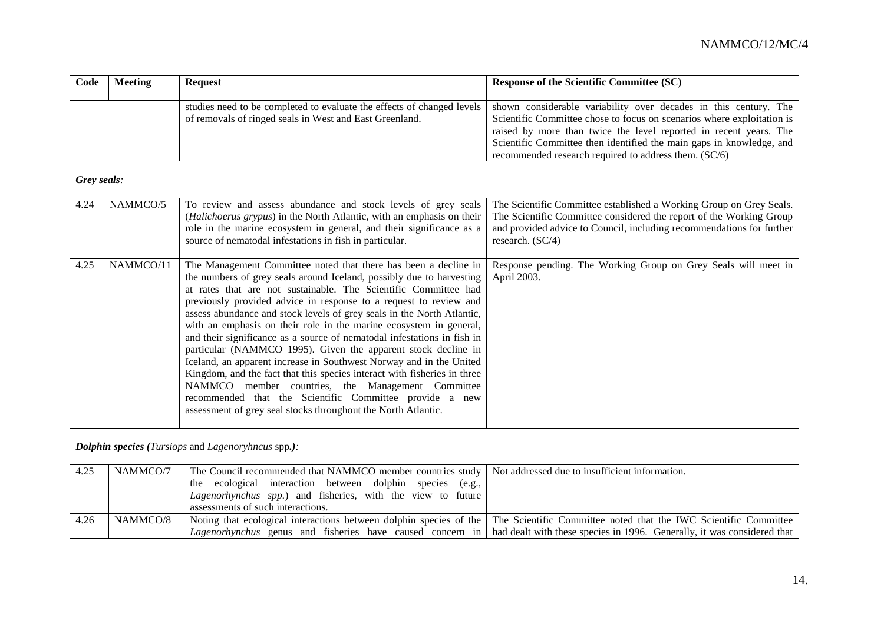| Code | Meeting | Request | Response of the Scientific Committee (SC) |
|---|---|---|---|
| | | studies need to be completed to evaluate the effects of changed levels of removals of ringed seals in West and East Greenland. | shown considerable variability over decades in this century. The Scientific Committee chose to focus on scenarios where exploitation is raised by more than twice the level reported in recent years. The Scientific Committee then identified the main gaps in knowledge, and recommended research required to address them. (SC/6) |
| ***Grey seals:*** | | | |
| 4.24 | NAMMCO/5 | To review and assess abundance and stock levels of grey seals (*Halichoerus grypus*) in the North Atlantic, with an emphasis on their role in the marine ecosystem in general, and their significance as a source of nematodal infestations in fish in particular. | The Scientific Committee established a Working Group on Grey Seals. The Scientific Committee considered the report of the Working Group and provided advice to Council, including recommendations for further research. (SC/4) |
| 4.25 | NAMMCO/11 | The Management Committee noted that there has been a decline in the numbers of grey seals around Iceland, possibly due to harvesting at rates that are not sustainable. The Scientific Committee had previously provided advice in response to a request to review and assess abundance and stock levels of grey seals in the North Atlantic, with an emphasis on their role in the marine ecosystem in general, and their significance as a source of nematodal infestations in fish in particular (NAMMCO 1995). Given the apparent stock decline in Iceland, an apparent increase in Southwest Norway and in the United Kingdom, and the fact that this species interact with fisheries in three NAMMCO member countries, the Management Committee recommended that the Scientific Committee provide a new assessment of grey seal stocks throughout the North Atlantic. | Response pending. The Working Group on Grey Seals will meet in April 2003. |
| ***Dolphin species (*Tursiops *and* Lagenoryhncus *spp.):*** | | | |
| 4.25 | NAMMCO/7 | The Council recommended that NAMMCO member countries study the ecological interaction between dolphin species (e.g., *Lagenorhynchus spp.*) and fisheries, with the view to future assessments of such interactions. | Not addressed due to insufficient information. |
| 4.26 | NAMMCO/8 | Noting that ecological interactions between dolphin species of the *Lagenorhynchus* genus and fisheries have caused concern in | The Scientific Committee noted that the IWC Scientific Committee had dealt with these species in 1996. Generally, it was considered that |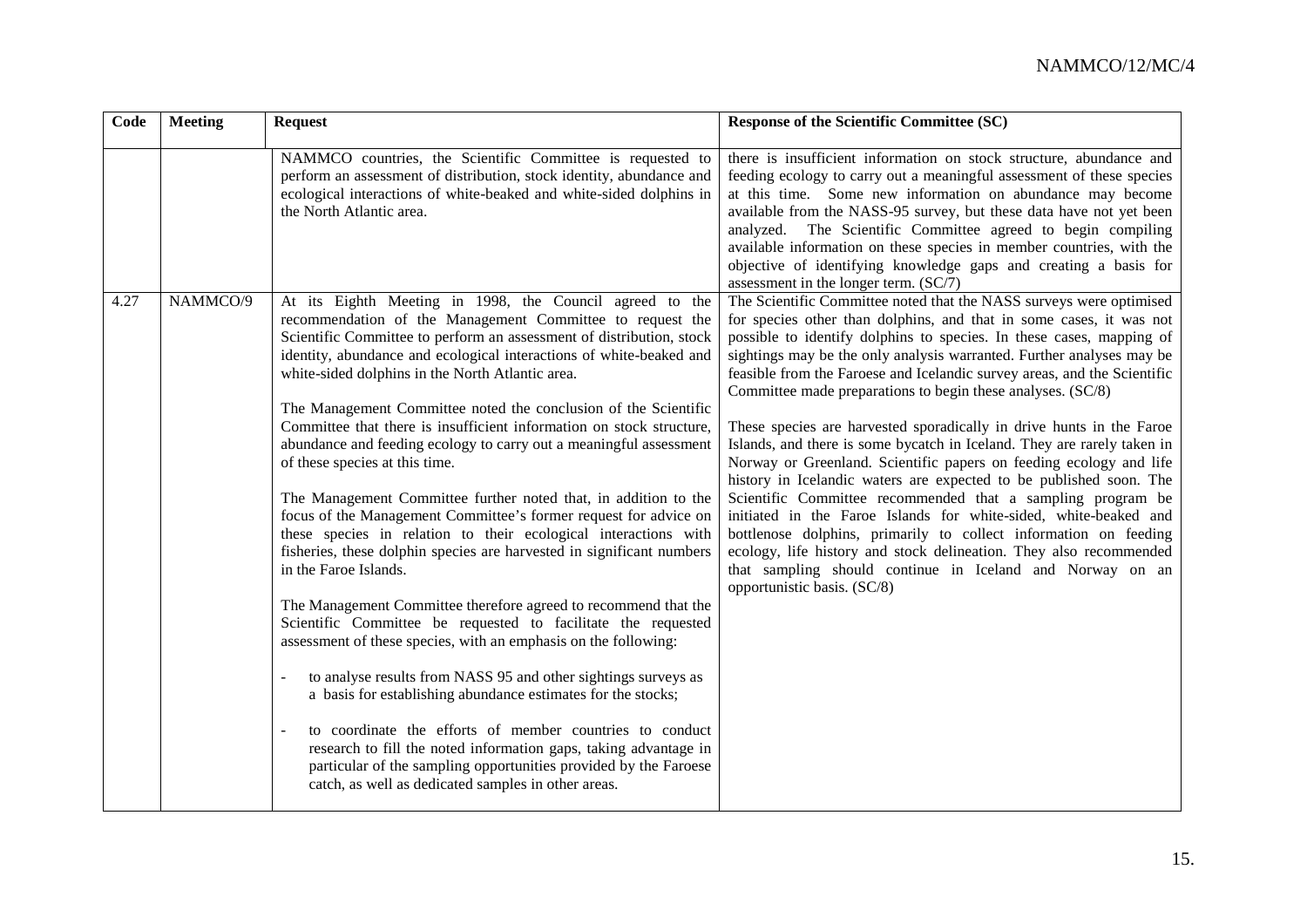| Code | Meeting | Request | Response of the Scientific Committee (SC) |
|---|---|---|---|
| | | NAMMCO countries, the Scientific Committee is requested to perform an assessment of distribution, stock identity, abundance and ecological interactions of white-beaked and white-sided dolphins in the North Atlantic area. | there is insufficient information on stock structure, abundance and feeding ecology to carry out a meaningful assessment of these species at this time. Some new information on abundance may become available from the NASS-95 survey, but these data have not yet been analyzed. The Scientific Committee agreed to begin compiling available information on these species in member countries, with the objective of identifying knowledge gaps and creating a basis for assessment in the longer term. (SC/7) |
| 4.27 | NAMMCO/9 | At its Eighth Meeting in 1998, the Council agreed to the recommendation of the Management Committee to request the Scientific Committee to perform an assessment of distribution, stock identity, abundance and ecological interactions of white-beaked and white-sided dolphins in the North Atlantic area.<br><br>The Management Committee noted the conclusion of the Scientific Committee that there is insufficient information on stock structure, abundance and feeding ecology to carry out a meaningful assessment of these species at this time.<br><br>The Management Committee further noted that, in addition to the focus of the Management Committee's former request for advice on these species in relation to their ecological interactions with fisheries, these dolphin species are harvested in significant numbers in the Faroe Islands.<br><br>The Management Committee therefore agreed to recommend that the Scientific Committee be requested to facilitate the requested assessment of these species, with an emphasis on the following:<br><br>- to analyse results from NASS 95 and other sightings surveys as a basis for establishing abundance estimates for the stocks;<br><br>- to coordinate the efforts of member countries to conduct research to fill the noted information gaps, taking advantage in particular of the sampling opportunities provided by the Faroese catch, as well as dedicated samples in other areas. | The Scientific Committee noted that the NASS surveys were optimised for species other than dolphins, and that in some cases, it was not possible to identify dolphins to species. In these cases, mapping of sightings may be the only analysis warranted. Further analyses may be feasible from the Faroese and Icelandic survey areas, and the Scientific Committee made preparations to begin these analyses. (SC/8)<br><br>These species are harvested sporadically in drive hunts in the Faroe Islands, and there is some bycatch in Iceland. They are rarely taken in Norway or Greenland. Scientific papers on feeding ecology and life history in Icelandic waters are expected to be published soon. The Scientific Committee recommended that a sampling program be initiated in the Faroe Islands for white-sided, white-beaked and bottlenose dolphins, primarily to collect information on feeding ecology, life history and stock delineation. They also recommended that sampling should continue in Iceland and Norway on an opportunistic basis. (SC/8) |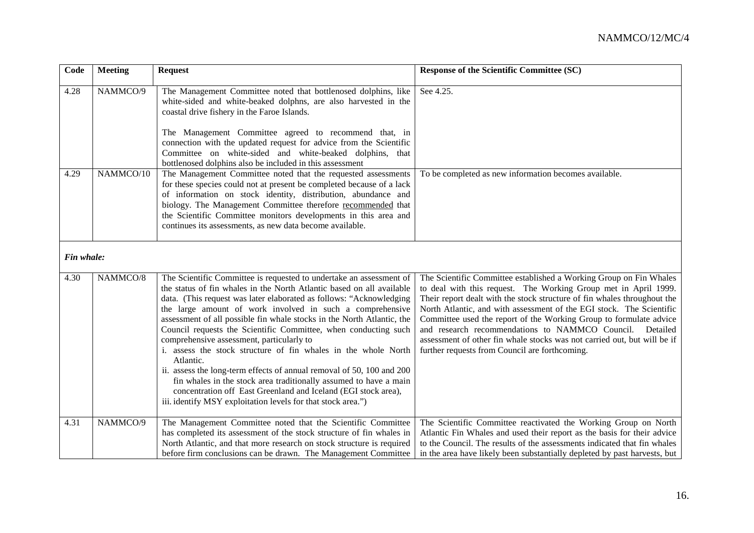| Code | Meeting | Request | Response of the Scientific Committee (SC) |
|---|---|---|---|
| 4.28 | NAMMCO/9 | The Management Committee noted that bottlenosed dolphins, like white-sided and white-beaked dolphns, are also harvested in the coastal drive fishery in the Faroe Islands.<br><br>The Management Committee agreed to recommend that, in connection with the updated request for advice from the Scientific Committee on white-sided and white-beaked dolphins, that bottlenosed dolphins also be included in this assessment | See 4.25. |
| 4.29 | NAMMCO/10 | The Management Committee noted that the requested assessments for these species could not at present be completed because of a lack of information on stock identity, distribution, abundance and biology. The Management Committee therefore recommended that the Scientific Committee monitors developments in this area and continues its assessments, as new data become available. | To be completed as new information becomes available. |
| ***Fin whale:*** | | | |
| 4.30 | NAMMCO/8 | The Scientific Committee is requested to undertake an assessment of the status of fin whales in the North Atlantic based on all available data. (This request was later elaborated as follows: "Acknowledging the large amount of work involved in such a comprehensive assessment of all possible fin whale stocks in the North Atlantic, the Council requests the Scientific Committee, when conducting such comprehensive assessment, particularly to<br>i. assess the stock structure of fin whales in the whole North Atlantic.<br>ii. assess the long-term effects of annual removal of 50, 100 and 200 fin whales in the stock area traditionally assumed to have a main concentration off East Greenland and Iceland (EGI stock area),<br>iii. identify MSY exploitation levels for that stock area.") | The Scientific Committee established a Working Group on Fin Whales to deal with this request. The Working Group met in April 1999. Their report dealt with the stock structure of fin whales throughout the North Atlantic, and with assessment of the EGI stock. The Scientific Committee used the report of the Working Group to formulate advice and research recommendations to NAMMCO Council. Detailed assessment of other fin whale stocks was not carried out, but will be if further requests from Council are forthcoming. |
| 4.31 | NAMMCO/9 | The Management Committee noted that the Scientific Committee has completed its assessment of the stock structure of fin whales in North Atlantic, and that more research on stock structure is required before firm conclusions can be drawn. The Management Committee | The Scientific Committee reactivated the Working Group on North Atlantic Fin Whales and used their report as the basis for their advice to the Council. The results of the assessments indicated that fin whales in the area have likely been substantially depleted by past harvests, but |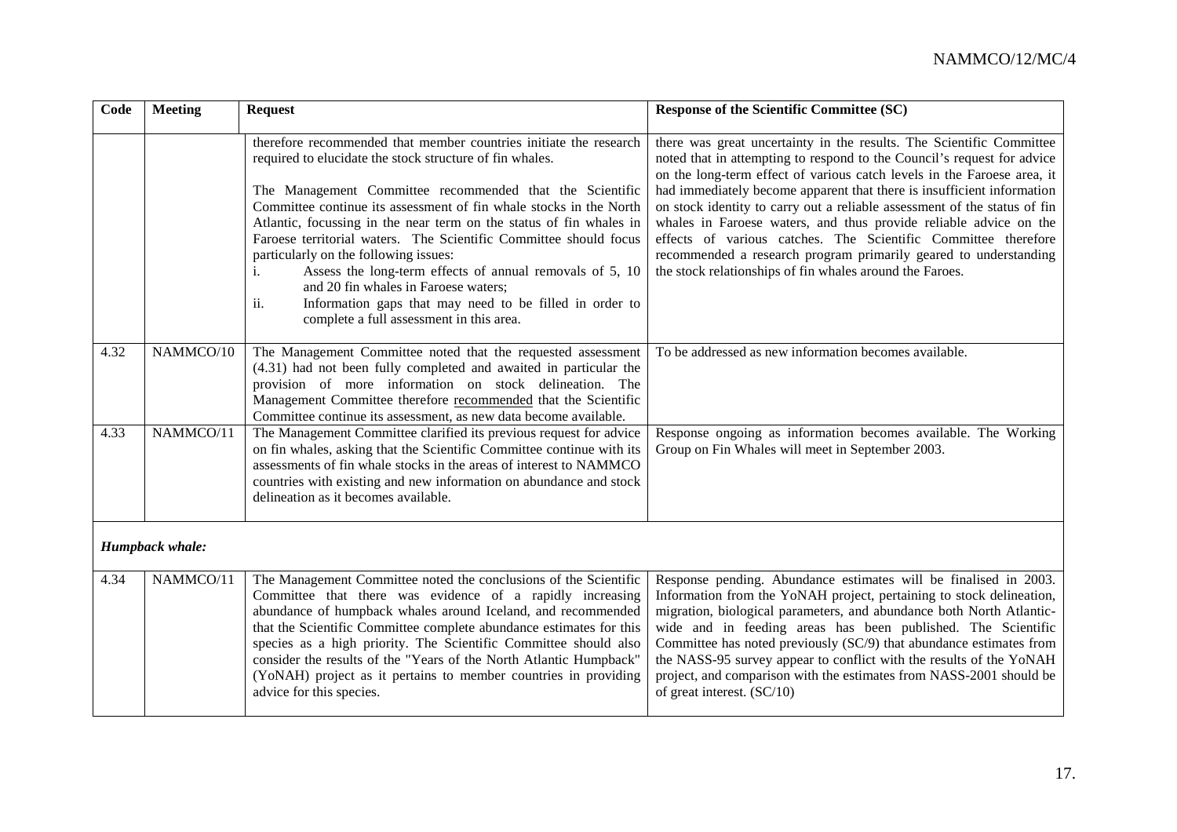| Code | Meeting | Request | Response of the Scientific Committee (SC) |
|---|---|---|---|
| | | therefore recommended that member countries initiate the research required to elucidate the stock structure of fin whales.<br><br>The Management Committee recommended that the Scientific Committee continue its assessment of fin whale stocks in the North Atlantic, focussing in the near term on the status of fin whales in Faroese territorial waters. The Scientific Committee should focus particularly on the following issues:<br>i. Assess the long-term effects of annual removals of 5, 10 and 20 fin whales in Faroese waters;<br>ii. Information gaps that may need to be filled in order to complete a full assessment in this area. | there was great uncertainty in the results. The Scientific Committee noted that in attempting to respond to the Council's request for advice on the long-term effect of various catch levels in the Faroese area, it had immediately become apparent that there is insufficient information on stock identity to carry out a reliable assessment of the status of fin whales in Faroese waters, and thus provide reliable advice on the effects of various catches. The Scientific Committee therefore recommended a research program primarily geared to understanding the stock relationships of fin whales around the Faroes. |
| 4.32 | NAMMCO/10 | The Management Committee noted that the requested assessment (4.31) had not been fully completed and awaited in particular the provision of more information on stock delineation. The Management Committee therefore recommended that the Scientific Committee continue its assessment, as new data become available. | To be addressed as new information becomes available. |
| 4.33 | NAMMCO/11 | The Management Committee clarified its previous request for advice on fin whales, asking that the Scientific Committee continue with its assessments of fin whale stocks in the areas of interest to NAMMCO countries with existing and new information on abundance and stock delineation as it becomes available. | Response ongoing as information becomes available. The Working Group on Fin Whales will meet in September 2003. |
| ***Humpback whale:*** | | | |
| 4.34 | NAMMCO/11 | The Management Committee noted the conclusions of the Scientific Committee that there was evidence of a rapidly increasing abundance of humpback whales around Iceland, and recommended that the Scientific Committee complete abundance estimates for this species as a high priority. The Scientific Committee should also consider the results of the "Years of the North Atlantic Humpback" (YoNAH) project as it pertains to member countries in providing advice for this species. | Response pending. Abundance estimates will be finalised in 2003. Information from the YoNAH project, pertaining to stock delineation, migration, biological parameters, and abundance both North Atlantic-wide and in feeding areas has been published. The Scientific Committee has noted previously (SC/9) that abundance estimates from the NASS-95 survey appear to conflict with the results of the YoNAH project, and comparison with the estimates from NASS-2001 should be of great interest. (SC/10) |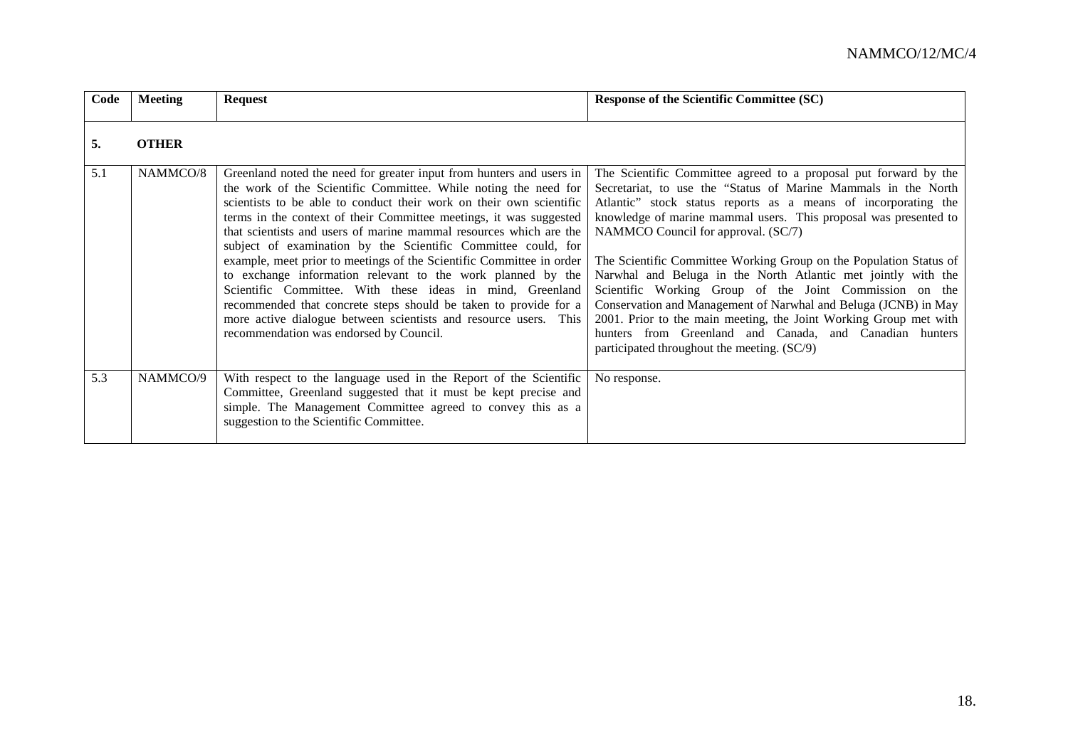| Code | Meeting | Request | Response of the Scientific Committee (SC) |
|---|---|---|---|
| **5.** | **OTHER** | | |
| 5.1 | NAMMCO/8 | Greenland noted the need for greater input from hunters and users in the work of the Scientific Committee. While noting the need for scientists to be able to conduct their work on their own scientific terms in the context of their Committee meetings, it was suggested that scientists and users of marine mammal resources which are the subject of examination by the Scientific Committee could, for example, meet prior to meetings of the Scientific Committee in order to exchange information relevant to the work planned by the Scientific Committee. With these ideas in mind, Greenland recommended that concrete steps should be taken to provide for a more active dialogue between scientists and resource users. This recommendation was endorsed by Council. | The Scientific Committee agreed to a proposal put forward by the Secretariat, to use the "Status of Marine Mammals in the North Atlantic" stock status reports as a means of incorporating the knowledge of marine mammal users. This proposal was presented to NAMMCO Council for approval. (SC/7)<br><br>The Scientific Committee Working Group on the Population Status of Narwhal and Beluga in the North Atlantic met jointly with the Scientific Working Group of the Joint Commission on the Conservation and Management of Narwhal and Beluga (JCNB) in May 2001. Prior to the main meeting, the Joint Working Group met with hunters from Greenland and Canada, and Canadian hunters participated throughout the meeting. (SC/9) |
| 5.3 | NAMMCO/9 | With respect to the language used in the Report of the Scientific Committee, Greenland suggested that it must be kept precise and simple. The Management Committee agreed to convey this as a suggestion to the Scientific Committee. | No response. |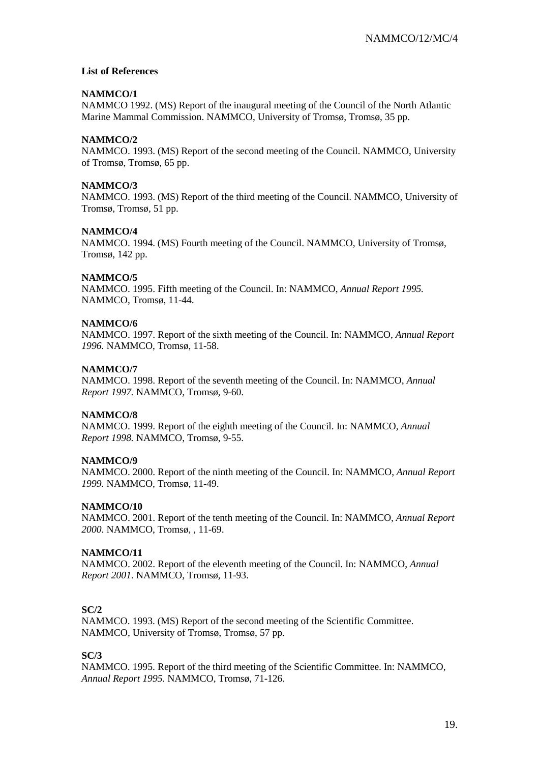**List of References**

**NAMMCO/1**
NAMMCO 1992. (MS) Report of the inaugural meeting of the Council of the North Atlantic Marine Mammal Commission. NAMMCO, University of Tromsø, Tromsø, 35 pp.

**NAMMCO/2**
NAMMCO. 1993. (MS) Report of the second meeting of the Council. NAMMCO, University of Tromsø, Tromsø, 65 pp.

**NAMMCO/3**
NAMMCO. 1993. (MS) Report of the third meeting of the Council. NAMMCO, University of Tromsø, Tromsø, 51 pp.

**NAMMCO/4**
NAMMCO. 1994. (MS) Fourth meeting of the Council. NAMMCO, University of Tromsø, Tromsø, 142 pp.

**NAMMCO/5**
NAMMCO. 1995. Fifth meeting of the Council. In: NAMMCO, *Annual Report 1995.* NAMMCO, Tromsø, 11-44.

**NAMMCO/6**
NAMMCO. 1997. Report of the sixth meeting of the Council. In: NAMMCO, *Annual Report 1996.* NAMMCO, Tromsø, 11-58.

**NAMMCO/7**
NAMMCO. 1998. Report of the seventh meeting of the Council. In: NAMMCO, *Annual Report 1997.* NAMMCO, Tromsø, 9-60.

**NAMMCO/8**
NAMMCO. 1999. Report of the eighth meeting of the Council. In: NAMMCO, *Annual Report 1998.* NAMMCO, Tromsø, 9-55.

**NAMMCO/9**
NAMMCO. 2000. Report of the ninth meeting of the Council. In: NAMMCO, *Annual Report 1999.* NAMMCO, Tromsø, 11-49.

**NAMMCO/10**
NAMMCO. 2001. Report of the tenth meeting of the Council. In: NAMMCO, *Annual Report 2000*. NAMMCO, Tromsø, , 11-69.

**NAMMCO/11**
NAMMCO. 2002. Report of the eleventh meeting of the Council. In: NAMMCO, *Annual Report 2001*. NAMMCO, Tromsø, 11-93.

**SC/2**
NAMMCO. 1993. (MS) Report of the second meeting of the Scientific Committee. NAMMCO, University of Tromsø, Tromsø, 57 pp.

**SC/3**
NAMMCO. 1995. Report of the third meeting of the Scientific Committee. In: NAMMCO, *Annual Report 1995.* NAMMCO, Tromsø, 71-126.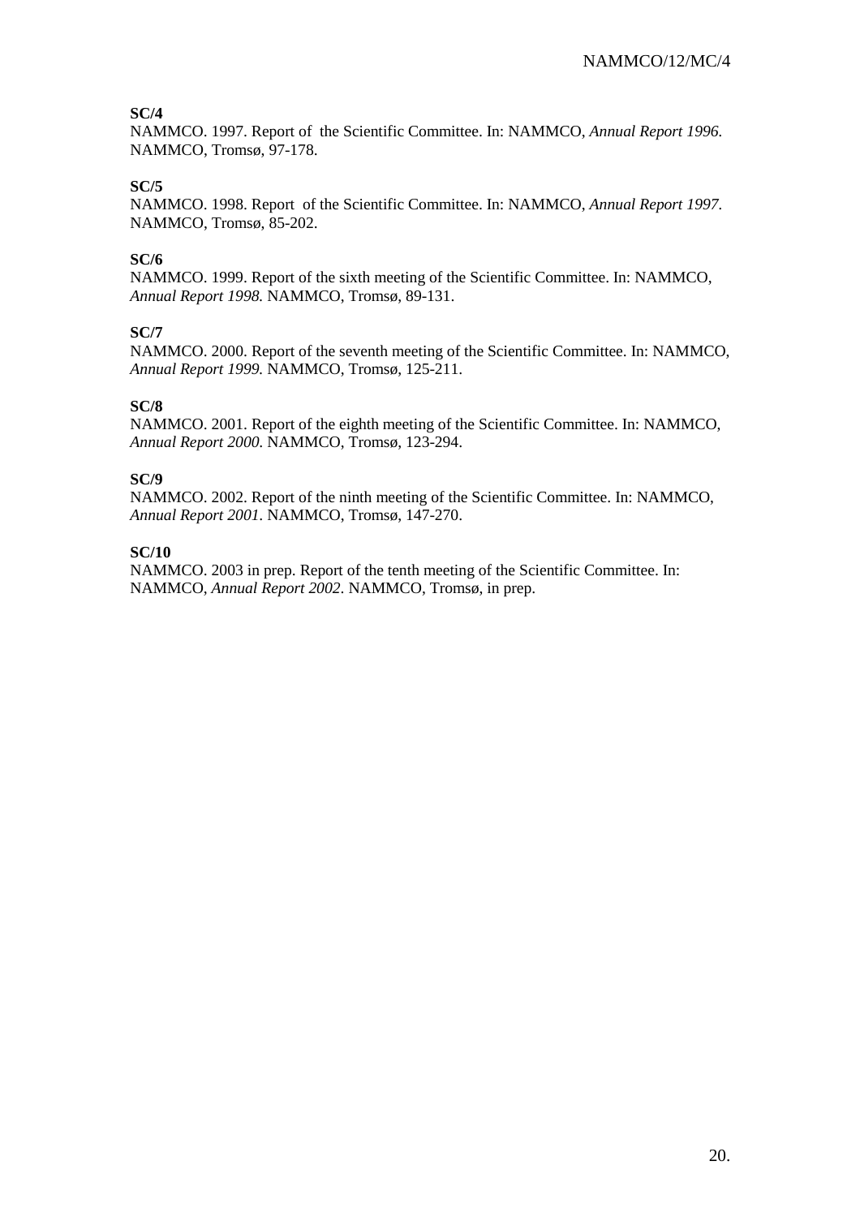**SC/4**
NAMMCO. 1997. Report of the Scientific Committee. In: NAMMCO, *Annual Report 1996.* NAMMCO, Tromsø, 97-178.

**SC/5**
NAMMCO. 1998. Report of the Scientific Committee. In: NAMMCO, *Annual Report 1997.* NAMMCO, Tromsø, 85-202.

**SC/6**
NAMMCO. 1999. Report of the sixth meeting of the Scientific Committee. In: NAMMCO, *Annual Report 1998.* NAMMCO, Tromsø, 89-131.

**SC/7**
NAMMCO. 2000. Report of the seventh meeting of the Scientific Committee. In: NAMMCO, *Annual Report 1999.* NAMMCO, Tromsø, 125-211.

**SC/8**
NAMMCO. 2001. Report of the eighth meeting of the Scientific Committee. In: NAMMCO, *Annual Report 2000.* NAMMCO, Tromsø, 123-294.

**SC/9**
NAMMCO. 2002. Report of the ninth meeting of the Scientific Committee. In: NAMMCO, *Annual Report 2001.* NAMMCO, Tromsø, 147-270.

**SC/10**
NAMMCO. 2003 in prep. Report of the tenth meeting of the Scientific Committee. In: NAMMCO, *Annual Report 2002.* NAMMCO, Tromsø, in prep.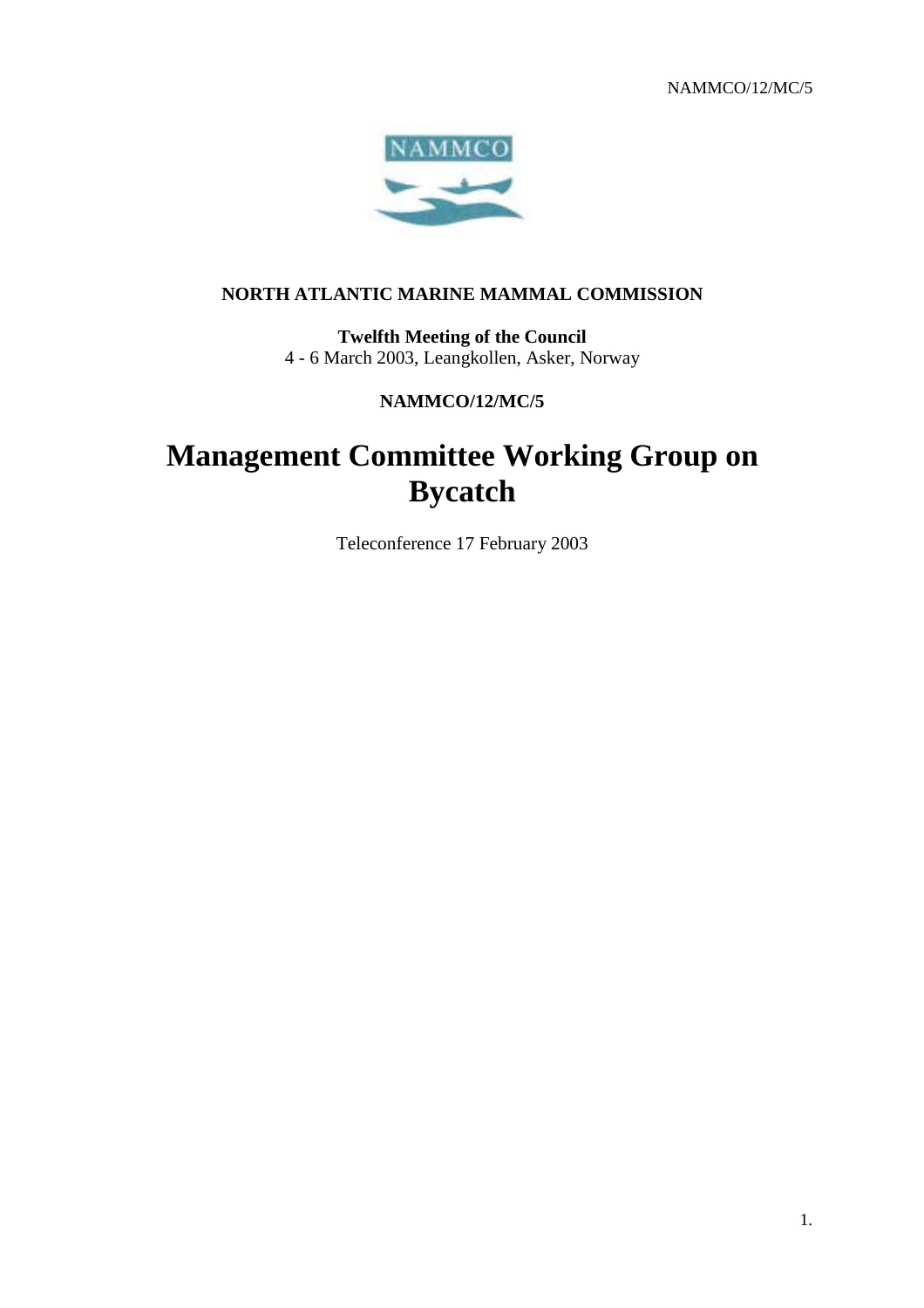NAMMCO/12/MC/5

**NORTH ATLANTIC MARINE MAMMAL COMMISSION**

**Twelfth Meeting of the Council**
4 - 6 March 2003, Leangkollen, Asker, Norway

**NAMMCO/12/MC/5**

# Management Committee Working Group on Bycatch

Teleconference 17 February 2003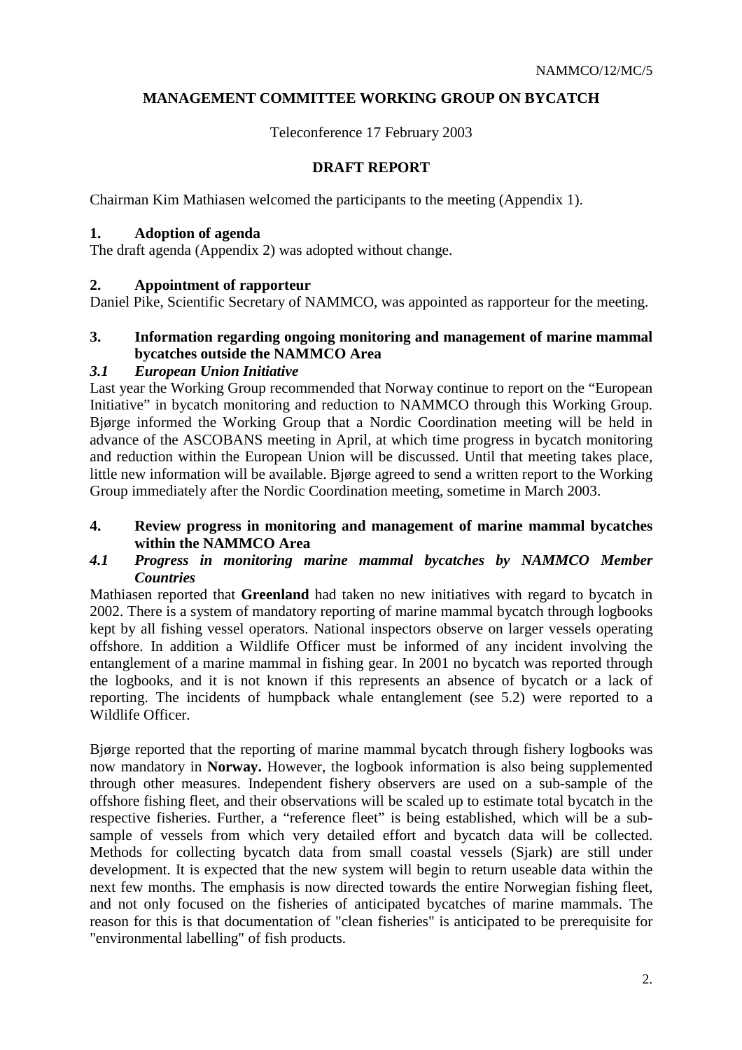NAMMCO/12/MC/5

**MANAGEMENT COMMITTEE WORKING GROUP ON BYCATCH**

Teleconference 17 February 2003

**DRAFT REPORT**

Chairman Kim Mathiasen welcomed the participants to the meeting (Appendix 1).

### 1. Adoption of agenda

The draft agenda (Appendix 2) was adopted without change.

### 2. Appointment of rapporteur

Daniel Pike, Scientific Secretary of NAMMCO, was appointed as rapporteur for the meeting.

### 3. Information regarding ongoing monitoring and management of marine mammal bycatches outside the NAMMCO Area

#### *3.1 European Union Initiative*

Last year the Working Group recommended that Norway continue to report on the "European Initiative" in bycatch monitoring and reduction to NAMMCO through this Working Group. Bjørge informed the Working Group that a Nordic Coordination meeting will be held in advance of the ASCOBANS meeting in April, at which time progress in bycatch monitoring and reduction within the European Union will be discussed. Until that meeting takes place, little new information will be available. Bjørge agreed to send a written report to the Working Group immediately after the Nordic Coordination meeting, sometime in March 2003.

### 4. Review progress in monitoring and management of marine mammal bycatches within the NAMMCO Area

#### *4.1 Progress in monitoring marine mammal bycatches by NAMMCO Member Countries*

Mathiasen reported that **Greenland** had taken no new initiatives with regard to bycatch in 2002. There is a system of mandatory reporting of marine mammal bycatch through logbooks kept by all fishing vessel operators. National inspectors observe on larger vessels operating offshore. In addition a Wildlife Officer must be informed of any incident involving the entanglement of a marine mammal in fishing gear. In 2001 no bycatch was reported through the logbooks, and it is not known if this represents an absence of bycatch or a lack of reporting. The incidents of humpback whale entanglement (see 5.2) were reported to a Wildlife Officer.

Bjørge reported that the reporting of marine mammal bycatch through fishery logbooks was now mandatory in **Norway.** However, the logbook information is also being supplemented through other measures. Independent fishery observers are used on a sub-sample of the offshore fishing fleet, and their observations will be scaled up to estimate total bycatch in the respective fisheries. Further, a "reference fleet" is being established, which will be a sub-sample of vessels from which very detailed effort and bycatch data will be collected. Methods for collecting bycatch data from small coastal vessels (Sjark) are still under development. It is expected that the new system will begin to return useable data within the next few months. The emphasis is now directed towards the entire Norwegian fishing fleet, and not only focused on the fisheries of anticipated bycatches of marine mammals. The reason for this is that documentation of "clean fisheries" is anticipated to be prerequisite for "environmental labelling" of fish products.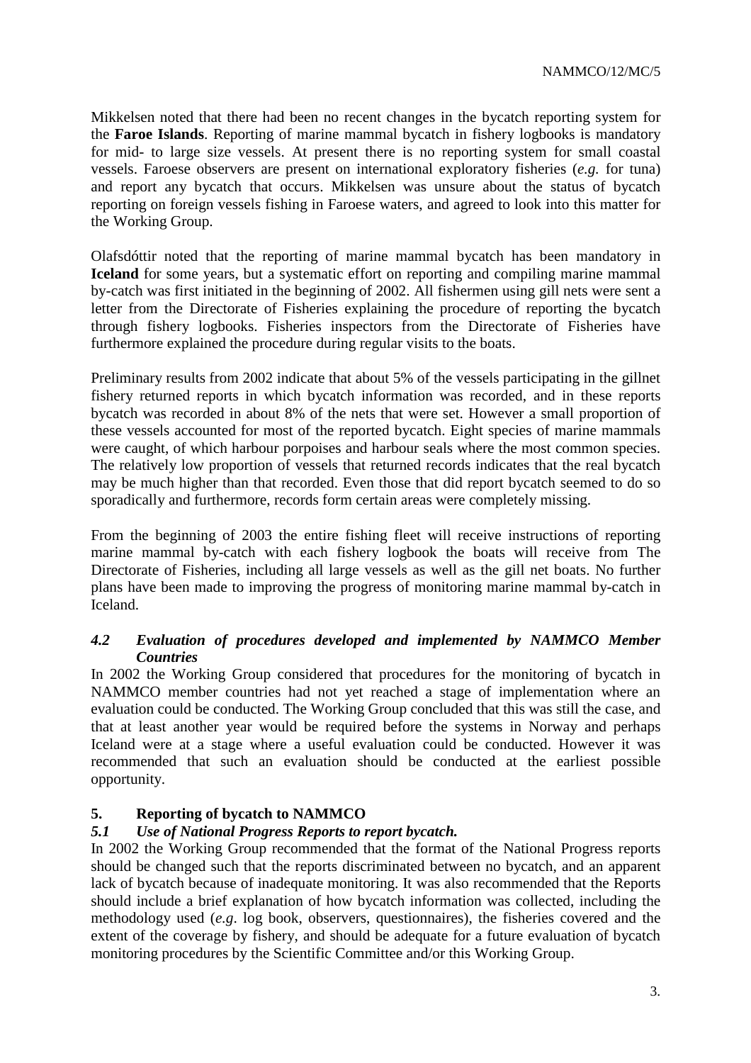Mikkelsen noted that there had been no recent changes in the bycatch reporting system for the **Faroe Islands**. Reporting of marine mammal bycatch in fishery logbooks is mandatory for mid- to large size vessels. At present there is no reporting system for small coastal vessels. Faroese observers are present on international exploratory fisheries (*e.g.* for tuna) and report any bycatch that occurs. Mikkelsen was unsure about the status of bycatch reporting on foreign vessels fishing in Faroese waters, and agreed to look into this matter for the Working Group.

Olafsdóttir noted that the reporting of marine mammal bycatch has been mandatory in **Iceland** for some years, but a systematic effort on reporting and compiling marine mammal by-catch was first initiated in the beginning of 2002. All fishermen using gill nets were sent a letter from the Directorate of Fisheries explaining the procedure of reporting the bycatch through fishery logbooks. Fisheries inspectors from the Directorate of Fisheries have furthermore explained the procedure during regular visits to the boats.

Preliminary results from 2002 indicate that about 5% of the vessels participating in the gillnet fishery returned reports in which bycatch information was recorded, and in these reports bycatch was recorded in about 8% of the nets that were set. However a small proportion of these vessels accounted for most of the reported bycatch. Eight species of marine mammals were caught, of which harbour porpoises and harbour seals where the most common species. The relatively low proportion of vessels that returned records indicates that the real bycatch may be much higher than that recorded. Even those that did report bycatch seemed to do so sporadically and furthermore, records form certain areas were completely missing.

From the beginning of 2003 the entire fishing fleet will receive instructions of reporting marine mammal by-catch with each fishery logbook the boats will receive from The Directorate of Fisheries, including all large vessels as well as the gill net boats. No further plans have been made to improving the progress of monitoring marine mammal by-catch in Iceland.

### *4.2 Evaluation of procedures developed and implemented by NAMMCO Member Countries*

In 2002 the Working Group considered that procedures for the monitoring of bycatch in NAMMCO member countries had not yet reached a stage of implementation where an evaluation could be conducted. The Working Group concluded that this was still the case, and that at least another year would be required before the systems in Norway and perhaps Iceland were at a stage where a useful evaluation could be conducted. However it was recommended that such an evaluation should be conducted at the earliest possible opportunity.

## 5. Reporting of bycatch to NAMMCO

### *5.1 Use of National Progress Reports to report bycatch.*

In 2002 the Working Group recommended that the format of the National Progress reports should be changed such that the reports discriminated between no bycatch, and an apparent lack of bycatch because of inadequate monitoring. It was also recommended that the Reports should include a brief explanation of how bycatch information was collected, including the methodology used (*e.g*. log book, observers, questionnaires), the fisheries covered and the extent of the coverage by fishery, and should be adequate for a future evaluation of bycatch monitoring procedures by the Scientific Committee and/or this Working Group.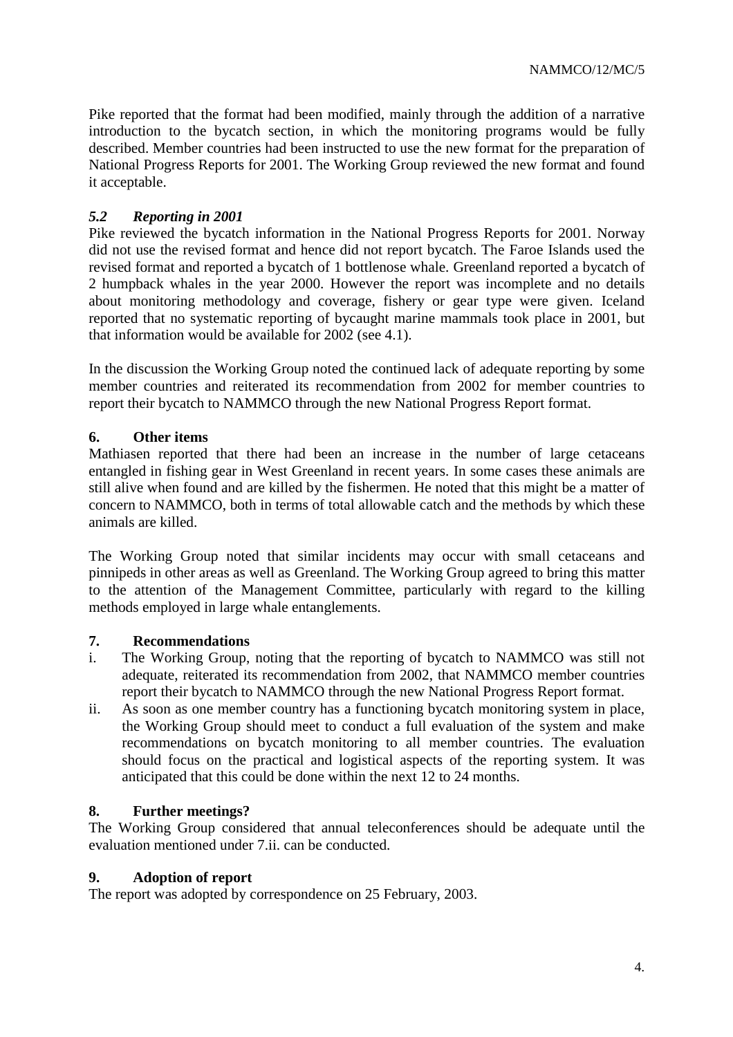Pike reported that the format had been modified, mainly through the addition of a narrative introduction to the bycatch section, in which the monitoring programs would be fully described. Member countries had been instructed to use the new format for the preparation of National Progress Reports for 2001. The Working Group reviewed the new format and found it acceptable.

### *5.2 Reporting in 2001*

Pike reviewed the bycatch information in the National Progress Reports for 2001. Norway did not use the revised format and hence did not report bycatch. The Faroe Islands used the revised format and reported a bycatch of 1 bottlenose whale. Greenland reported a bycatch of 2 humpback whales in the year 2000. However the report was incomplete and no details about monitoring methodology and coverage, fishery or gear type were given. Iceland reported that no systematic reporting of bycaught marine mammals took place in 2001, but that information would be available for 2002 (see 4.1).

In the discussion the Working Group noted the continued lack of adequate reporting by some member countries and reiterated its recommendation from 2002 for member countries to report their bycatch to NAMMCO through the new National Progress Report format.

## 6. Other items

Mathiasen reported that there had been an increase in the number of large cetaceans entangled in fishing gear in West Greenland in recent years. In some cases these animals are still alive when found and are killed by the fishermen. He noted that this might be a matter of concern to NAMMCO, both in terms of total allowable catch and the methods by which these animals are killed.

The Working Group noted that similar incidents may occur with small cetaceans and pinnipeds in other areas as well as Greenland. The Working Group agreed to bring this matter to the attention of the Management Committee, particularly with regard to the killing methods employed in large whale entanglements.

## 7. Recommendations

i. The Working Group, noting that the reporting of bycatch to NAMMCO was still not adequate, reiterated its recommendation from 2002, that NAMMCO member countries report their bycatch to NAMMCO through the new National Progress Report format.

ii. As soon as one member country has a functioning bycatch monitoring system in place, the Working Group should meet to conduct a full evaluation of the system and make recommendations on bycatch monitoring to all member countries. The evaluation should focus on the practical and logistical aspects of the reporting system. It was anticipated that this could be done within the next 12 to 24 months.

## 8. Further meetings?

The Working Group considered that annual teleconferences should be adequate until the evaluation mentioned under 7.ii. can be conducted.

## 9. Adoption of report

The report was adopted by correspondence on 25 February, 2003.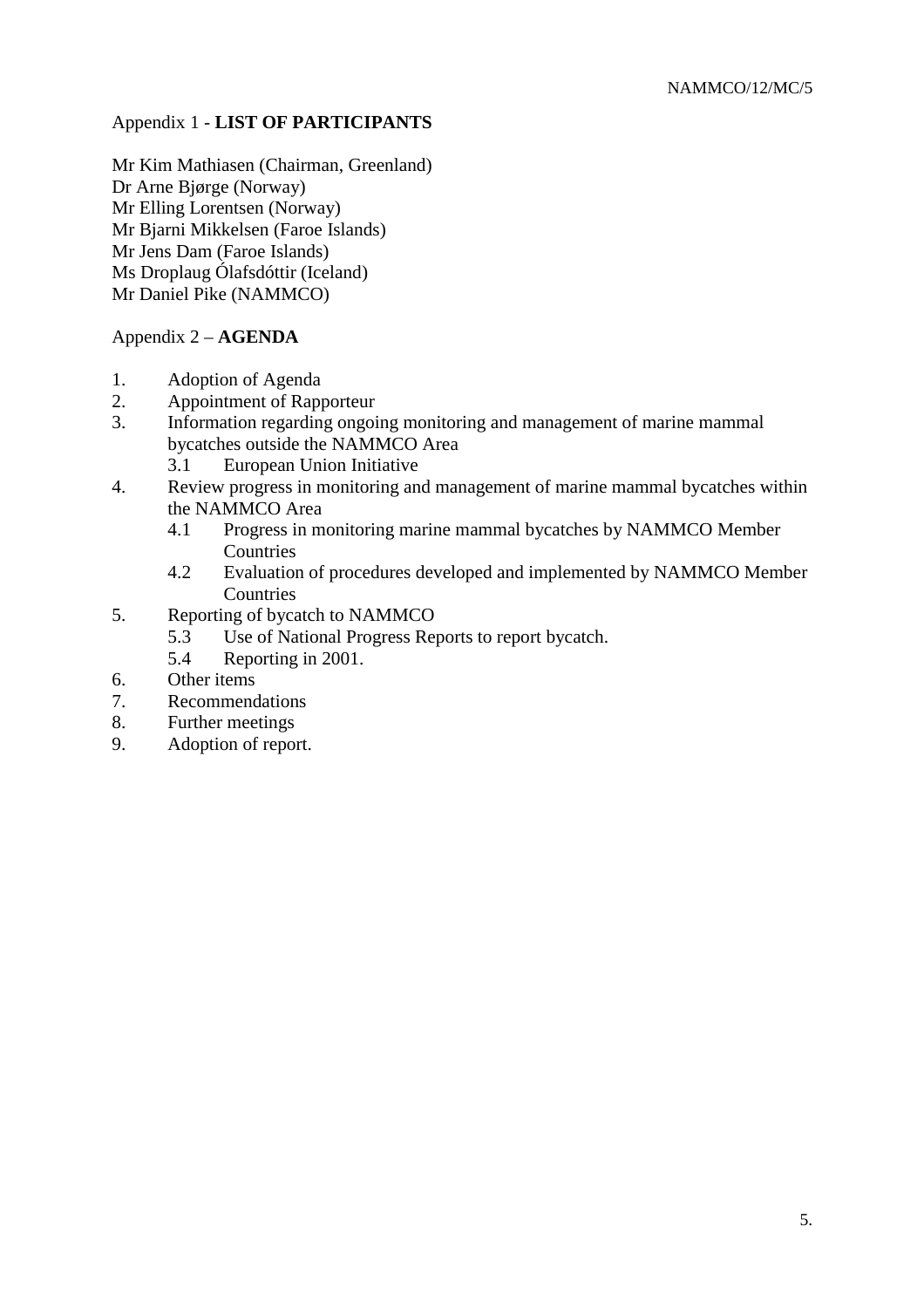Appendix 1 - **LIST OF PARTICIPANTS**

Mr Kim Mathiasen (Chairman, Greenland)
Dr Arne Bjørge (Norway)
Mr Elling Lorentsen (Norway)
Mr Bjarni Mikkelsen (Faroe Islands)
Mr Jens Dam (Faroe Islands)
Ms Droplaug Ólafsdóttir (Iceland)
Mr Daniel Pike (NAMMCO)

Appendix 2 – **AGENDA**

1. Adoption of Agenda
2. Appointment of Rapporteur
3. Information regarding ongoing monitoring and management of marine mammal bycatches outside the NAMMCO Area
   - 3.1 European Union Initiative
4. Review progress in monitoring and management of marine mammal bycatches within the NAMMCO Area
   - 4.1 Progress in monitoring marine mammal bycatches by NAMMCO Member Countries
   - 4.2 Evaluation of procedures developed and implemented by NAMMCO Member Countries
5. Reporting of bycatch to NAMMCO
   - 5.3 Use of National Progress Reports to report bycatch.
   - 5.4 Reporting in 2001.
6. Other items
7. Recommendations
8. Further meetings
9. Adoption of report.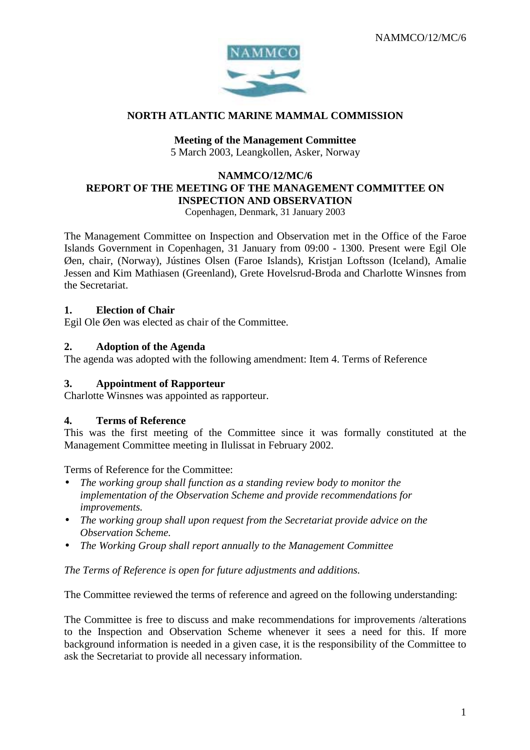NAMMCO/12/MC/6

**NORTH ATLANTIC MARINE MAMMAL COMMISSION**

**Meeting of the Management Committee**
5 March 2003, Leangkollen, Asker, Norway

**NAMMCO/12/MC/6**
**REPORT OF THE MEETING OF THE MANAGEMENT COMMITTEE ON INSPECTION AND OBSERVATION**
Copenhagen, Denmark, 31 January 2003

The Management Committee on Inspection and Observation met in the Office of the Faroe Islands Government in Copenhagen, 31 January from 09:00 - 1300. Present were Egil Ole Øen, chair, (Norway), Jústines Olsen (Faroe Islands), Kristjan Loftsson (Iceland), Amalie Jessen and Kim Mathiasen (Greenland), Grete Hovelsrud-Broda and Charlotte Winsnes from the Secretariat.

## 1. Election of Chair

Egil Ole Øen was elected as chair of the Committee.

## 2. Adoption of the Agenda

The agenda was adopted with the following amendment: Item 4. Terms of Reference

## 3. Appointment of Rapporteur

Charlotte Winsnes was appointed as rapporteur.

## 4. Terms of Reference

This was the first meeting of the Committee since it was formally constituted at the Management Committee meeting in Ilulissat in February 2002.

Terms of Reference for the Committee:

- *The working group shall function as a standing review body to monitor the implementation of the Observation Scheme and provide recommendations for improvements.*
- *The working group shall upon request from the Secretariat provide advice on the Observation Scheme.*
- *The Working Group shall report annually to the Management Committee*

*The Terms of Reference is open for future adjustments and additions.*

The Committee reviewed the terms of reference and agreed on the following understanding:

The Committee is free to discuss and make recommendations for improvements /alterations to the Inspection and Observation Scheme whenever it sees a need for this. If more background information is needed in a given case, it is the responsibility of the Committee to ask the Secretariat to provide all necessary information.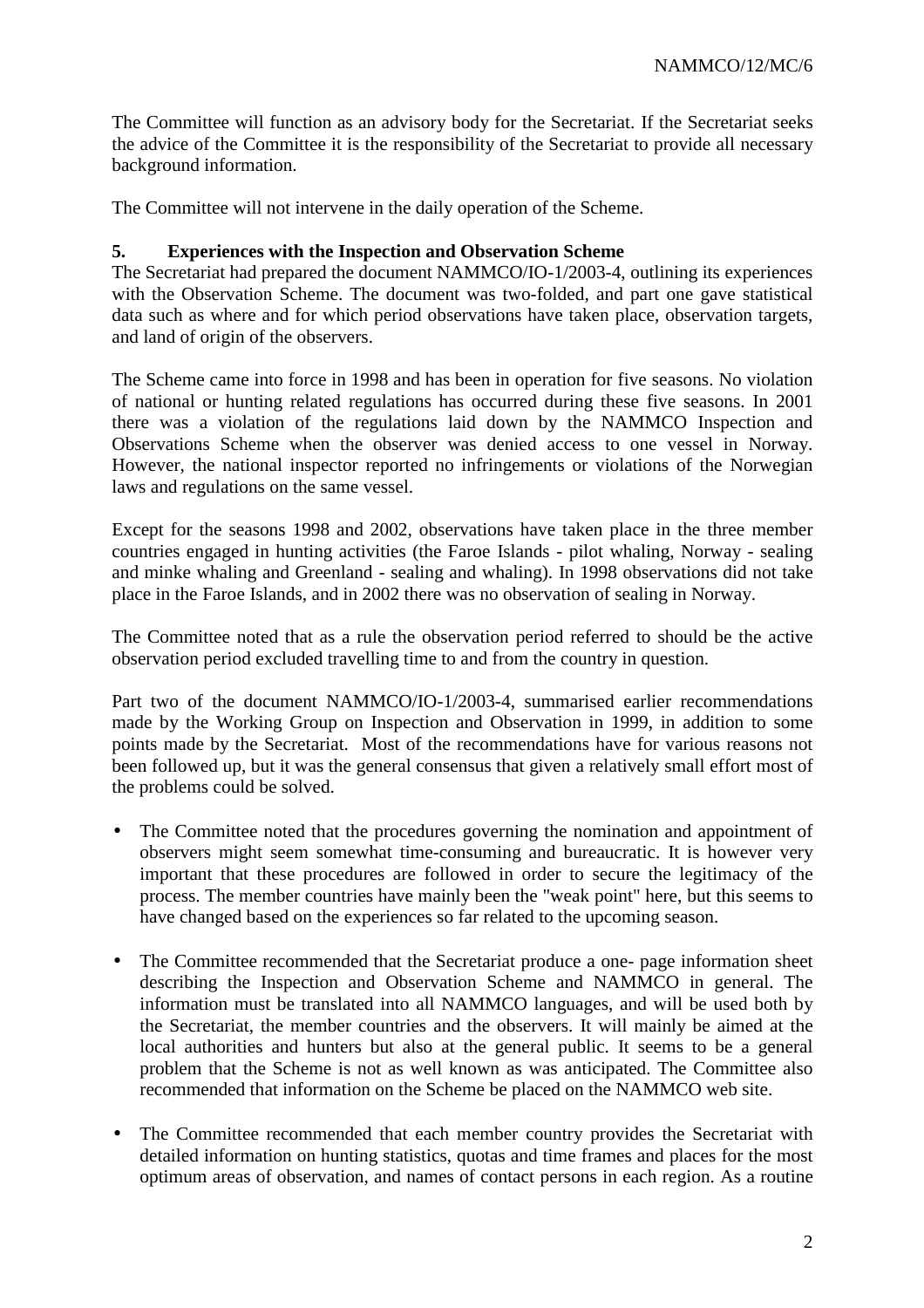The Committee will function as an advisory body for the Secretariat. If the Secretariat seeks the advice of the Committee it is the responsibility of the Secretariat to provide all necessary background information.

The Committee will not intervene in the daily operation of the Scheme.

**5. Experiences with the Inspection and Observation Scheme**

The Secretariat had prepared the document NAMMCO/IO-1/2003-4, outlining its experiences with the Observation Scheme. The document was two-folded, and part one gave statistical data such as where and for which period observations have taken place, observation targets, and land of origin of the observers.

The Scheme came into force in 1998 and has been in operation for five seasons. No violation of national or hunting related regulations has occurred during these five seasons. In 2001 there was a violation of the regulations laid down by the NAMMCO Inspection and Observations Scheme when the observer was denied access to one vessel in Norway. However, the national inspector reported no infringements or violations of the Norwegian laws and regulations on the same vessel.

Except for the seasons 1998 and 2002, observations have taken place in the three member countries engaged in hunting activities (the Faroe Islands - pilot whaling, Norway - sealing and minke whaling and Greenland - sealing and whaling). In 1998 observations did not take place in the Faroe Islands, and in 2002 there was no observation of sealing in Norway.

The Committee noted that as a rule the observation period referred to should be the active observation period excluded travelling time to and from the country in question.

Part two of the document NAMMCO/IO-1/2003-4, summarised earlier recommendations made by the Working Group on Inspection and Observation in 1999, in addition to some points made by the Secretariat. Most of the recommendations have for various reasons not been followed up, but it was the general consensus that given a relatively small effort most of the problems could be solved.

- The Committee noted that the procedures governing the nomination and appointment of observers might seem somewhat time-consuming and bureaucratic. It is however very important that these procedures are followed in order to secure the legitimacy of the process. The member countries have mainly been the "weak point" here, but this seems to have changed based on the experiences so far related to the upcoming season.

- The Committee recommended that the Secretariat produce a one- page information sheet describing the Inspection and Observation Scheme and NAMMCO in general. The information must be translated into all NAMMCO languages, and will be used both by the Secretariat, the member countries and the observers. It will mainly be aimed at the local authorities and hunters but also at the general public. It seems to be a general problem that the Scheme is not as well known as was anticipated. The Committee also recommended that information on the Scheme be placed on the NAMMCO web site.

- The Committee recommended that each member country provides the Secretariat with detailed information on hunting statistics, quotas and time frames and places for the most optimum areas of observation, and names of contact persons in each region. As a routine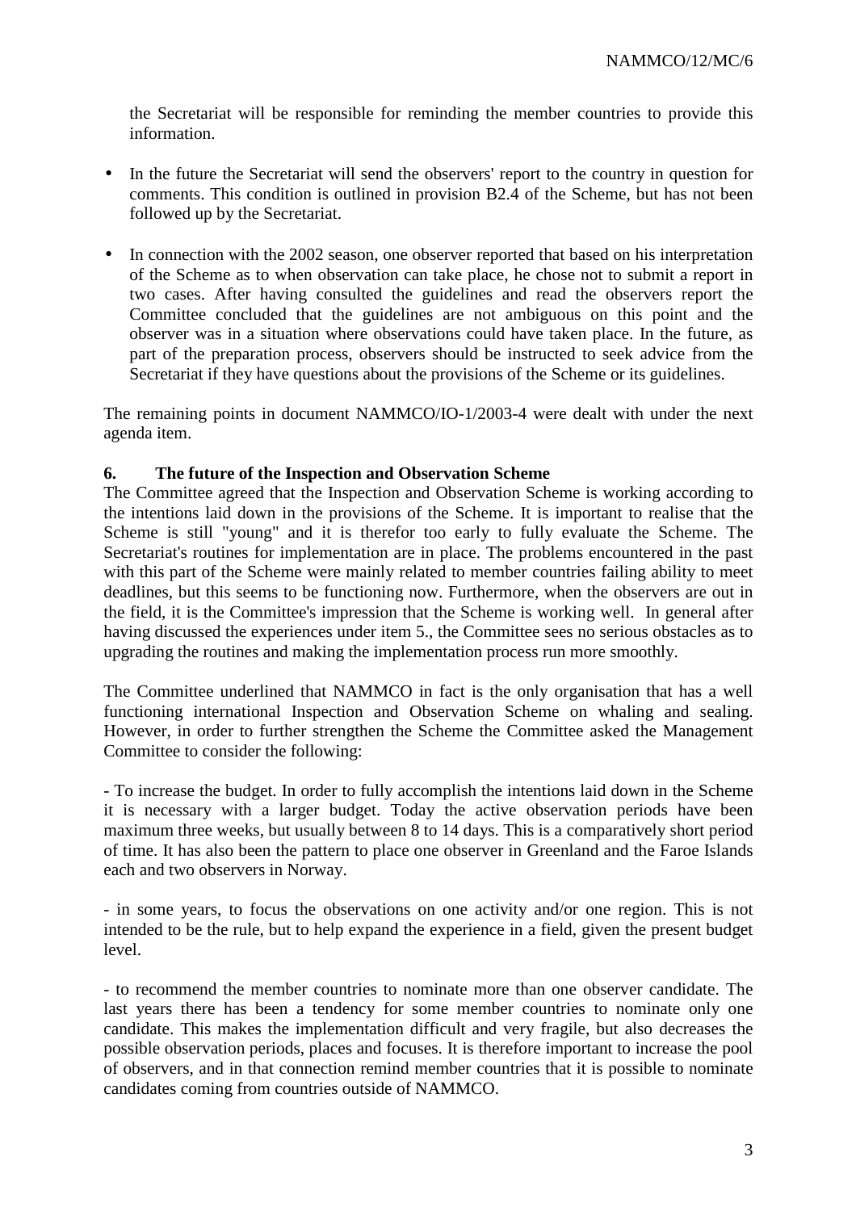the Secretariat will be responsible for reminding the member countries to provide this information.

- In the future the Secretariat will send the observers' report to the country in question for comments. This condition is outlined in provision B2.4 of the Scheme, but has not been followed up by the Secretariat.

- In connection with the 2002 season, one observer reported that based on his interpretation of the Scheme as to when observation can take place, he chose not to submit a report in two cases. After having consulted the guidelines and read the observers report the Committee concluded that the guidelines are not ambiguous on this point and the observer was in a situation where observations could have taken place. In the future, as part of the preparation process, observers should be instructed to seek advice from the Secretariat if they have questions about the provisions of the Scheme or its guidelines.

The remaining points in document NAMMCO/IO-1/2003-4 were dealt with under the next agenda item.

**6. The future of the Inspection and Observation Scheme**

The Committee agreed that the Inspection and Observation Scheme is working according to the intentions laid down in the provisions of the Scheme. It is important to realise that the Scheme is still "young" and it is therefor too early to fully evaluate the Scheme. The Secretariat's routines for implementation are in place. The problems encountered in the past with this part of the Scheme were mainly related to member countries failing ability to meet deadlines, but this seems to be functioning now. Furthermore, when the observers are out in the field, it is the Committee's impression that the Scheme is working well. In general after having discussed the experiences under item 5., the Committee sees no serious obstacles as to upgrading the routines and making the implementation process run more smoothly.

The Committee underlined that NAMMCO in fact is the only organisation that has a well functioning international Inspection and Observation Scheme on whaling and sealing. However, in order to further strengthen the Scheme the Committee asked the Management Committee to consider the following:

- To increase the budget. In order to fully accomplish the intentions laid down in the Scheme it is necessary with a larger budget. Today the active observation periods have been maximum three weeks, but usually between 8 to 14 days. This is a comparatively short period of time. It has also been the pattern to place one observer in Greenland and the Faroe Islands each and two observers in Norway.

- in some years, to focus the observations on one activity and/or one region. This is not intended to be the rule, but to help expand the experience in a field, given the present budget level.

- to recommend the member countries to nominate more than one observer candidate. The last years there has been a tendency for some member countries to nominate only one candidate. This makes the implementation difficult and very fragile, but also decreases the possible observation periods, places and focuses. It is therefore important to increase the pool of observers, and in that connection remind member countries that it is possible to nominate candidates coming from countries outside of NAMMCO.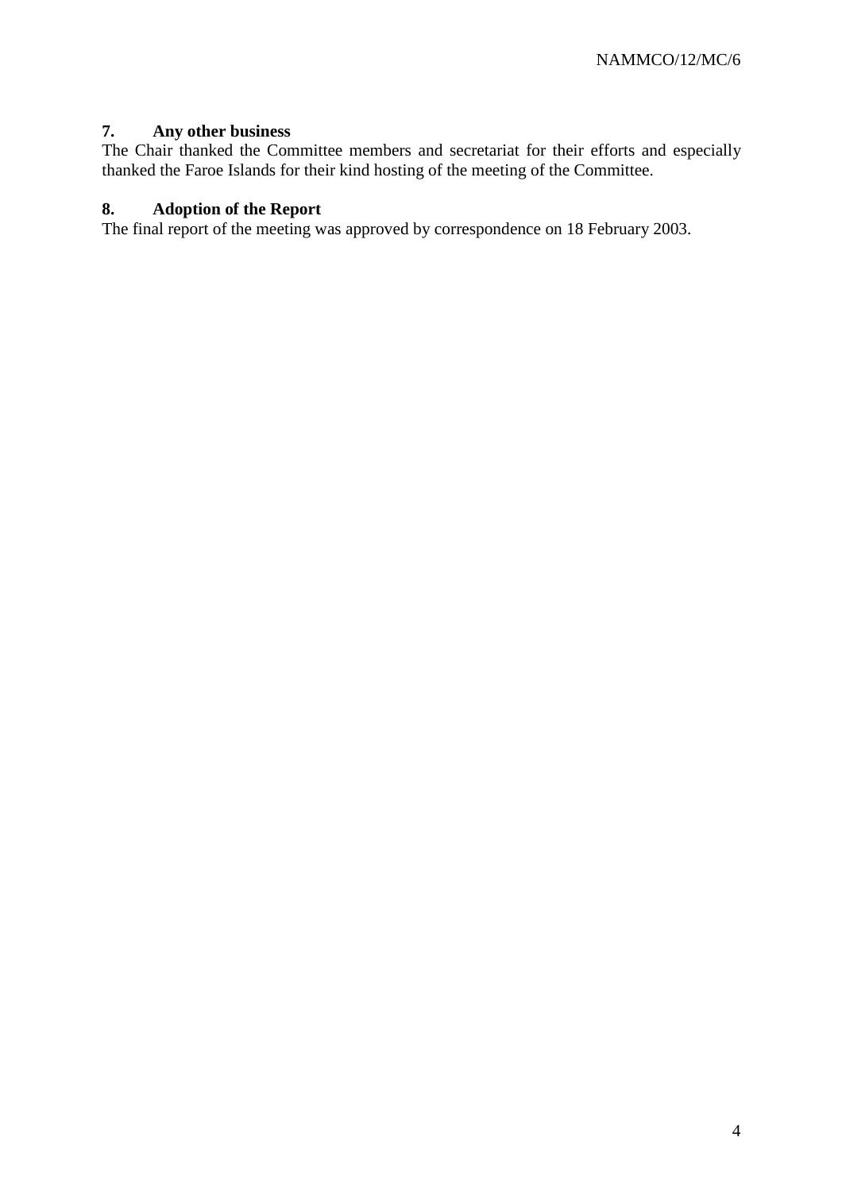## 7. Any other business

The Chair thanked the Committee members and secretariat for their efforts and especially thanked the Faroe Islands for their kind hosting of the meeting of the Committee.

## 8. Adoption of the Report

The final report of the meeting was approved by correspondence on 18 February 2003.